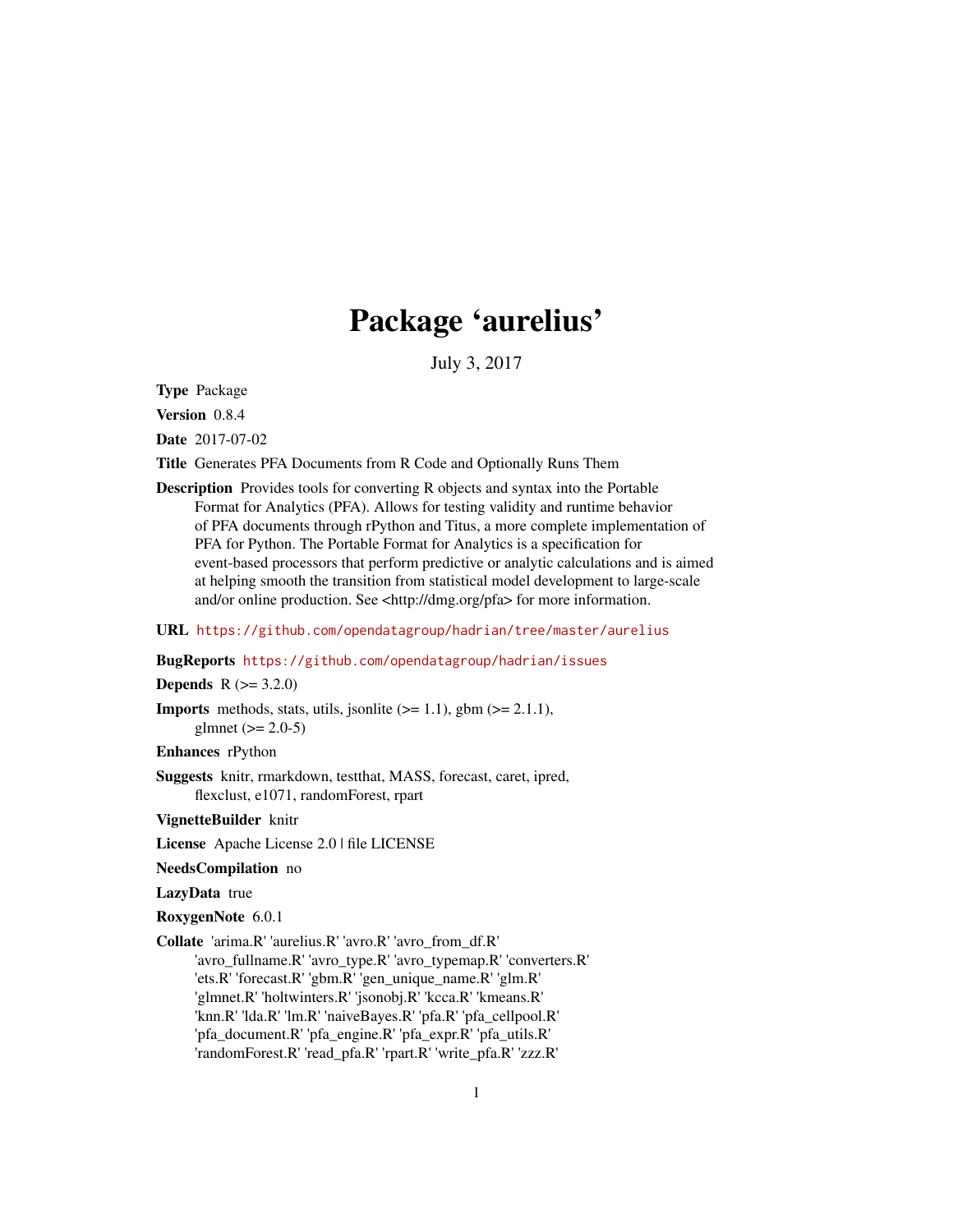# Package 'aurelius'

July 3, 2017

**Type** Package

**Version** 0.8.4

**Date** 2017-07-02

**Title** Generates PFA Documents from R Code and Optionally Runs Them

**Description** Provides tools for converting R objects and syntax into the Portable Format for Analytics (PFA). Allows for testing validity and runtime behavior of PFA documents through rPython and Titus, a more complete implementation of PFA for Python. The Portable Format for Analytics is a specification for event-based processors that perform predictive or analytic calculations and is aimed at helping smooth the transition from statistical model development to large-scale and/or online production. See <http://dmg.org/pfa> for more information.

**URL** https://github.com/opendatagroup/hadrian/tree/master/aurelius

**BugReports** https://github.com/opendatagroup/hadrian/issues

**Depends** R (>= 3.2.0)

**Imports** methods, stats, utils, jsonlite (>= 1.1), gbm (>= 2.1.1), glmnet (>= 2.0-5)

**Enhances** rPython

**Suggests** knitr, rmarkdown, testthat, MASS, forecast, caret, ipred, flexclust, e1071, randomForest, rpart

**VignetteBuilder** knitr

**License** Apache License 2.0 | file LICENSE

**NeedsCompilation** no

**LazyData** true

**RoxygenNote** 6.0.1

**Collate** 'arima.R' 'aurelius.R' 'avro.R' 'avro_from_df.R' 'avro_fullname.R' 'avro_type.R' 'avro_typemap.R' 'converters.R' 'ets.R' 'forecast.R' 'gbm.R' 'gen_unique_name.R' 'glm.R' 'glmnet.R' 'holtwinters.R' 'jsonobj.R' 'kcca.R' 'kmeans.R' 'knn.R' 'lda.R' 'lm.R' 'naiveBayes.R' 'pfa.R' 'pfa_cellpool.R' 'pfa_document.R' 'pfa_engine.R' 'pfa_expr.R' 'pfa_utils.R' 'randomForest.R' 'read_pfa.R' 'rpart.R' 'write_pfa.R' 'zzz.R'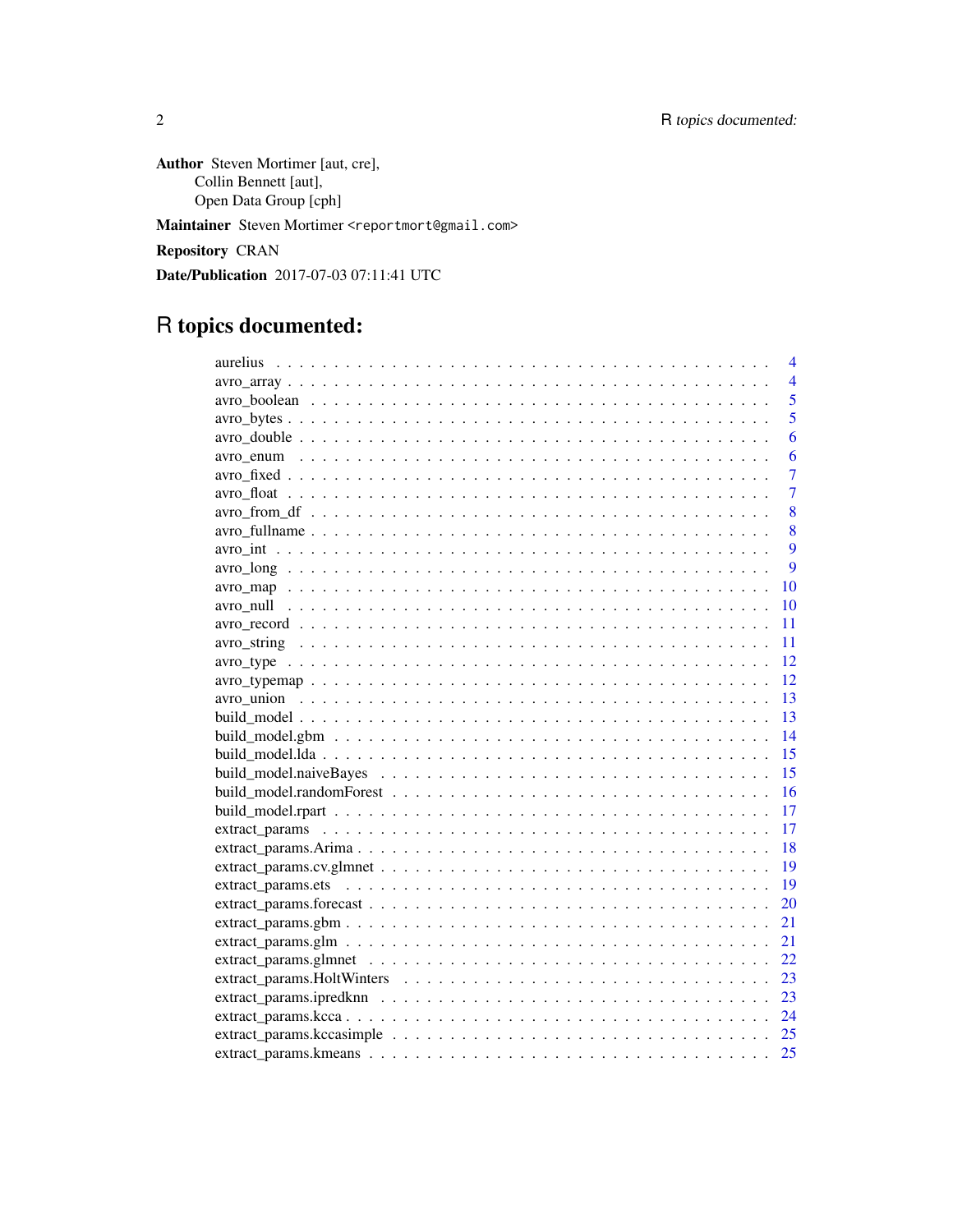**Author** Steven Mortimer [aut, cre],
Collin Bennett [aut],
Open Data Group [cph]

**Maintainer** Steven Mortimer <reportmort@gmail.com>

**Repository** CRAN

**Date/Publication** 2017-07-03 07:11:41 UTC

# R topics documented:

| | |
|---|---|
| aurelius | 4 |
| avro_array | 4 |
| avro_boolean | 5 |
| avro_bytes | 5 |
| avro_double | 6 |
| avro_enum | 6 |
| avro_fixed | 7 |
| avro_float | 7 |
| avro_from_df | 8 |
| avro_fullname | 8 |
| avro_int | 9 |
| avro_long | 9 |
| avro_map | 10 |
| avro_null | 10 |
| avro_record | 11 |
| avro_string | 11 |
| avro_type | 12 |
| avro_typemap | 12 |
| avro_union | 13 |
| build_model | 13 |
| build_model.gbm | 14 |
| build_model.lda | 15 |
| build_model.naiveBayes | 15 |
| build_model.randomForest | 16 |
| build_model.rpart | 17 |
| extract_params | 17 |
| extract_params.Arima | 18 |
| extract_params.cv.glmnet | 19 |
| extract_params.ets | 19 |
| extract_params.forecast | 20 |
| extract_params.gbm | 21 |
| extract_params.glm | 21 |
| extract_params.glmnet | 22 |
| extract_params.HoltWinters | 23 |
| extract_params.ipredknn | 23 |
| extract_params.kcca | 24 |
| extract_params.kccasimple | 25 |
| extract_params.kmeans | 25 |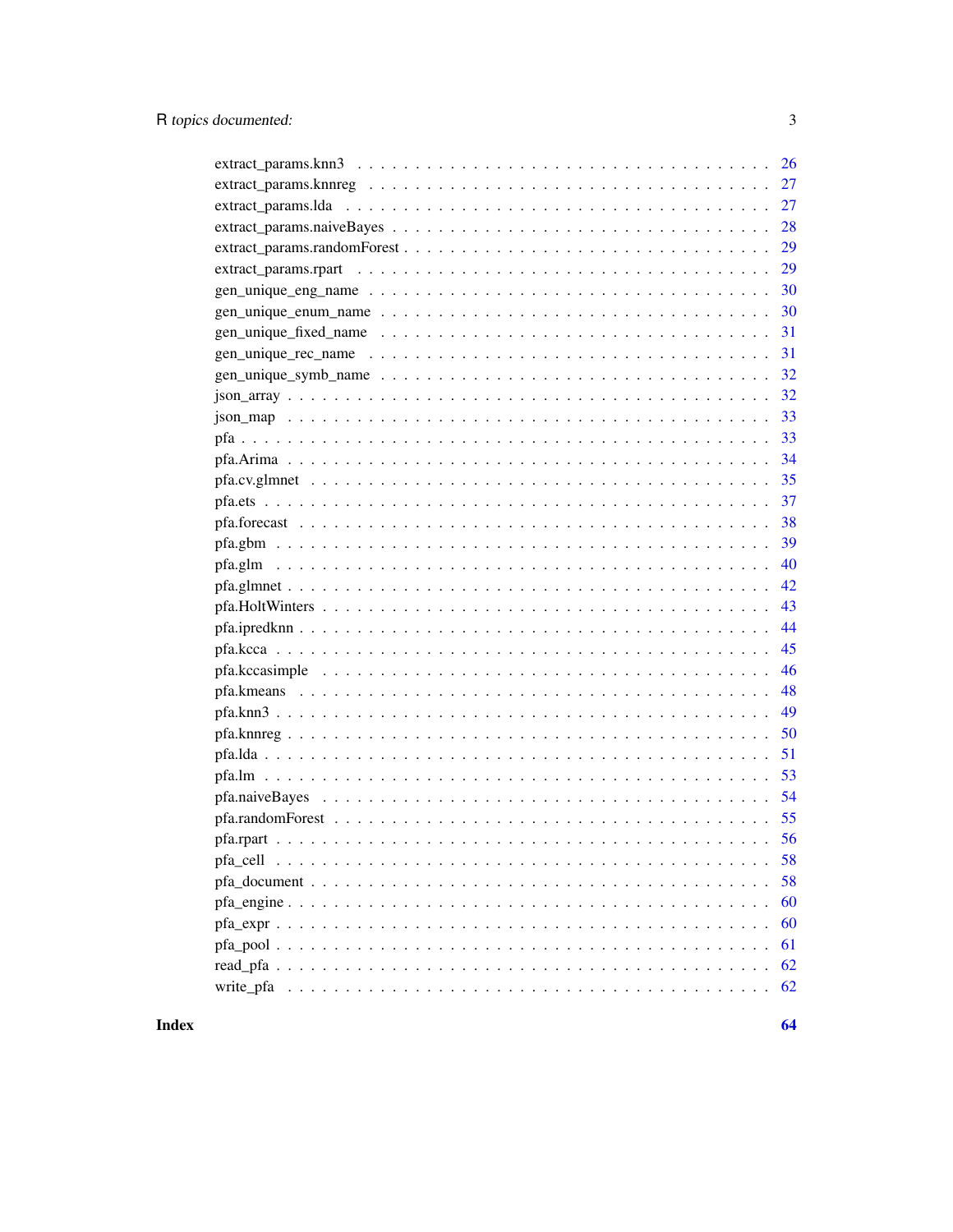extract_params.knn3 . . . . . . . . . . . . . . . . . . . . . . . . . . . . . . . . . . 26
extract_params.knnreg . . . . . . . . . . . . . . . . . . . . . . . . . . . . . . . . . 27
extract_params.lda . . . . . . . . . . . . . . . . . . . . . . . . . . . . . . . . . . . 27
extract_params.naiveBayes . . . . . . . . . . . . . . . . . . . . . . . . . . . . . . . 28
extract_params.randomForest . . . . . . . . . . . . . . . . . . . . . . . . . . . . . . 29
extract_params.rpart . . . . . . . . . . . . . . . . . . . . . . . . . . . . . . . . . . 29
gen_unique_eng_name . . . . . . . . . . . . . . . . . . . . . . . . . . . . . . . . . . 30
gen_unique_enum_name . . . . . . . . . . . . . . . . . . . . . . . . . . . . . . . . . 30
gen_unique_fixed_name . . . . . . . . . . . . . . . . . . . . . . . . . . . . . . . . . 31
gen_unique_rec_name . . . . . . . . . . . . . . . . . . . . . . . . . . . . . . . . . . 31
gen_unique_symb_name . . . . . . . . . . . . . . . . . . . . . . . . . . . . . . . . . 32
json_array . . . . . . . . . . . . . . . . . . . . . . . . . . . . . . . . . . . . . . . 32
json_map . . . . . . . . . . . . . . . . . . . . . . . . . . . . . . . . . . . . . . . . 33
pfa . . . . . . . . . . . . . . . . . . . . . . . . . . . . . . . . . . . . . . . . . . . 33
pfa.Arima . . . . . . . . . . . . . . . . . . . . . . . . . . . . . . . . . . . . . . . . 34
pfa.cv.glmnet . . . . . . . . . . . . . . . . . . . . . . . . . . . . . . . . . . . . . 35
pfa.ets . . . . . . . . . . . . . . . . . . . . . . . . . . . . . . . . . . . . . . . . . 37
pfa.forecast . . . . . . . . . . . . . . . . . . . . . . . . . . . . . . . . . . . . . . 38
pfa.gbm . . . . . . . . . . . . . . . . . . . . . . . . . . . . . . . . . . . . . . . . . 39
pfa.glm . . . . . . . . . . . . . . . . . . . . . . . . . . . . . . . . . . . . . . . . . 40
pfa.glmnet . . . . . . . . . . . . . . . . . . . . . . . . . . . . . . . . . . . . . . . 42
pfa.HoltWinters . . . . . . . . . . . . . . . . . . . . . . . . . . . . . . . . . . . . 43
pfa.ipredknn . . . . . . . . . . . . . . . . . . . . . . . . . . . . . . . . . . . . . . 44
pfa.kcca . . . . . . . . . . . . . . . . . . . . . . . . . . . . . . . . . . . . . . . . 45
pfa.kccasimple . . . . . . . . . . . . . . . . . . . . . . . . . . . . . . . . . . . . . 46
pfa.kmeans . . . . . . . . . . . . . . . . . . . . . . . . . . . . . . . . . . . . . . . 48
pfa.knn3 . . . . . . . . . . . . . . . . . . . . . . . . . . . . . . . . . . . . . . . . 49
pfa.knnreg . . . . . . . . . . . . . . . . . . . . . . . . . . . . . . . . . . . . . . . 50
pfa.lda . . . . . . . . . . . . . . . . . . . . . . . . . . . . . . . . . . . . . . . . . 51
pfa.lm . . . . . . . . . . . . . . . . . . . . . . . . . . . . . . . . . . . . . . . . . . 53
pfa.naiveBayes . . . . . . . . . . . . . . . . . . . . . . . . . . . . . . . . . . . . . 54
pfa.randomForest . . . . . . . . . . . . . . . . . . . . . . . . . . . . . . . . . . . . 55
pfa.rpart . . . . . . . . . . . . . . . . . . . . . . . . . . . . . . . . . . . . . . . . 56
pfa_cell . . . . . . . . . . . . . . . . . . . . . . . . . . . . . . . . . . . . . . . . 58
pfa_document . . . . . . . . . . . . . . . . . . . . . . . . . . . . . . . . . . . . . . 58
pfa_engine . . . . . . . . . . . . . . . . . . . . . . . . . . . . . . . . . . . . . . . 60
pfa_expr . . . . . . . . . . . . . . . . . . . . . . . . . . . . . . . . . . . . . . . . 60
pfa_pool . . . . . . . . . . . . . . . . . . . . . . . . . . . . . . . . . . . . . . . . 61
read_pfa . . . . . . . . . . . . . . . . . . . . . . . . . . . . . . . . . . . . . . . . 62
write_pfa . . . . . . . . . . . . . . . . . . . . . . . . . . . . . . . . . . . . . . . . 62

**Index** **64**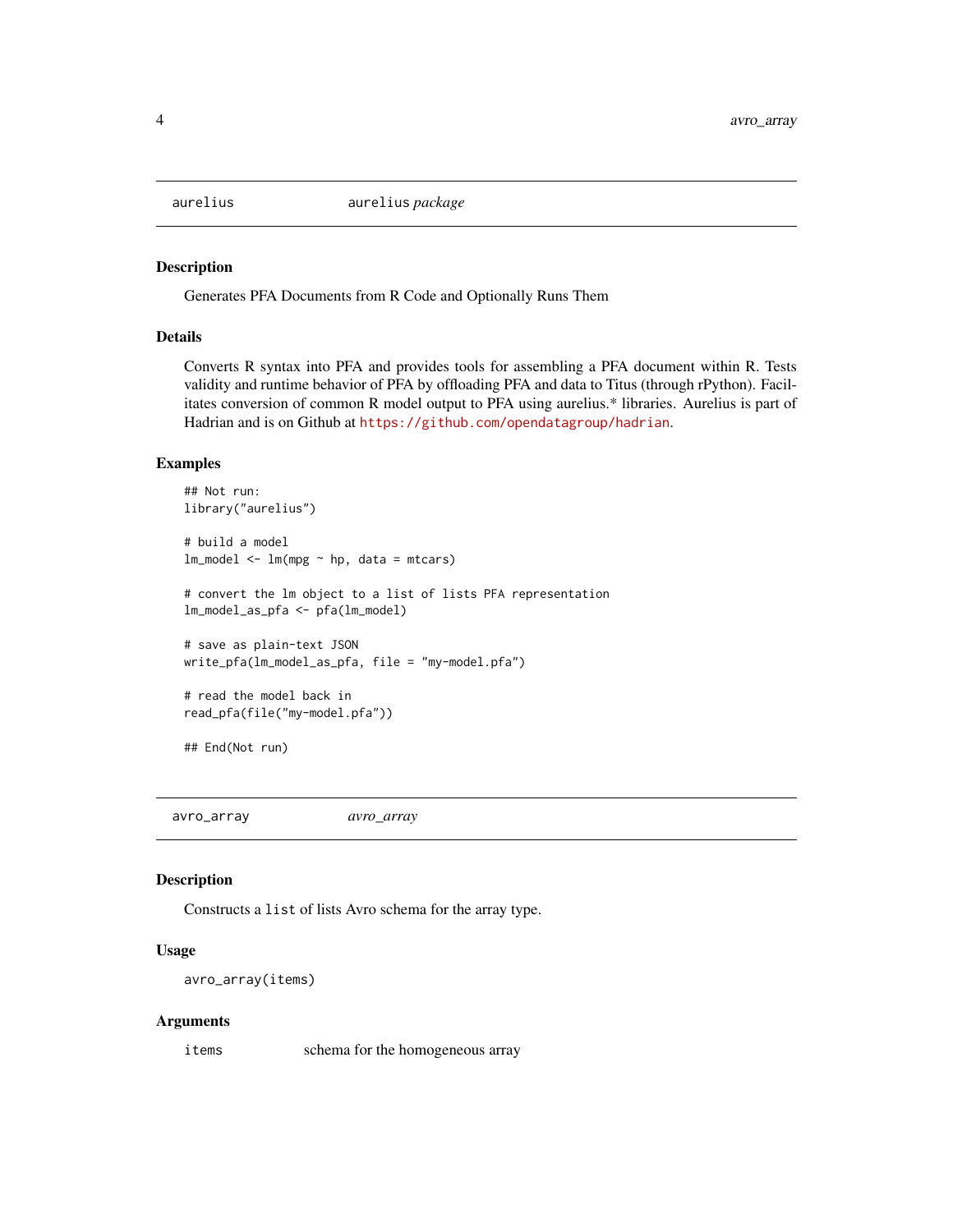## aurelius — aurelius *package*

### Description

Generates PFA Documents from R Code and Optionally Runs Them

### Details

Converts R syntax into PFA and provides tools for assembling a PFA document within R. Tests validity and runtime behavior of PFA by offloading PFA and data to Titus (through rPython). Facilitates conversion of common R model output to PFA using aurelius.* libraries. Aurelius is part of Hadrian and is on Github at https://github.com/opendatagroup/hadrian.

### Examples

```
## Not run:
library("aurelius")

# build a model
lm_model <- lm(mpg ~ hp, data = mtcars)

# convert the lm object to a list of lists PFA representation
lm_model_as_pfa <- pfa(lm_model)

# save as plain-text JSON
write_pfa(lm_model_as_pfa, file = "my-model.pfa")

# read the model back in
read_pfa(file("my-model.pfa"))

## End(Not run)
```

## avro_array — *avro_array*

### Description

Constructs a `list` of lists Avro schema for the array type.

### Usage

```
avro_array(items)
```

### Arguments

| | |
|---|---|
| items | schema for the homogeneous array |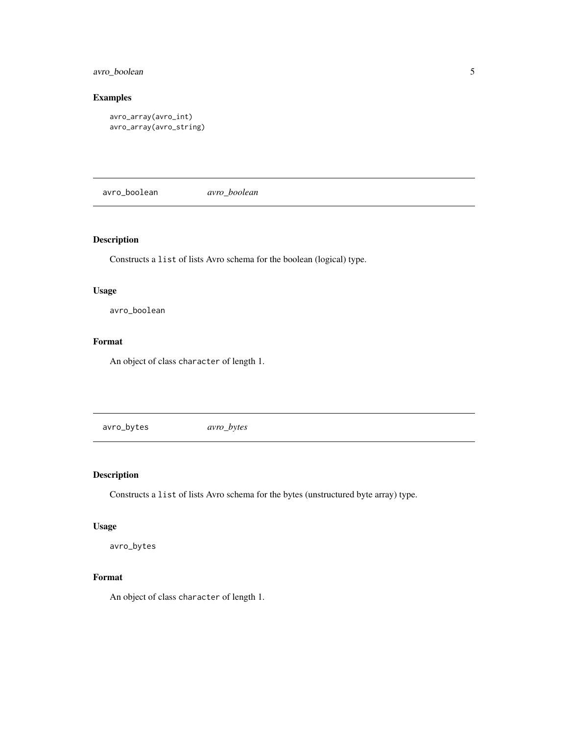### Examples

```
avro_array(avro_int)
avro_array(avro_string)
```

## avro_boolean *avro_boolean*

### Description

Constructs a `list` of lists Avro schema for the boolean (logical) type.

### Usage

```
avro_boolean
```

### Format

An object of class `character` of length 1.

## avro_bytes *avro_bytes*

### Description

Constructs a `list` of lists Avro schema for the bytes (unstructured byte array) type.

### Usage

```
avro_bytes
```

### Format

An object of class `character` of length 1.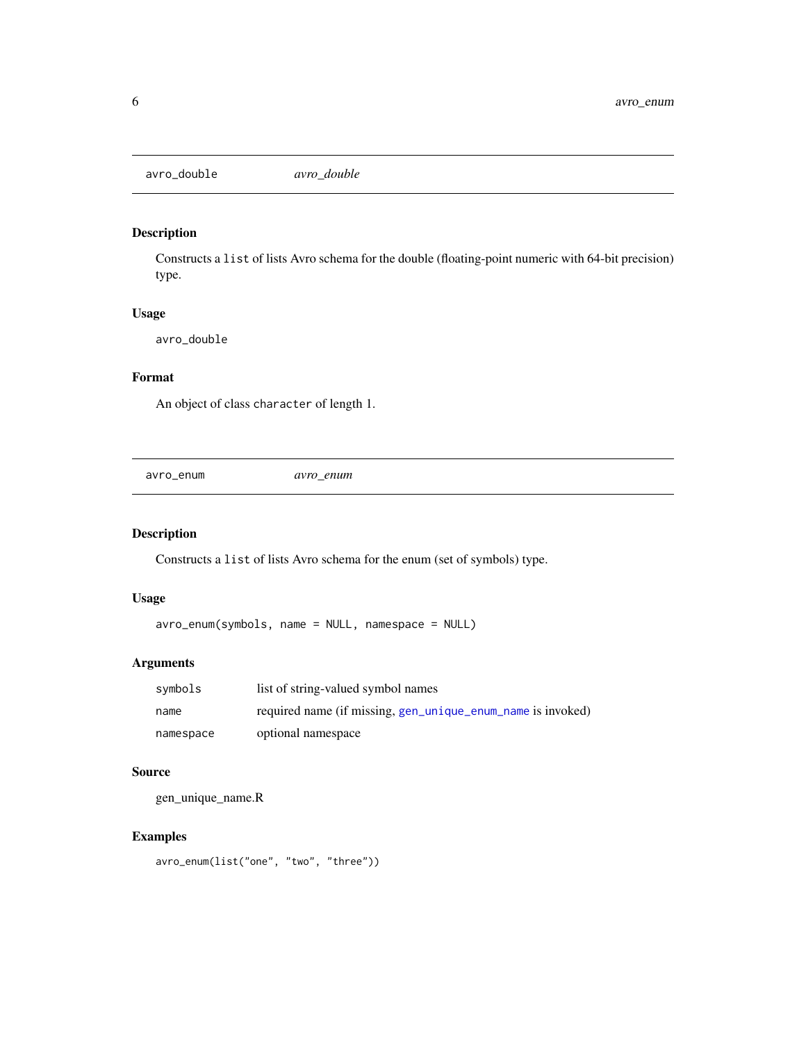## avro_double — *avro_double*

### Description

Constructs a `list` of lists Avro schema for the double (floating-point numeric with 64-bit precision) type.

### Usage

```
avro_double
```

### Format

An object of class `character` of length 1.

## avro_enum — *avro_enum*

### Description

Constructs a `list` of lists Avro schema for the enum (set of symbols) type.

### Usage

```
avro_enum(symbols, name = NULL, namespace = NULL)
```

### Arguments

| | |
|---|---|
| `symbols` | list of string-valued symbol names |
| `name` | required name (if missing, `gen_unique_enum_name` is invoked) |
| `namespace` | optional namespace |

### Source

gen_unique_name.R

### Examples

```
avro_enum(list("one", "two", "three"))
```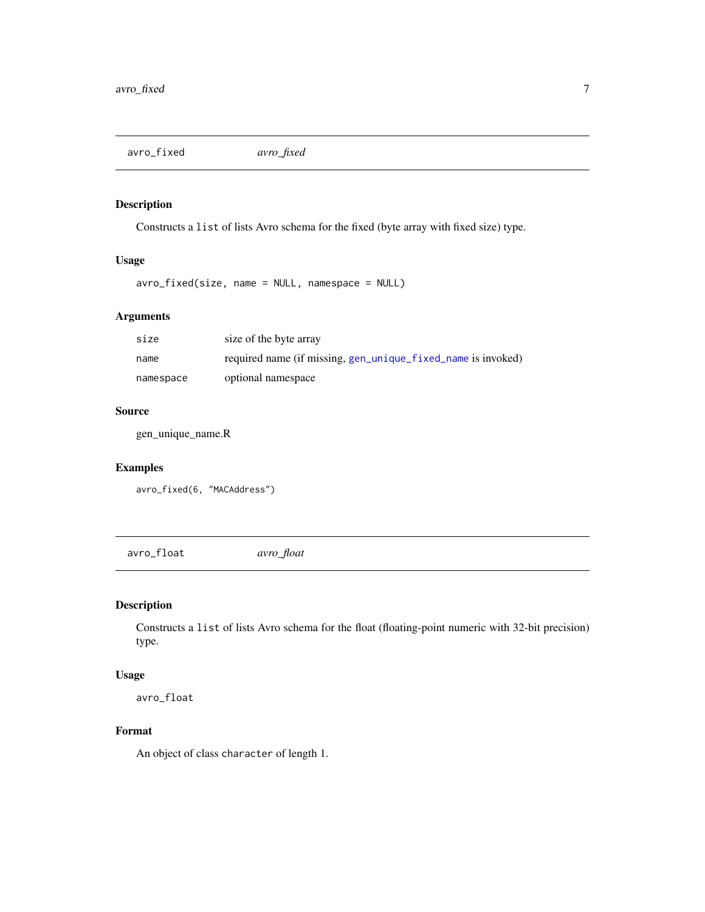## avro_fixed *avro_fixed*

### Description

Constructs a `list` of lists Avro schema for the fixed (byte array with fixed size) type.

### Usage

```
avro_fixed(size, name = NULL, namespace = NULL)
```

### Arguments

| | |
|---|---|
| `size` | size of the byte array |
| `name` | required name (if missing, `gen_unique_fixed_name` is invoked) |
| `namespace` | optional namespace |

### Source

gen_unique_name.R

### Examples

```
avro_fixed(6, "MACAddress")
```

## avro_float *avro_float*

### Description

Constructs a `list` of lists Avro schema for the float (floating-point numeric with 32-bit precision) type.

### Usage

```
avro_float
```

### Format

An object of class `character` of length 1.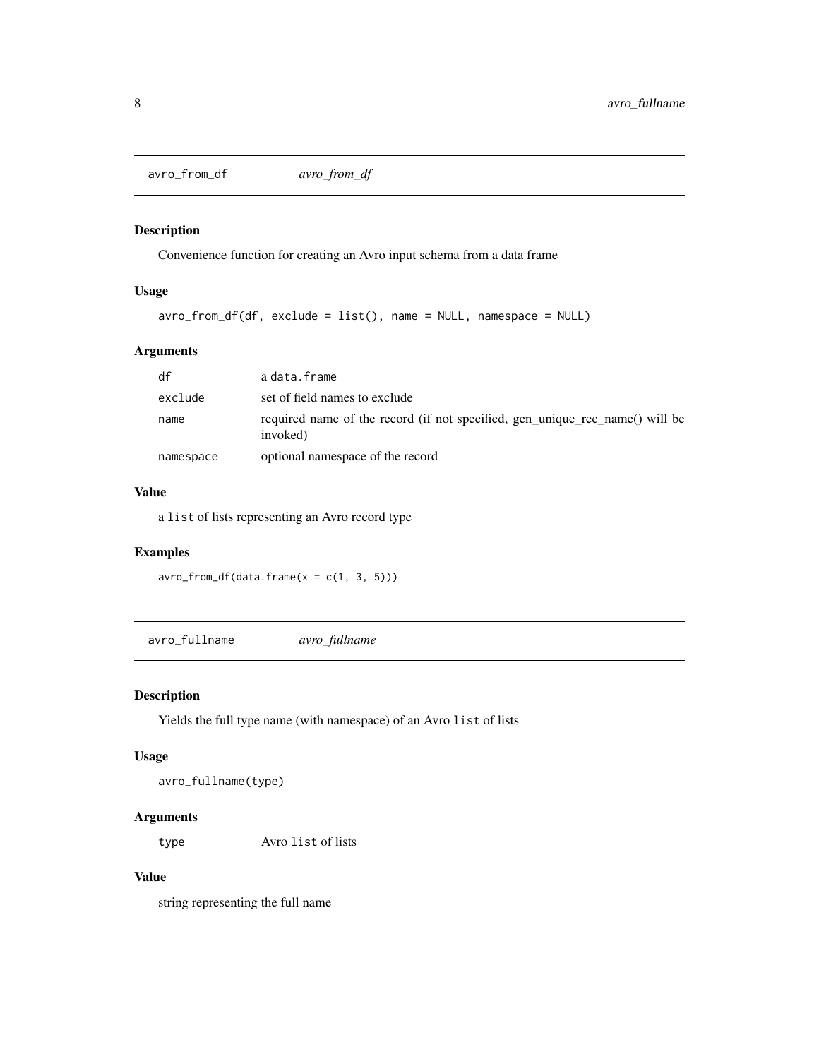## avro_from_df *avro_from_df*

### Description

Convenience function for creating an Avro input schema from a data frame

### Usage

```
avro_from_df(df, exclude = list(), name = NULL, namespace = NULL)
```

### Arguments

| | |
|---|---|
| df | a data.frame |
| exclude | set of field names to exclude |
| name | required name of the record (if not specified, gen_unique_rec_name() will be invoked) |
| namespace | optional namespace of the record |

### Value

a `list` of lists representing an Avro record type

### Examples

```
avro_from_df(data.frame(x = c(1, 3, 5)))
```

## avro_fullname *avro_fullname*

### Description

Yields the full type name (with namespace) of an Avro `list` of lists

### Usage

```
avro_fullname(type)
```

### Arguments

| | |
|---|---|
| type | Avro list of lists |

### Value

string representing the full name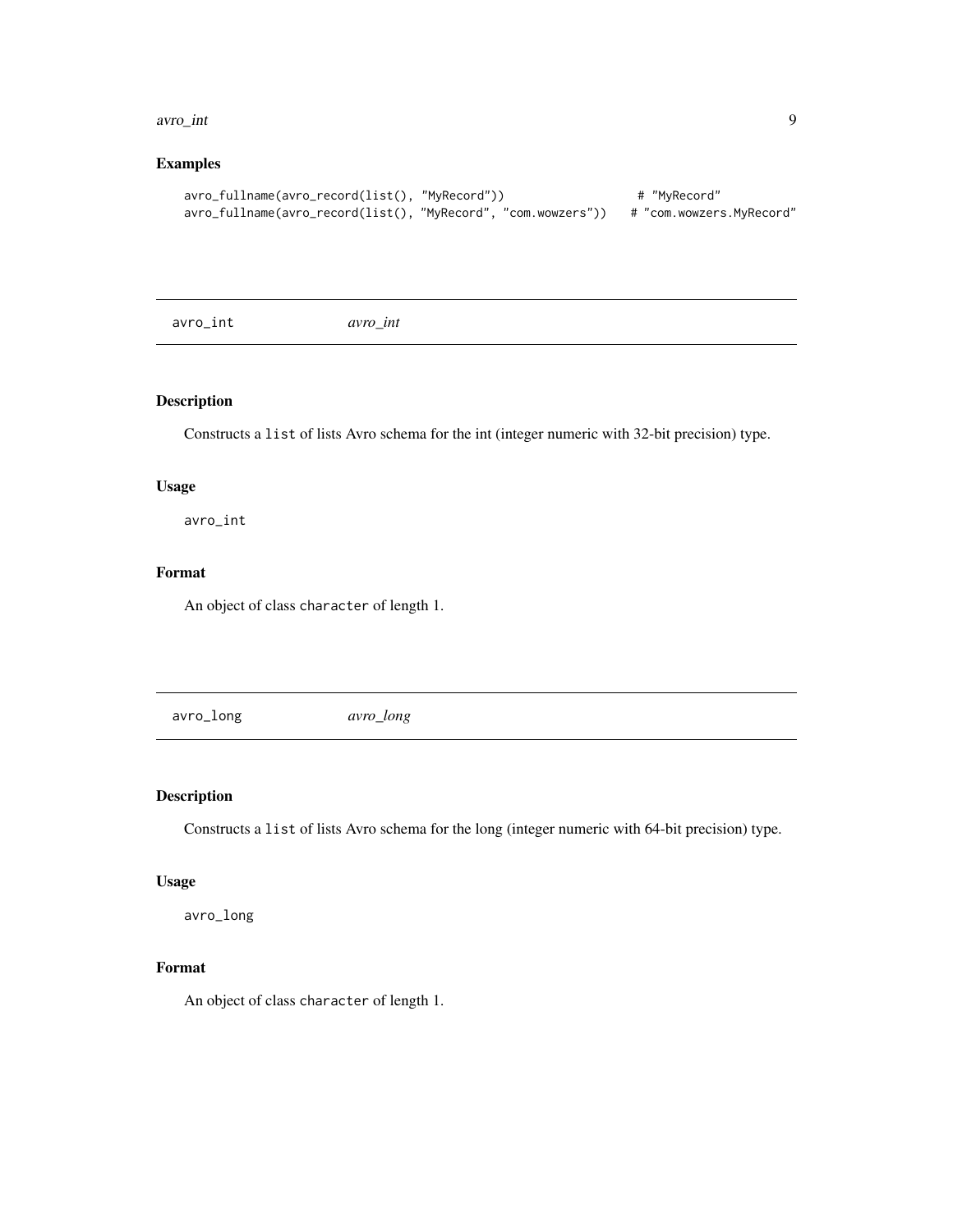## Examples

```
avro_fullname(avro_record(list(), "MyRecord"))                  # "MyRecord"
avro_fullname(avro_record(list(), "MyRecord", "com.wowzers"))   # "com.wowzers.MyRecord"
```

---

## avro_int *avro_int*

### Description

Constructs a `list` of lists Avro schema for the int (integer numeric with 32-bit precision) type.

### Usage

```
avro_int
```

### Format

An object of class `character` of length 1.

---

## avro_long *avro_long*

### Description

Constructs a `list` of lists Avro schema for the long (integer numeric with 64-bit precision) type.

### Usage

```
avro_long
```

### Format

An object of class `character` of length 1.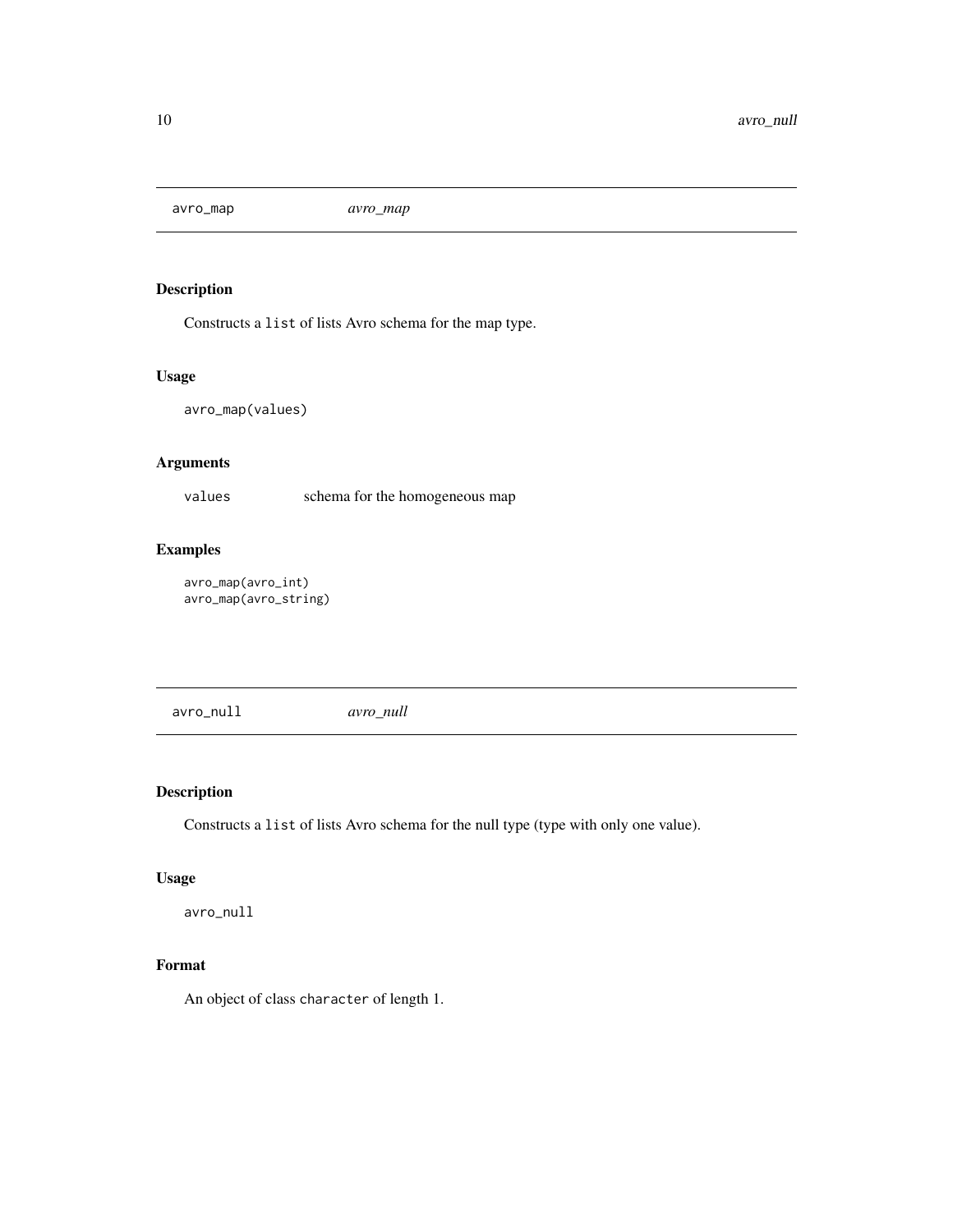## avro_map *avro_map*

### Description

Constructs a `list` of lists Avro schema for the map type.

### Usage

```
avro_map(values)
```

### Arguments

| | |
|---|---|
| `values` | schema for the homogeneous map |

### Examples

```
avro_map(avro_int)
avro_map(avro_string)
```

## avro_null *avro_null*

### Description

Constructs a `list` of lists Avro schema for the null type (type with only one value).

### Usage

```
avro_null
```

### Format

An object of class `character` of length 1.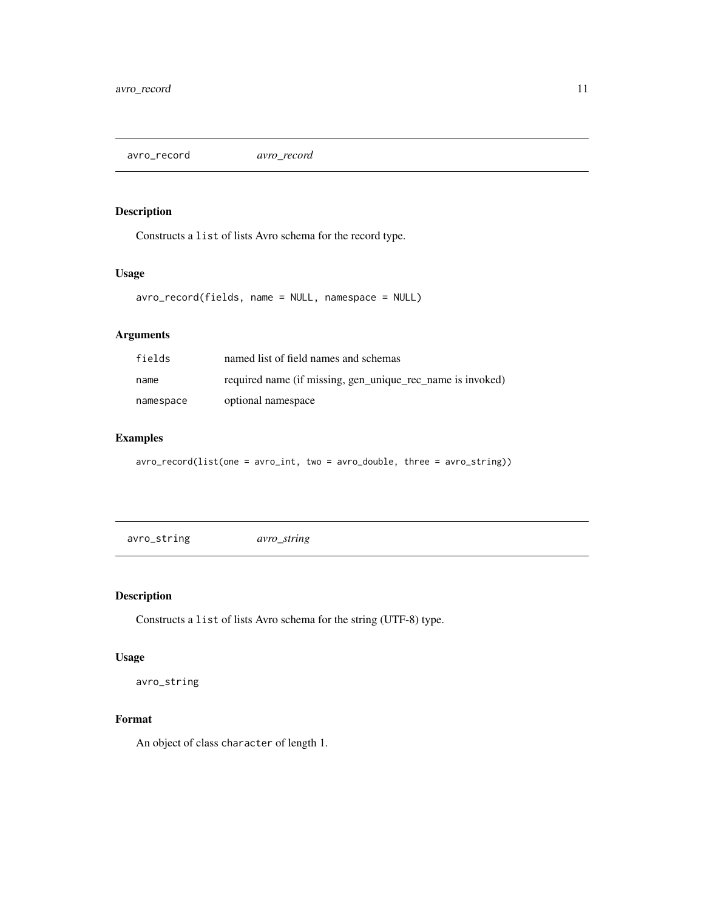## avro_record *avro_record*

### Description

Constructs a `list` of lists Avro schema for the record type.

### Usage

```
avro_record(fields, name = NULL, namespace = NULL)
```

### Arguments

| | |
|---|---|
| `fields` | named list of field names and schemas |
| `name` | required name (if missing, gen_unique_rec_name is invoked) |
| `namespace` | optional namespace |

### Examples

```
avro_record(list(one = avro_int, two = avro_double, three = avro_string))
```

## avro_string *avro_string*

### Description

Constructs a `list` of lists Avro schema for the string (UTF-8) type.

### Usage

```
avro_string
```

### Format

An object of class `character` of length 1.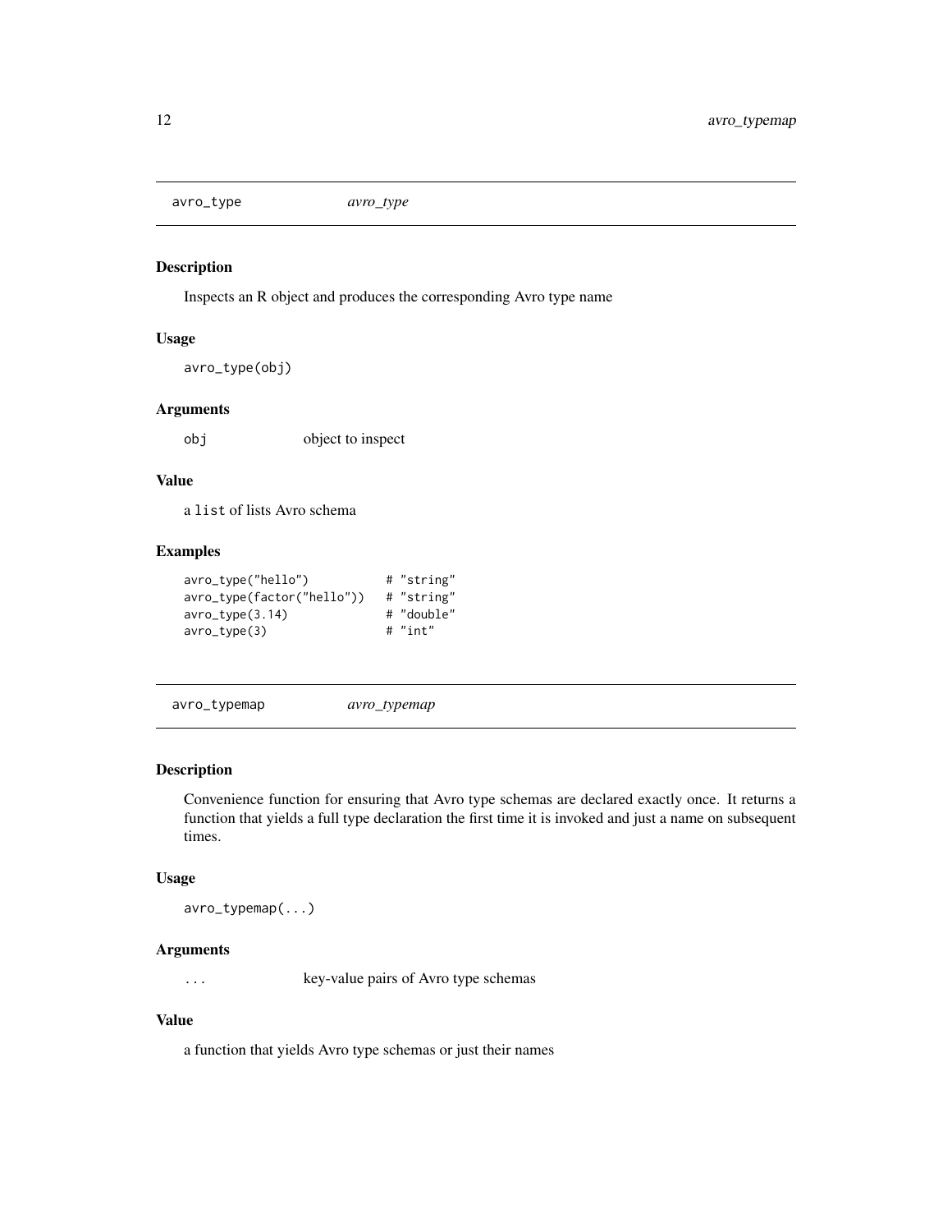## avro_type *avro_type*

### Description

Inspects an R object and produces the corresponding Avro type name

### Usage

```
avro_type(obj)
```

### Arguments

| | |
|---|---|
| obj | object to inspect |

### Value

a `list` of lists Avro schema

### Examples

```
avro_type("hello")           # "string"
avro_type(factor("hello"))   # "string"
avro_type(3.14)              # "double"
avro_type(3)                 # "int"
```

## avro_typemap *avro_typemap*

### Description

Convenience function for ensuring that Avro type schemas are declared exactly once. It returns a function that yields a full type declaration the first time it is invoked and just a name on subsequent times.

### Usage

```
avro_typemap(...)
```

### Arguments

| | |
|---|---|
| ... | key-value pairs of Avro type schemas |

### Value

a function that yields Avro type schemas or just their names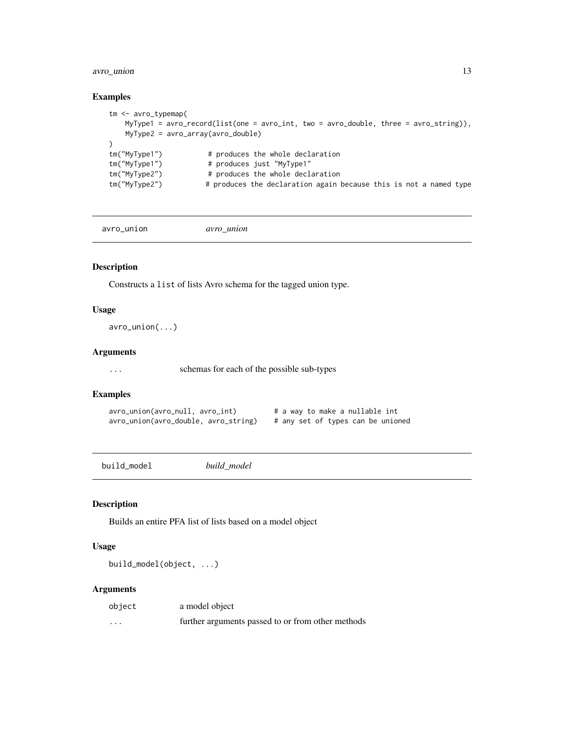## Examples

```
tm <- avro_typemap(
    MyType1 = avro_record(list(one = avro_int, two = avro_double, three = avro_string)),
    MyType2 = avro_array(avro_double)
)
tm("MyType1")          # produces the whole declaration
tm("MyType1")          # produces just "MyType1"
tm("MyType2")          # produces the whole declaration
tm("MyType2")          # produces the declaration again because this is not a named type
```

---

# avro_union    *avro_union*

## Description

Constructs a `list` of lists Avro schema for the tagged union type.

## Usage

```
avro_union(...)
```

## Arguments

| | |
|---|---|
| ... | schemas for each of the possible sub-types |

## Examples

```
avro_union(avro_null, avro_int)        # a way to make a nullable int
avro_union(avro_double, avro_string)   # any set of types can be unioned
```

---

# build_model    *build_model*

## Description

Builds an entire PFA list of lists based on a model object

## Usage

```
build_model(object, ...)
```

## Arguments

| | |
|---|---|
| object | a model object |
| ... | further arguments passed to or from other methods |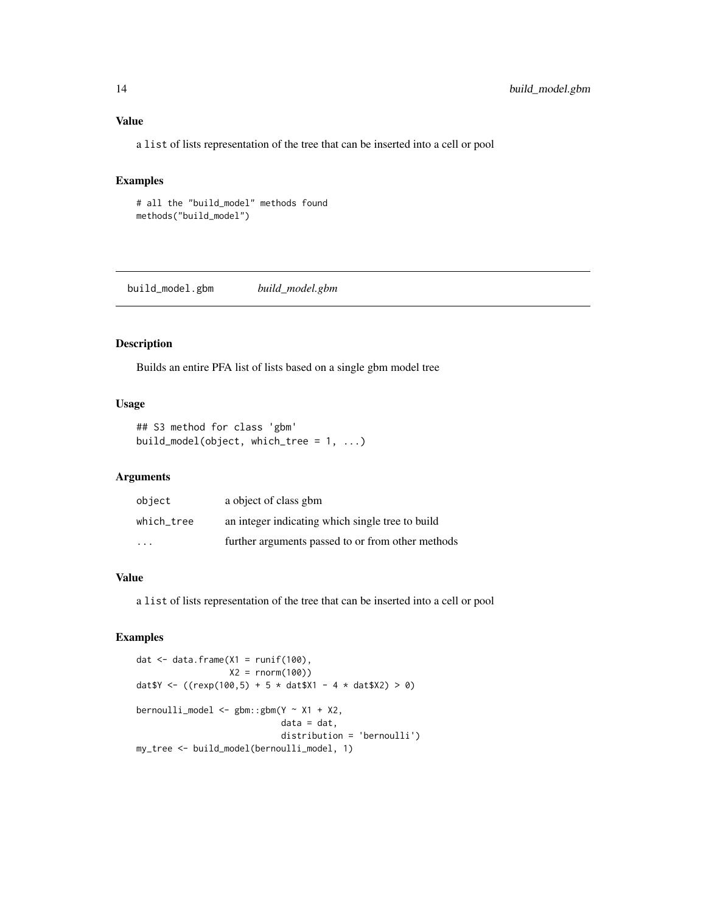### Value

a `list` of lists representation of the tree that can be inserted into a cell or pool

### Examples

```
# all the "build_model" methods found
methods("build_model")
```

---

## build_model.gbm *build_model.gbm*

### Description

Builds an entire PFA list of lists based on a single gbm model tree

### Usage

```
## S3 method for class 'gbm'
build_model(object, which_tree = 1, ...)
```

### Arguments

| | |
|---|---|
| `object` | a object of class gbm |
| `which_tree` | an integer indicating which single tree to build |
| `...` | further arguments passed to or from other methods |

### Value

a `list` of lists representation of the tree that can be inserted into a cell or pool

### Examples

```
dat <- data.frame(X1 = runif(100),
                  X2 = rnorm(100))
dat$Y <- ((rexp(100,5) + 5 * dat$X1 - 4 * dat$X2) > 0)

bernoulli_model <- gbm::gbm(Y ~ X1 + X2,
                            data = dat,
                            distribution = 'bernoulli')
my_tree <- build_model(bernoulli_model, 1)
```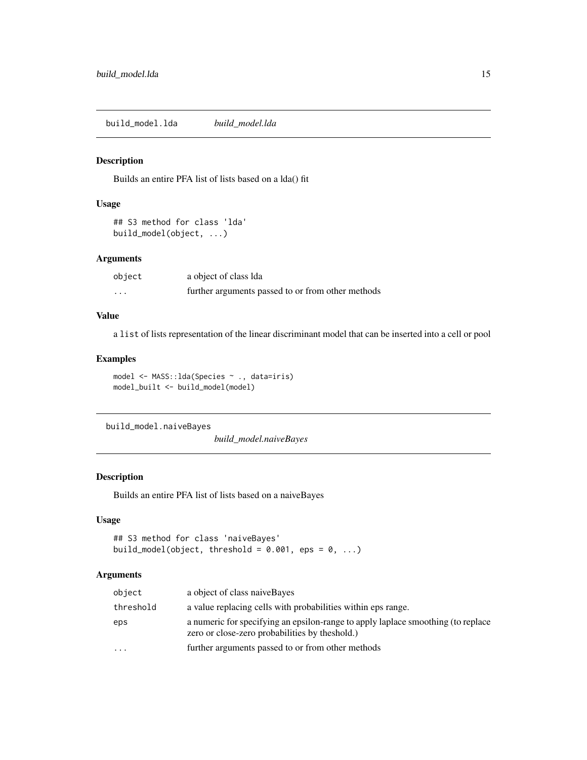## build_model.lda

*build_model.lda*

### Description

Builds an entire PFA list of lists based on a lda() fit

### Usage

```
## S3 method for class 'lda'
build_model(object, ...)
```

### Arguments

| | |
|---|---|
| object | a object of class lda |
| ... | further arguments passed to or from other methods |

### Value

a list of lists representation of the linear discriminant model that can be inserted into a cell or pool

### Examples

```
model <- MASS::lda(Species ~ ., data=iris)
model_built <- build_model(model)
```

## build_model.naiveBayes

*build_model.naiveBayes*

### Description

Builds an entire PFA list of lists based on a naiveBayes

### Usage

```
## S3 method for class 'naiveBayes'
build_model(object, threshold = 0.001, eps = 0, ...)
```

### Arguments

| | |
|---|---|
| object | a object of class naiveBayes |
| threshold | a value replacing cells with probabilities within eps range. |
| eps | a numeric for specifying an epsilon-range to apply laplace smoothing (to replace zero or close-zero probabilities by theshold.) |
| ... | further arguments passed to or from other methods |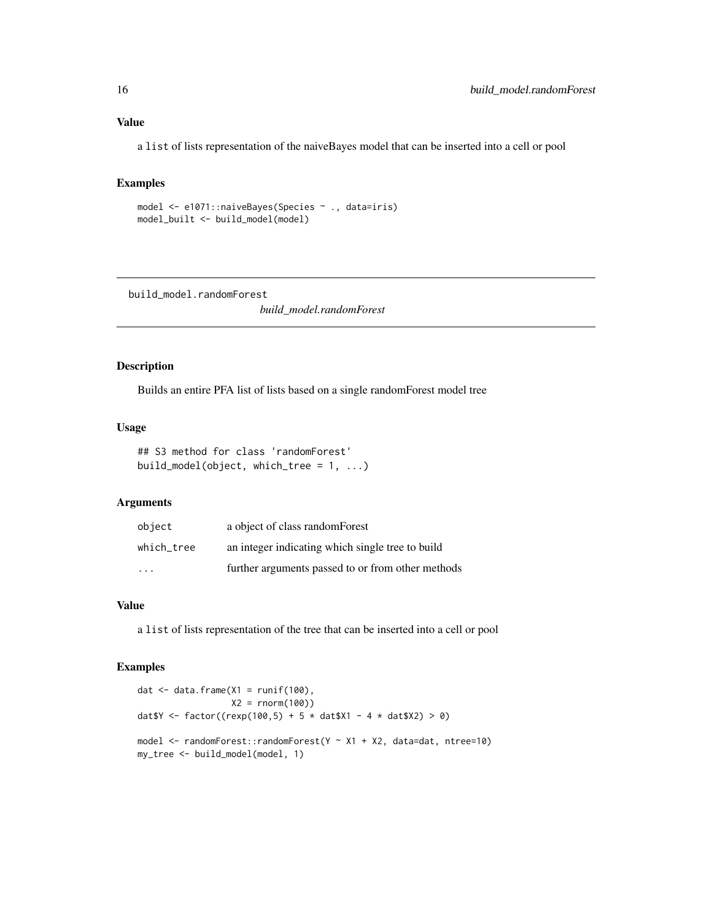### Value

a list of lists representation of the naiveBayes model that can be inserted into a cell or pool

### Examples

```
model <- e1071::naiveBayes(Species ~ ., data=iris)
model_built <- build_model(model)
```

---

## build_model.randomForest

*build_model.randomForest*

---

### Description

Builds an entire PFA list of lists based on a single randomForest model tree

### Usage

```
## S3 method for class 'randomForest'
build_model(object, which_tree = 1, ...)
```

### Arguments

| | |
|---|---|
| object | a object of class randomForest |
| which_tree | an integer indicating which single tree to build |
| ... | further arguments passed to or from other methods |

### Value

a list of lists representation of the tree that can be inserted into a cell or pool

### Examples

```
dat <- data.frame(X1 = runif(100),
                  X2 = rnorm(100))
dat$Y <- factor((rexp(100,5) + 5 * dat$X1 - 4 * dat$X2) > 0)

model <- randomForest::randomForest(Y ~ X1 + X2, data=dat, ntree=10)
my_tree <- build_model(model, 1)
```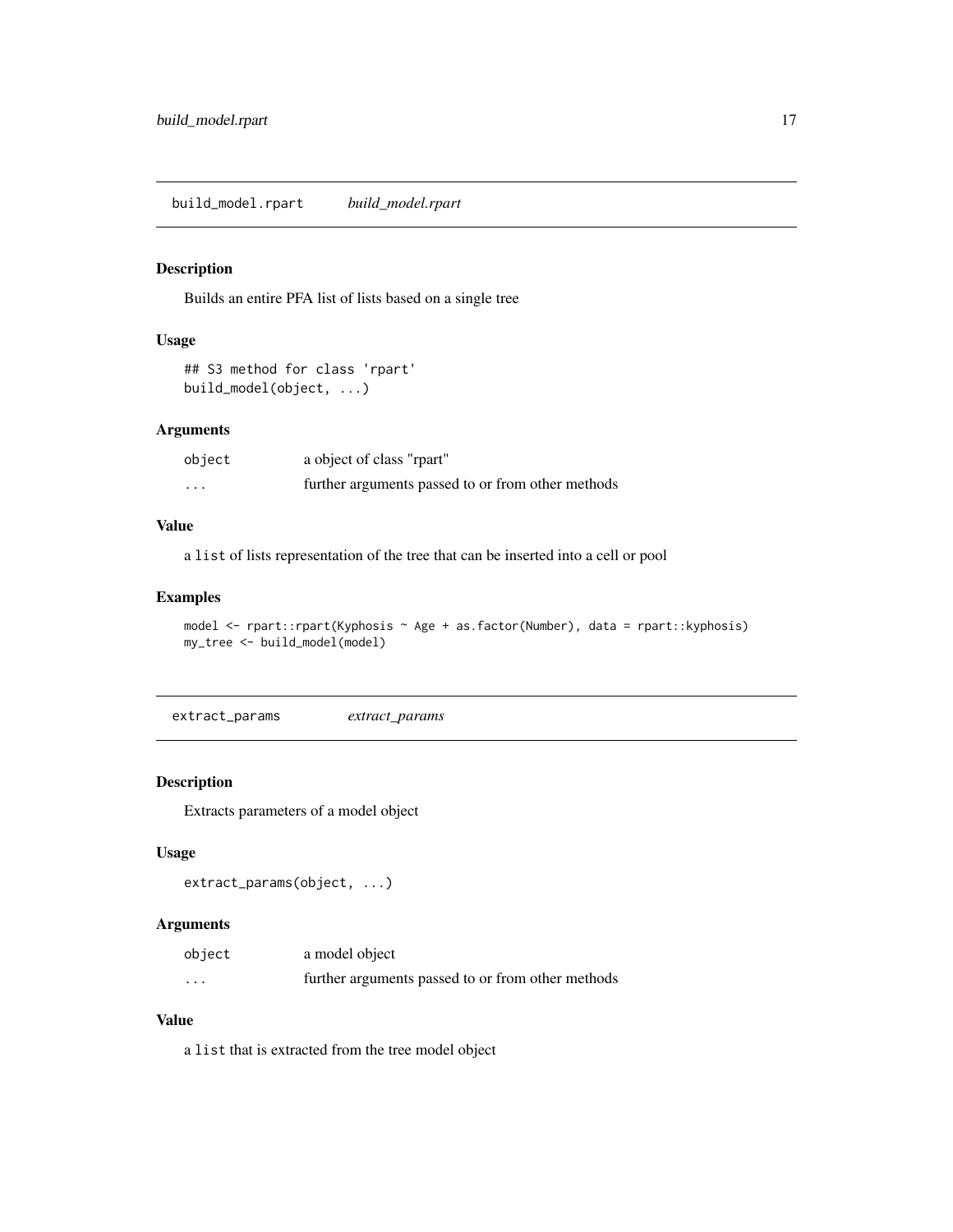## build_model.rpart *build_model.rpart*

### Description

Builds an entire PFA list of lists based on a single tree

### Usage

```
## S3 method for class 'rpart'
build_model(object, ...)
```

### Arguments

| | |
|---|---|
| object | a object of class "rpart" |
| ... | further arguments passed to or from other methods |

### Value

a `list` of lists representation of the tree that can be inserted into a cell or pool

### Examples

```
model <- rpart::rpart(Kyphosis ~ Age + as.factor(Number), data = rpart::kyphosis)
my_tree <- build_model(model)
```

## extract_params *extract_params*

### Description

Extracts parameters of a model object

### Usage

```
extract_params(object, ...)
```

### Arguments

| | |
|---|---|
| object | a model object |
| ... | further arguments passed to or from other methods |

### Value

a `list` that is extracted from the tree model object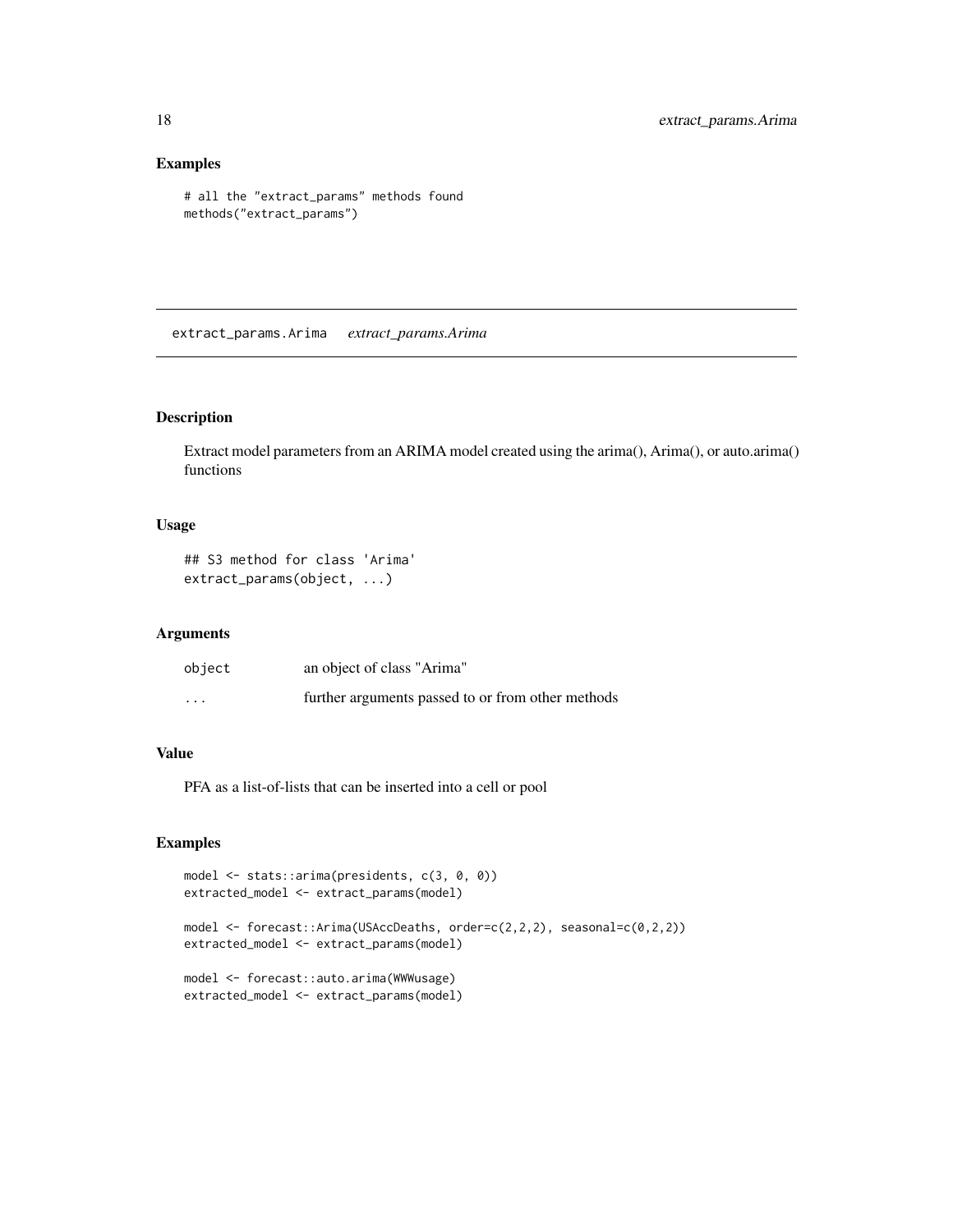## Examples

```
# all the "extract_params" methods found
methods("extract_params")
```

---

# extract_params.Arima *extract_params.Arima*

## Description

Extract model parameters from an ARIMA model created using the arima(), Arima(), or auto.arima() functions

## Usage

```
## S3 method for class 'Arima'
extract_params(object, ...)
```

## Arguments

| | |
|---|---|
| object | an object of class "Arima" |
| ... | further arguments passed to or from other methods |

## Value

PFA as a list-of-lists that can be inserted into a cell or pool

## Examples

```
model <- stats::arima(presidents, c(3, 0, 0))
extracted_model <- extract_params(model)

model <- forecast::Arima(USAccDeaths, order=c(2,2,2), seasonal=c(0,2,2))
extracted_model <- extract_params(model)

model <- forecast::auto.arima(WWWusage)
extracted_model <- extract_params(model)
```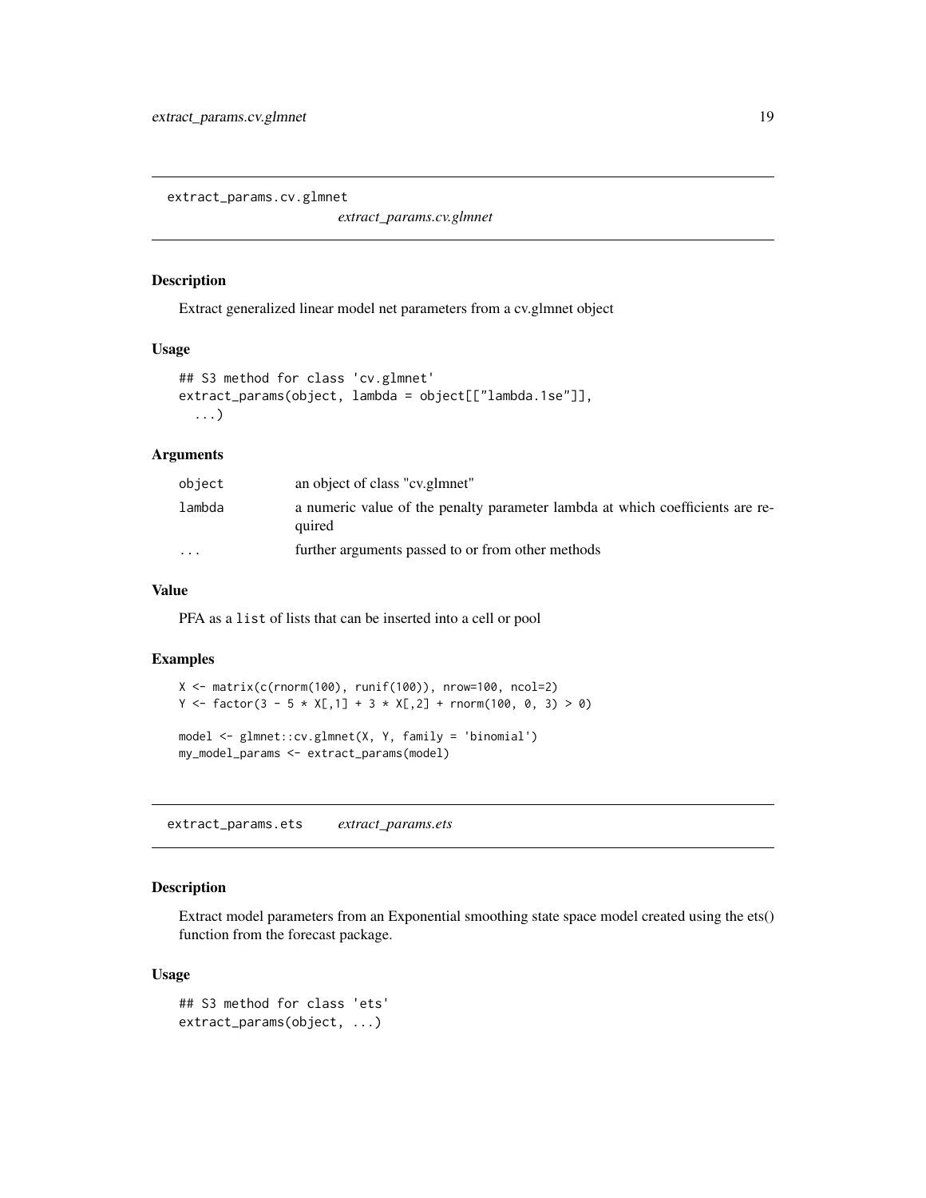## extract_params.cv.glmnet

*extract_params.cv.glmnet*

### Description

Extract generalized linear model net parameters from a cv.glmnet object

### Usage

```
## S3 method for class 'cv.glmnet'
extract_params(object, lambda = object[["lambda.1se"]],
  ...)
```

### Arguments

| | |
|---|---|
| `object` | an object of class "cv.glmnet" |
| `lambda` | a numeric value of the penalty parameter lambda at which coefficients are required |
| `...` | further arguments passed to or from other methods |

### Value

PFA as a `list` of lists that can be inserted into a cell or pool

### Examples

```
X <- matrix(c(rnorm(100), runif(100)), nrow=100, ncol=2)
Y <- factor(3 - 5 * X[,1] + 3 * X[,2] + rnorm(100, 0, 3) > 0)

model <- glmnet::cv.glmnet(X, Y, family = 'binomial')
my_model_params <- extract_params(model)
```

## extract_params.ets

*extract_params.ets*

### Description

Extract model parameters from an Exponential smoothing state space model created using the ets() function from the forecast package.

### Usage

```
## S3 method for class 'ets'
extract_params(object, ...)
```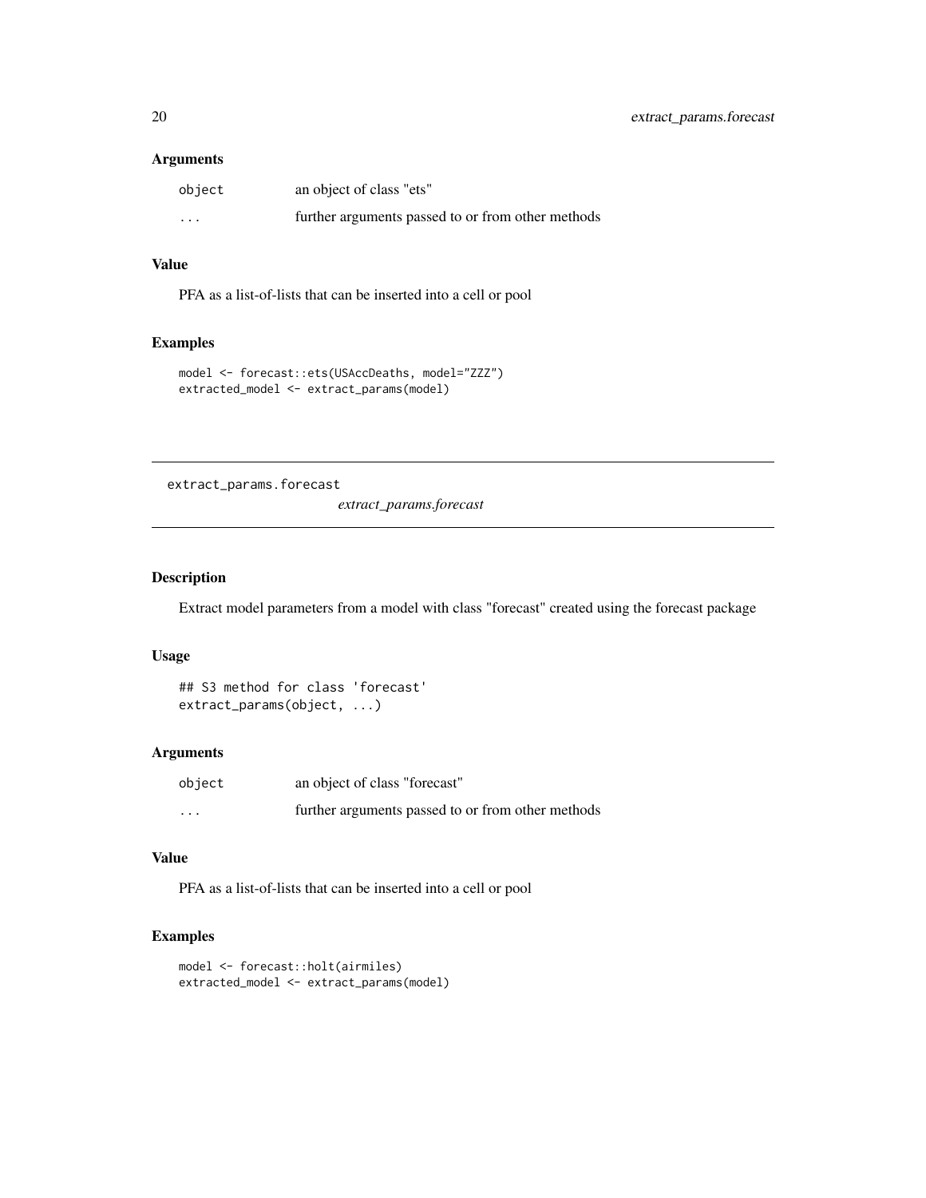### Arguments

| | |
|---|---|
| `object` | an object of class "ets" |
| `...` | further arguments passed to or from other methods |

### Value

PFA as a list-of-lists that can be inserted into a cell or pool

### Examples

```
model <- forecast::ets(USAccDeaths, model="ZZZ")
extracted_model <- extract_params(model)
```

---

## extract_params.forecast    *extract_params.forecast*

---

### Description

Extract model parameters from a model with class "forecast" created using the forecast package

### Usage

```
## S3 method for class 'forecast'
extract_params(object, ...)
```

### Arguments

| | |
|---|---|
| `object` | an object of class "forecast" |
| `...` | further arguments passed to or from other methods |

### Value

PFA as a list-of-lists that can be inserted into a cell or pool

### Examples

```
model <- forecast::holt(airmiles)
extracted_model <- extract_params(model)
```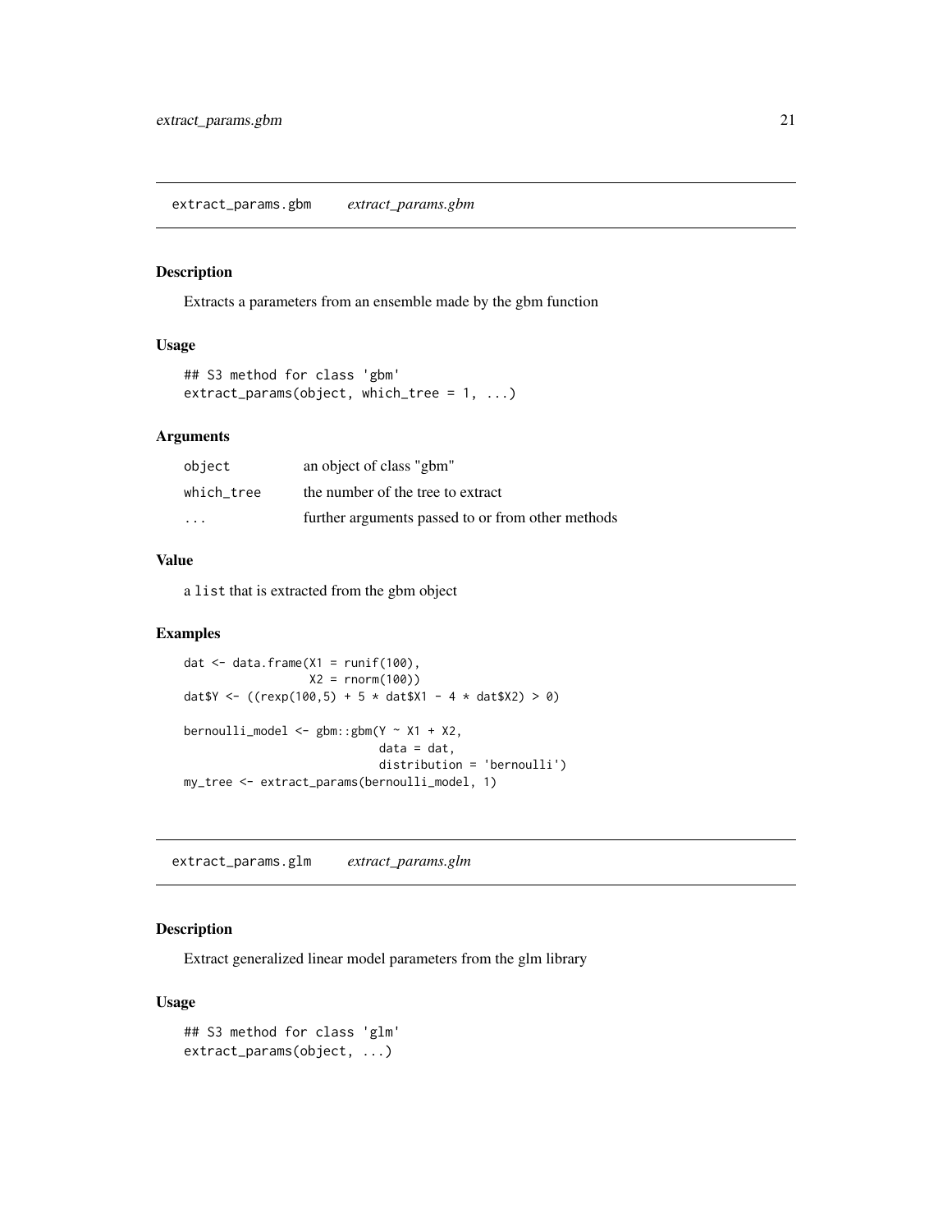## extract_params.gbm *extract_params.gbm*

### Description

Extracts a parameters from an ensemble made by the gbm function

### Usage

```
## S3 method for class 'gbm'
extract_params(object, which_tree = 1, ...)
```

### Arguments

| | |
|---|---|
| object | an object of class "gbm" |
| which_tree | the number of the tree to extract |
| ... | further arguments passed to or from other methods |

### Value

a `list` that is extracted from the gbm object

### Examples

```
dat <- data.frame(X1 = runif(100),
                  X2 = rnorm(100))
dat$Y <- ((rexp(100,5) + 5 * dat$X1 - 4 * dat$X2) > 0)

bernoulli_model <- gbm::gbm(Y ~ X1 + X2,
                            data = dat,
                            distribution = 'bernoulli')
my_tree <- extract_params(bernoulli_model, 1)
```

## extract_params.glm *extract_params.glm*

### Description

Extract generalized linear model parameters from the glm library

### Usage

```
## S3 method for class 'glm'
extract_params(object, ...)
```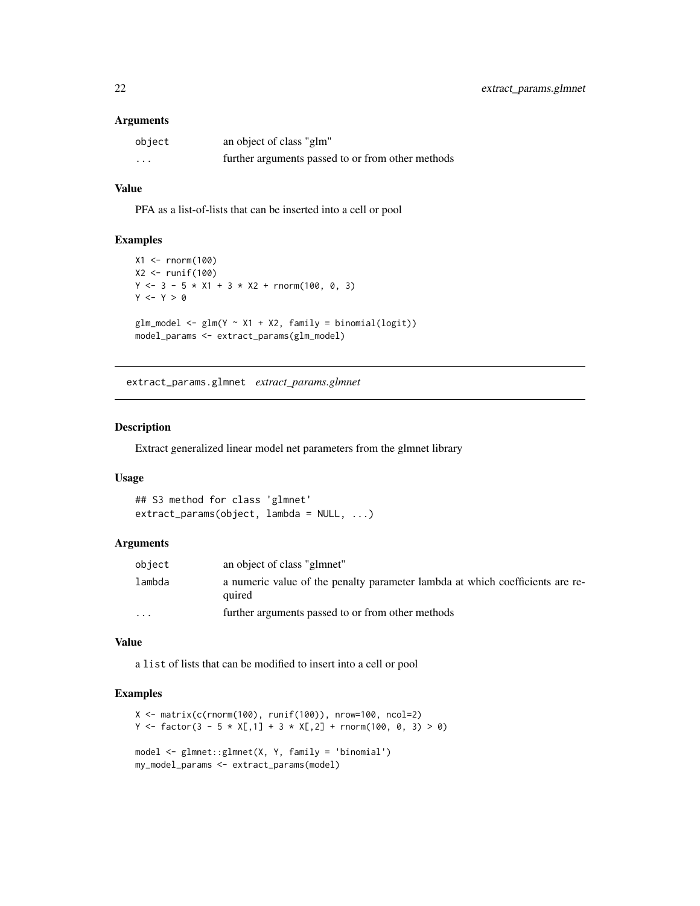### Arguments

| | |
|---|---|
| object | an object of class "glm" |
| ... | further arguments passed to or from other methods |

### Value

PFA as a list-of-lists that can be inserted into a cell or pool

### Examples

```
X1 <- rnorm(100)
X2 <- runif(100)
Y <- 3 - 5 * X1 + 3 * X2 + rnorm(100, 0, 3)
Y <- Y > 0

glm_model <- glm(Y ~ X1 + X2, family = binomial(logit))
model_params <- extract_params(glm_model)
```

---

## extract_params.glmnet *extract_params.glmnet*

### Description

Extract generalized linear model net parameters from the glmnet library

### Usage

```
## S3 method for class 'glmnet'
extract_params(object, lambda = NULL, ...)
```

### Arguments

| | |
|---|---|
| object | an object of class "glmnet" |
| lambda | a numeric value of the penalty parameter lambda at which coefficients are required |
| ... | further arguments passed to or from other methods |

### Value

a list of lists that can be modified to insert into a cell or pool

### Examples

```
X <- matrix(c(rnorm(100), runif(100)), nrow=100, ncol=2)
Y <- factor(3 - 5 * X[,1] + 3 * X[,2] + rnorm(100, 0, 3) > 0)

model <- glmnet::glmnet(X, Y, family = 'binomial')
my_model_params <- extract_params(model)
```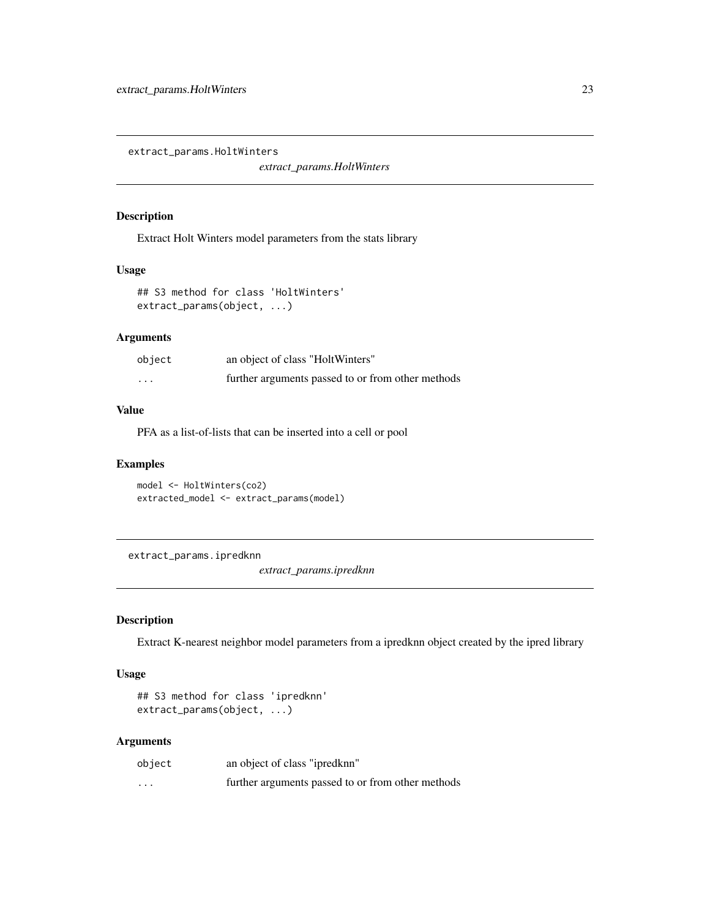## extract_params.HoltWinters

*extract_params.HoltWinters*

### Description

Extract Holt Winters model parameters from the stats library

### Usage

```
## S3 method for class 'HoltWinters'
extract_params(object, ...)
```

### Arguments

| | |
|---|---|
| object | an object of class "HoltWinters" |
| ... | further arguments passed to or from other methods |

### Value

PFA as a list-of-lists that can be inserted into a cell or pool

### Examples

```
model <- HoltWinters(co2)
extracted_model <- extract_params(model)
```

## extract_params.ipredknn

*extract_params.ipredknn*

### Description

Extract K-nearest neighbor model parameters from a ipredknn object created by the ipred library

### Usage

```
## S3 method for class 'ipredknn'
extract_params(object, ...)
```

### Arguments

| | |
|---|---|
| object | an object of class "ipredknn" |
| ... | further arguments passed to or from other methods |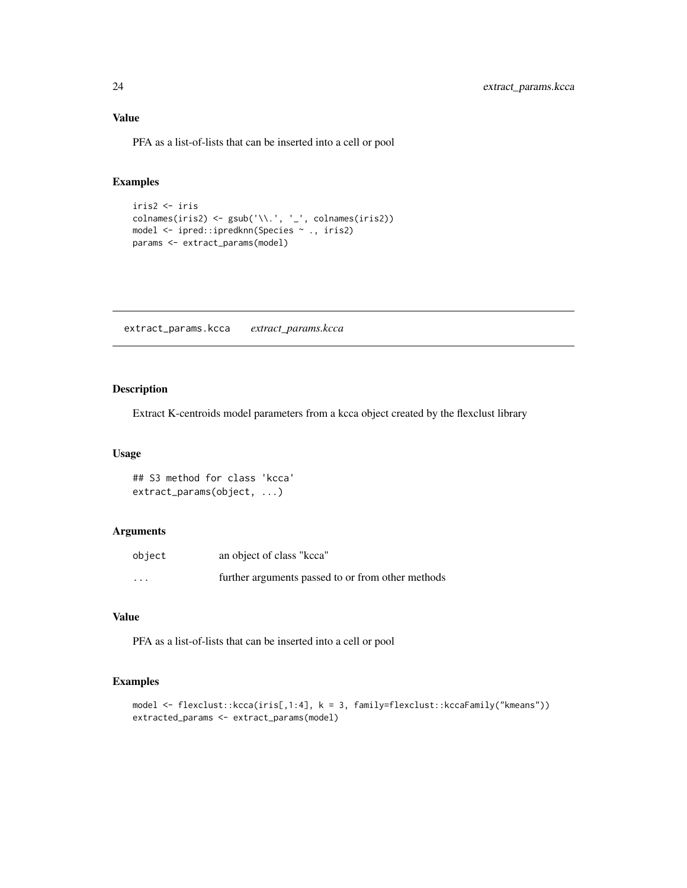### Value

PFA as a list-of-lists that can be inserted into a cell or pool

### Examples

```
iris2 <- iris
colnames(iris2) <- gsub('\\.', '_', colnames(iris2))
model <- ipred::ipredknn(Species ~ ., iris2)
params <- extract_params(model)
```

## extract_params.kcca    *extract_params.kcca*

### Description

Extract K-centroids model parameters from a kcca object created by the flexclust library

### Usage

```
## S3 method for class 'kcca'
extract_params(object, ...)
```

### Arguments

| | |
|---|---|
| object | an object of class "kcca" |
| ... | further arguments passed to or from other methods |

### Value

PFA as a list-of-lists that can be inserted into a cell or pool

### Examples

```
model <- flexclust::kcca(iris[,1:4], k = 3, family=flexclust::kccaFamily("kmeans"))
extracted_params <- extract_params(model)
```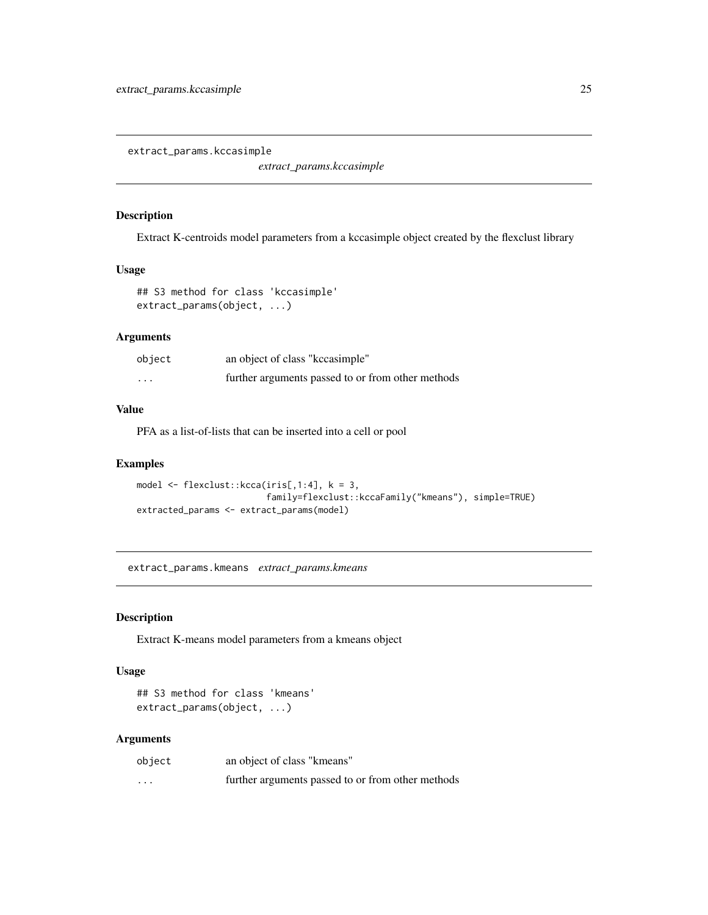## extract_params.kccasimple

*extract_params.kccasimple*

### Description

Extract K-centroids model parameters from a kccasimple object created by the flexclust library

### Usage

```
## S3 method for class 'kccasimple'
extract_params(object, ...)
```

### Arguments

| | |
|---|---|
| object | an object of class "kccasimple" |
| ... | further arguments passed to or from other methods |

### Value

PFA as a list-of-lists that can be inserted into a cell or pool

### Examples

```
model <- flexclust::kcca(iris[,1:4], k = 3,
                         family=flexclust::kccaFamily("kmeans"), simple=TRUE)
extracted_params <- extract_params(model)
```

## extract_params.kmeans

*extract_params.kmeans*

### Description

Extract K-means model parameters from a kmeans object

### Usage

```
## S3 method for class 'kmeans'
extract_params(object, ...)
```

### Arguments

| | |
|---|---|
| object | an object of class "kmeans" |
| ... | further arguments passed to or from other methods |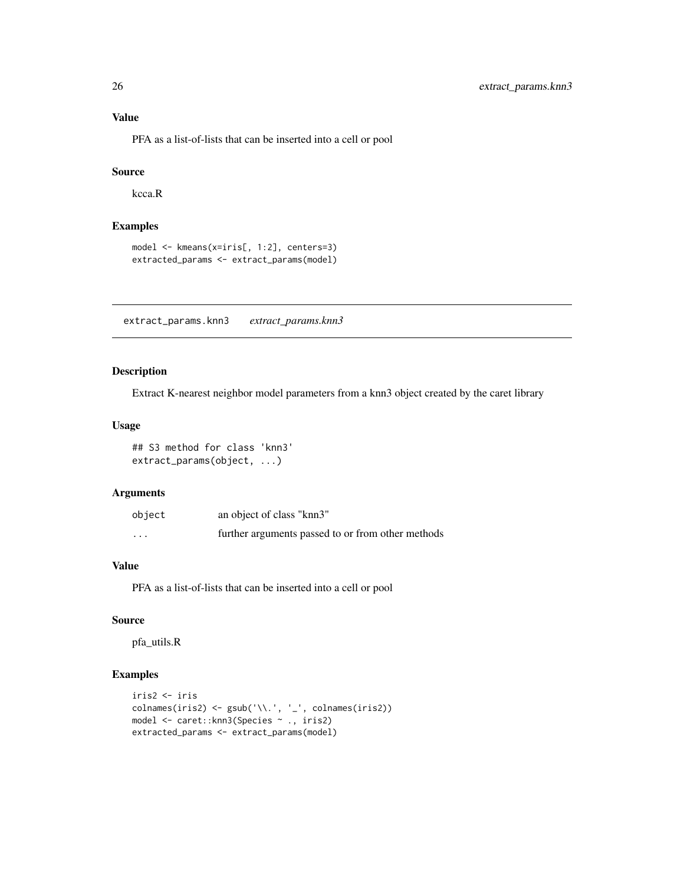### Value

PFA as a list-of-lists that can be inserted into a cell or pool

### Source

kcca.R

### Examples

```
model <- kmeans(x=iris[, 1:2], centers=3)
extracted_params <- extract_params(model)
```

---

## extract_params.knn3 *extract_params.knn3*

---

### Description

Extract K-nearest neighbor model parameters from a knn3 object created by the caret library

### Usage

```
## S3 method for class 'knn3'
extract_params(object, ...)
```

### Arguments

| | |
|---|---|
| object | an object of class "knn3" |
| ... | further arguments passed to or from other methods |

### Value

PFA as a list-of-lists that can be inserted into a cell or pool

### Source

pfa_utils.R

### Examples

```
iris2 <- iris
colnames(iris2) <- gsub('\\.', '_', colnames(iris2))
model <- caret::knn3(Species ~ ., iris2)
extracted_params <- extract_params(model)
```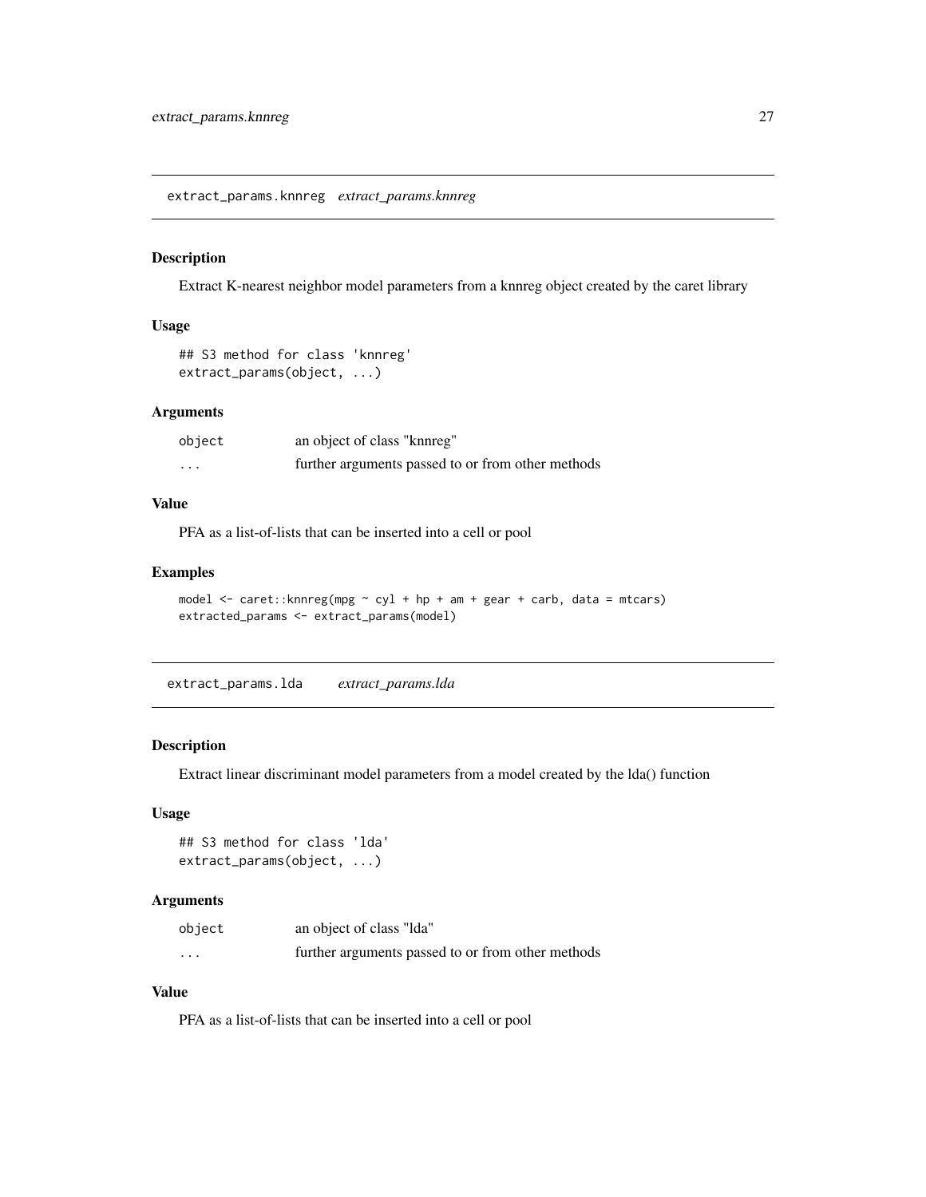## extract_params.knnreg *extract_params.knnreg*

### Description

Extract K-nearest neighbor model parameters from a knnreg object created by the caret library

### Usage

```
## S3 method for class 'knnreg'
extract_params(object, ...)
```

### Arguments

| | |
|---|---|
| object | an object of class "knnreg" |
| ... | further arguments passed to or from other methods |

### Value

PFA as a list-of-lists that can be inserted into a cell or pool

### Examples

```
model <- caret::knnreg(mpg ~ cyl + hp + am + gear + carb, data = mtcars)
extracted_params <- extract_params(model)
```

## extract_params.lda *extract_params.lda*

### Description

Extract linear discriminant model parameters from a model created by the lda() function

### Usage

```
## S3 method for class 'lda'
extract_params(object, ...)
```

### Arguments

| | |
|---|---|
| object | an object of class "lda" |
| ... | further arguments passed to or from other methods |

### Value

PFA as a list-of-lists that can be inserted into a cell or pool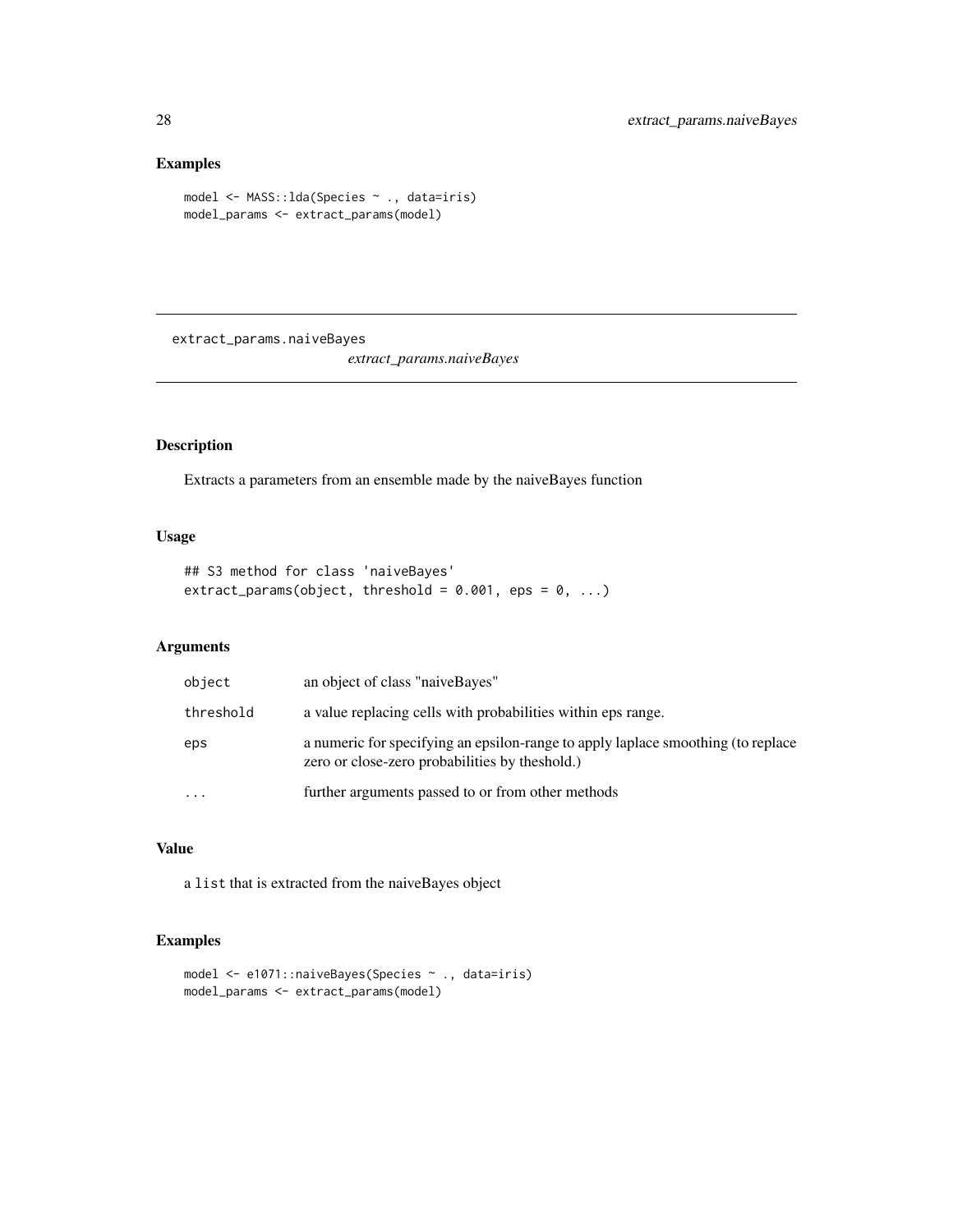## Examples

```
model <- MASS::lda(Species ~ ., data=iris)
model_params <- extract_params(model)
```

---

# extract_params.naiveBayes

*extract_params.naiveBayes*

---

## Description

Extracts a parameters from an ensemble made by the naiveBayes function

## Usage

```
## S3 method for class 'naiveBayes'
extract_params(object, threshold = 0.001, eps = 0, ...)
```

## Arguments

| | |
|---|---|
| object | an object of class "naiveBayes" |
| threshold | a value replacing cells with probabilities within eps range. |
| eps | a numeric for specifying an epsilon-range to apply laplace smoothing (to replace zero or close-zero probabilities by theshold.) |
| ... | further arguments passed to or from other methods |

## Value

a `list` that is extracted from the naiveBayes object

## Examples

```
model <- e1071::naiveBayes(Species ~ ., data=iris)
model_params <- extract_params(model)
```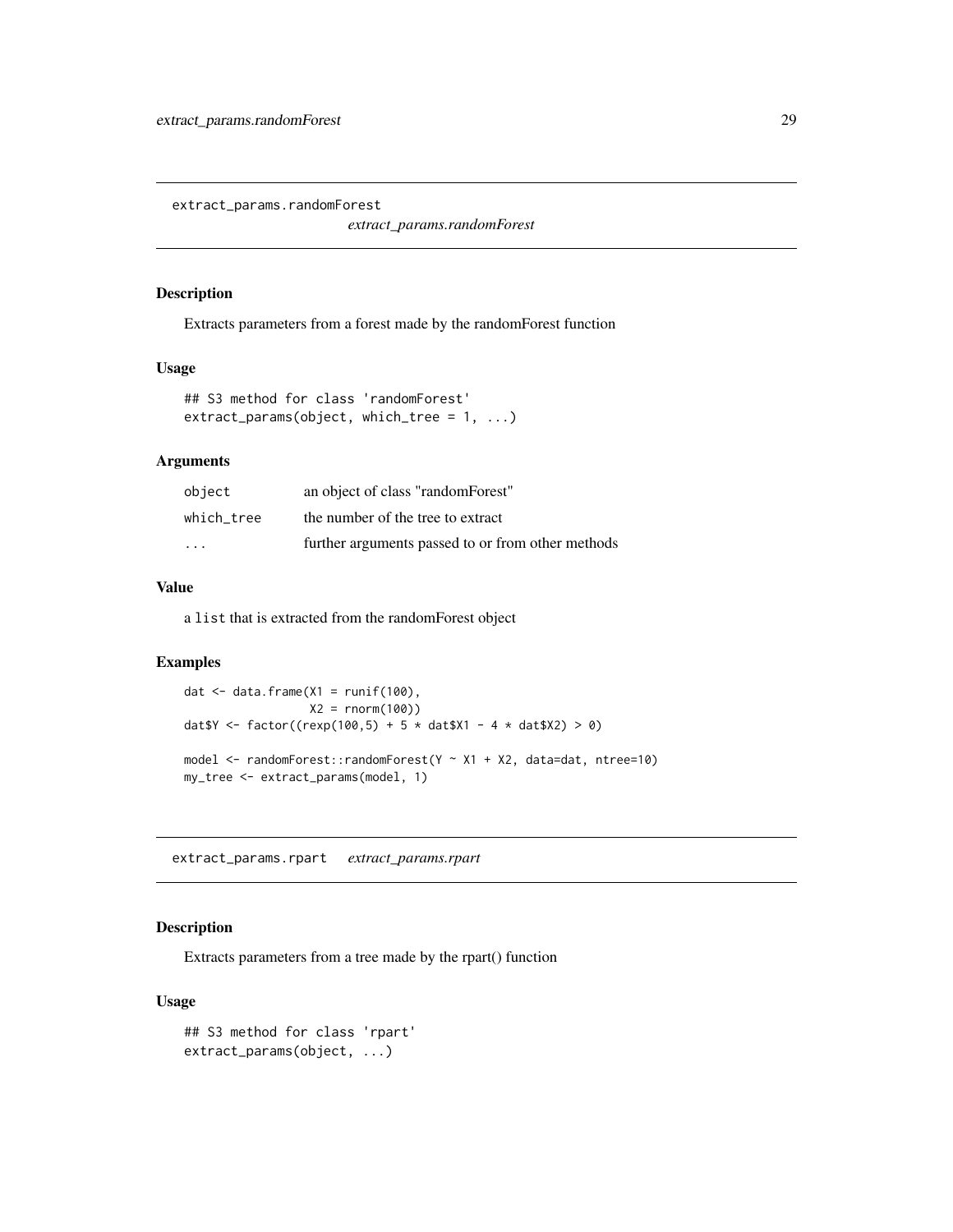## extract_params.randomForest

*extract_params.randomForest*

### Description

Extracts parameters from a forest made by the randomForest function

### Usage

```
## S3 method for class 'randomForest'
extract_params(object, which_tree = 1, ...)
```

### Arguments

| | |
|---|---|
| object | an object of class "randomForest" |
| which_tree | the number of the tree to extract |
| ... | further arguments passed to or from other methods |

### Value

a list that is extracted from the randomForest object

### Examples

```
dat <- data.frame(X1 = runif(100),
                  X2 = rnorm(100))
dat$Y <- factor((rexp(100,5) + 5 * dat$X1 - 4 * dat$X2) > 0)

model <- randomForest::randomForest(Y ~ X1 + X2, data=dat, ntree=10)
my_tree <- extract_params(model, 1)
```

## extract_params.rpart

*extract_params.rpart*

### Description

Extracts parameters from a tree made by the rpart() function

### Usage

```
## S3 method for class 'rpart'
extract_params(object, ...)
```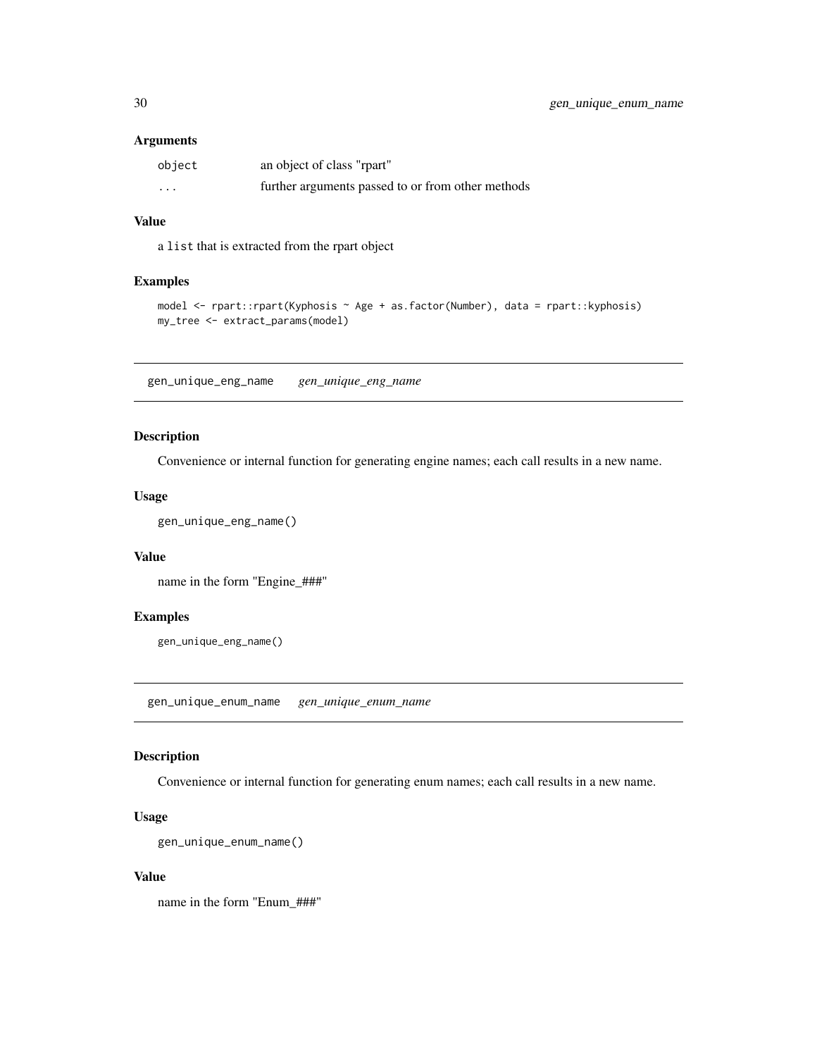### Arguments

| | |
|---|---|
| `object` | an object of class "rpart" |
| `...` | further arguments passed to or from other methods |

### Value

a `list` that is extracted from the rpart object

### Examples

```
model <- rpart::rpart(Kyphosis ~ Age + as.factor(Number), data = rpart::kyphosis)
my_tree <- extract_params(model)
```

---

## gen_unique_eng_name    *gen_unique_eng_name*

### Description

Convenience or internal function for generating engine names; each call results in a new name.

### Usage

```
gen_unique_eng_name()
```

### Value

name in the form "Engine_###"

### Examples

```
gen_unique_eng_name()
```

---

## gen_unique_enum_name    *gen_unique_enum_name*

### Description

Convenience or internal function for generating enum names; each call results in a new name.

### Usage

```
gen_unique_enum_name()
```

### Value

name in the form "Enum_###"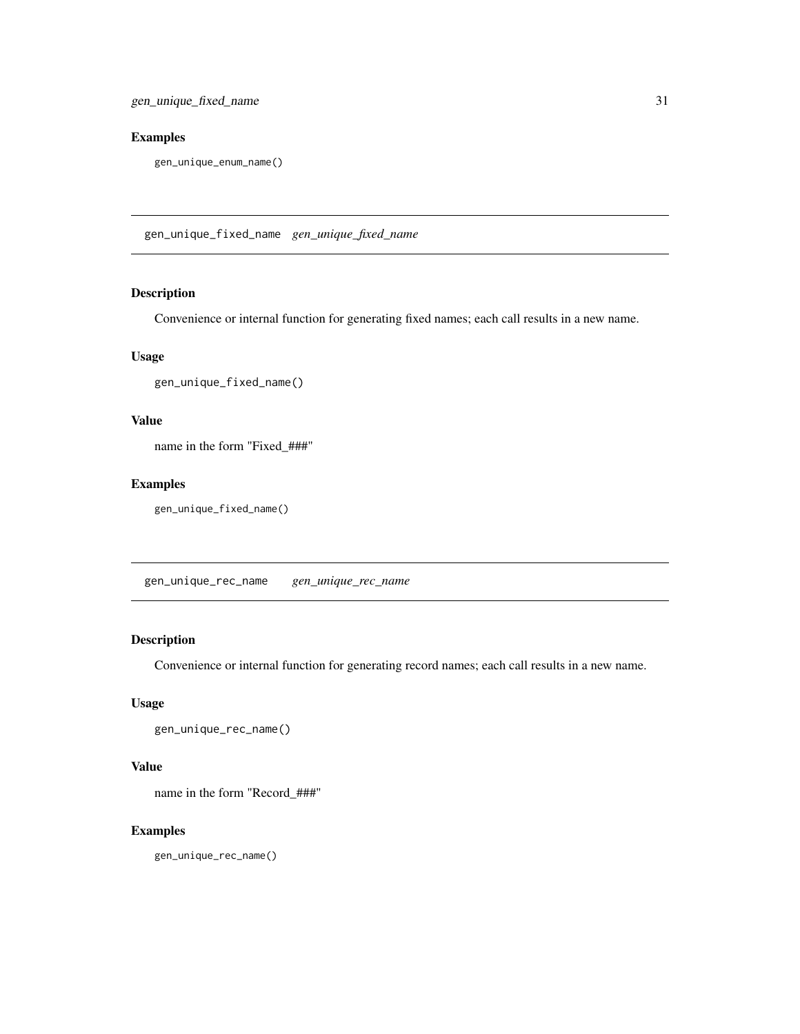### Examples

```
gen_unique_enum_name()
```

---

## gen_unique_fixed_name *gen_unique_fixed_name*

### Description

Convenience or internal function for generating fixed names; each call results in a new name.

### Usage

```
gen_unique_fixed_name()
```

### Value

name in the form "Fixed_###"

### Examples

```
gen_unique_fixed_name()
```

---

## gen_unique_rec_name *gen_unique_rec_name*

### Description

Convenience or internal function for generating record names; each call results in a new name.

### Usage

```
gen_unique_rec_name()
```

### Value

name in the form "Record_###"

### Examples

```
gen_unique_rec_name()
```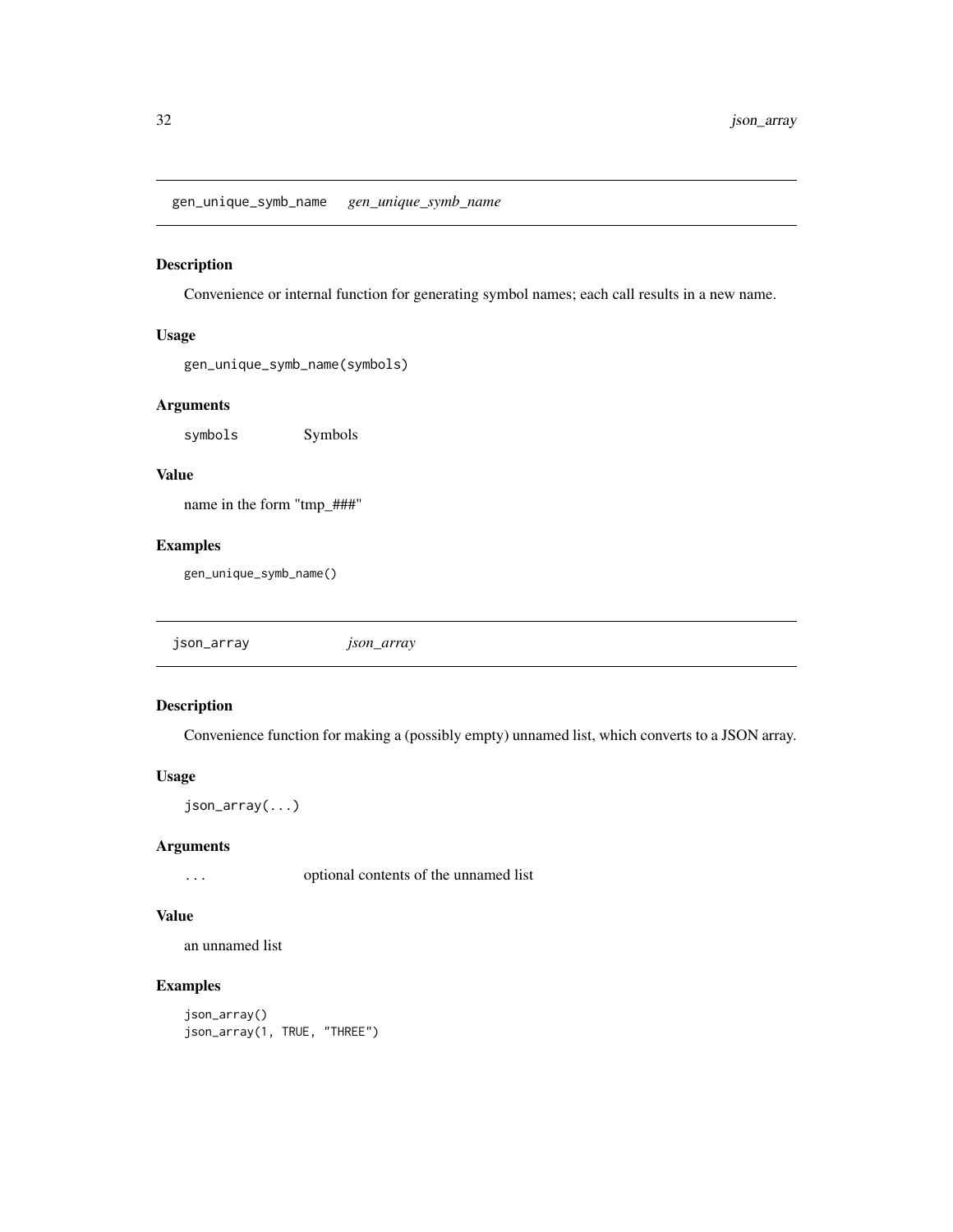## gen_unique_symb_name    *gen_unique_symb_name*

### Description

Convenience or internal function for generating symbol names; each call results in a new name.

### Usage

```
gen_unique_symb_name(symbols)
```

### Arguments

| | |
|---|---|
| `symbols` | Symbols |

### Value

name in the form "tmp_###"

### Examples

```
gen_unique_symb_name()
```

## json_array    *json_array*

### Description

Convenience function for making a (possibly empty) unnamed list, which converts to a JSON array.

### Usage

```
json_array(...)
```

### Arguments

| | |
|---|---|
| `...` | optional contents of the unnamed list |

### Value

an unnamed list

### Examples

```
json_array()
json_array(1, TRUE, "THREE")
```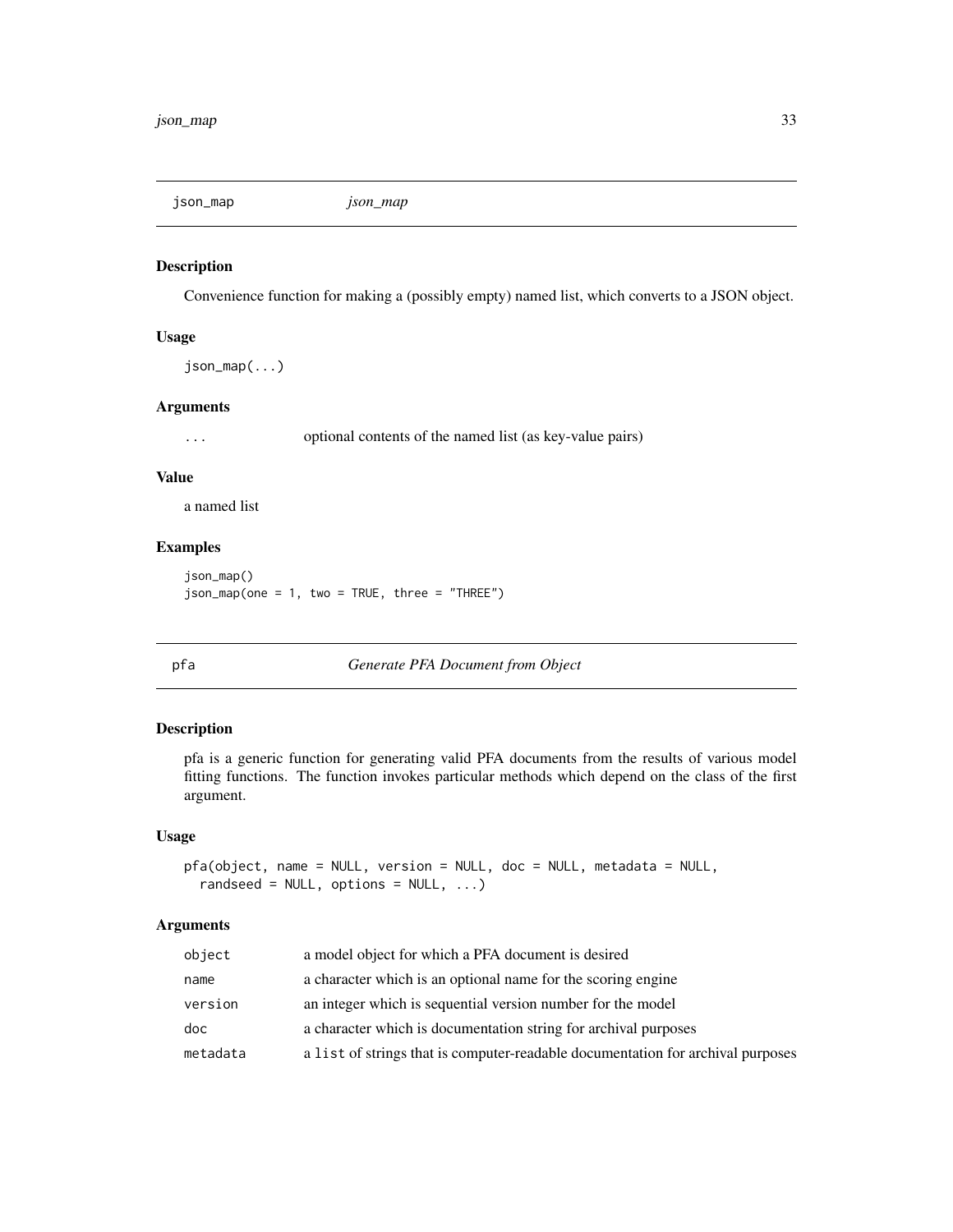## json_map    *json_map*

### Description

Convenience function for making a (possibly empty) named list, which converts to a JSON object.

### Usage

```
json_map(...)
```

### Arguments

| | |
|---|---|
| ... | optional contents of the named list (as key-value pairs) |

### Value

a named list

### Examples

```
json_map()
json_map(one = 1, two = TRUE, three = "THREE")
```

## pfa    *Generate PFA Document from Object*

### Description

pfa is a generic function for generating valid PFA documents from the results of various model fitting functions. The function invokes particular methods which depend on the class of the first argument.

### Usage

```
pfa(object, name = NULL, version = NULL, doc = NULL, metadata = NULL,
  randseed = NULL, options = NULL, ...)
```

### Arguments

| | |
|---|---|
| object | a model object for which a PFA document is desired |
| name | a character which is an optional name for the scoring engine |
| version | an integer which is sequential version number for the model |
| doc | a character which is documentation string for archival purposes |
| metadata | a list of strings that is computer-readable documentation for archival purposes |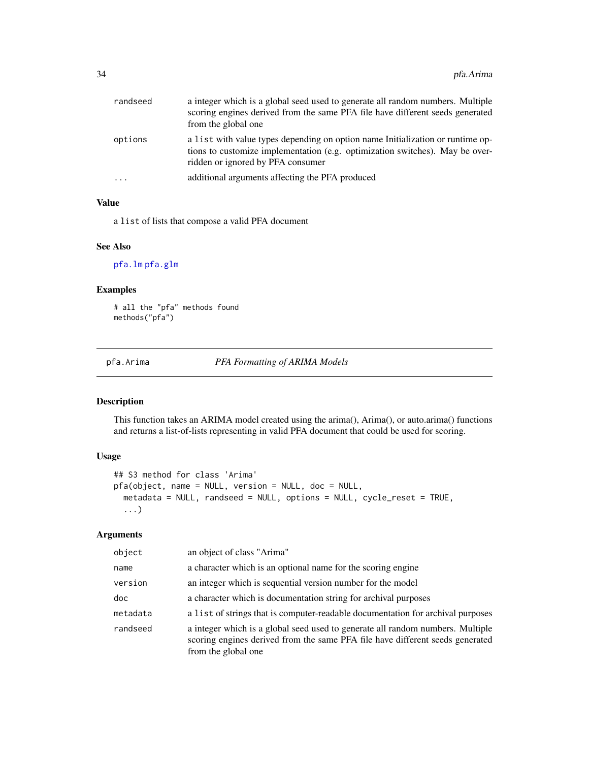| | |
|---|---|
| randseed | a integer which is a global seed used to generate all random numbers. Multiple scoring engines derived from the same PFA file have different seeds generated from the global one |
| options | a list with value types depending on option name Initialization or runtime options to customize implementation (e.g. optimization switches). May be overridden or ignored by PFA consumer |
| ... | additional arguments affecting the PFA produced |

### Value

a list of lists that compose a valid PFA document

### See Also

pfa.lm pfa.glm

### Examples

```
# all the "pfa" methods found
methods("pfa")
```

---

## pfa.Arima — *PFA Formatting of ARIMA Models*

### Description

This function takes an ARIMA model created using the arima(), Arima(), or auto.arima() functions and returns a list-of-lists representing in valid PFA document that could be used for scoring.

### Usage

```
## S3 method for class 'Arima'
pfa(object, name = NULL, version = NULL, doc = NULL,
  metadata = NULL, randseed = NULL, options = NULL, cycle_reset = TRUE,
  ...)
```

### Arguments

| | |
|---|---|
| object | an object of class "Arima" |
| name | a character which is an optional name for the scoring engine |
| version | an integer which is sequential version number for the model |
| doc | a character which is documentation string for archival purposes |
| metadata | a list of strings that is computer-readable documentation for archival purposes |
| randseed | a integer which is a global seed used to generate all random numbers. Multiple scoring engines derived from the same PFA file have different seeds generated from the global one |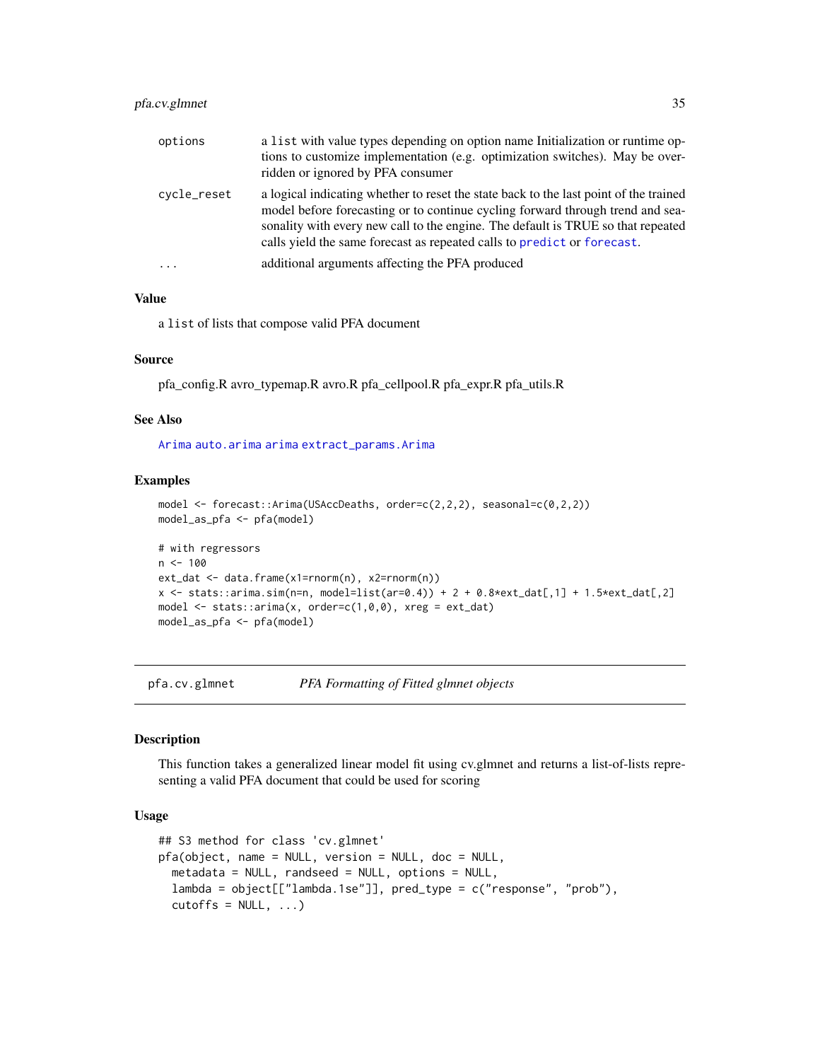| | |
|---|---|
| options | a list with value types depending on option name Initialization or runtime options to customize implementation (e.g. optimization switches). May be overridden or ignored by PFA consumer |
| cycle_reset | a logical indicating whether to reset the state back to the last point of the trained model before forecasting or to continue cycling forward through trend and seasonality with every new call to the engine. The default is TRUE so that repeated calls yield the same forecast as repeated calls to predict or forecast. |
| ... | additional arguments affecting the PFA produced |

### Value

a list of lists that compose valid PFA document

### Source

pfa_config.R avro_typemap.R avro.R pfa_cellpool.R pfa_expr.R pfa_utils.R

### See Also

Arima auto.arima arima extract_params.Arima

### Examples

```
model <- forecast::Arima(USAccDeaths, order=c(2,2,2), seasonal=c(0,2,2))
model_as_pfa <- pfa(model)

# with regressors
n <- 100
ext_dat <- data.frame(x1=rnorm(n), x2=rnorm(n))
x <- stats::arima.sim(n=n, model=list(ar=0.4)) + 2 + 0.8*ext_dat[,1] + 1.5*ext_dat[,2]
model <- stats::arima(x, order=c(1,0,0), xreg = ext_dat)
model_as_pfa <- pfa(model)
```

---

## pfa.cv.glmnet *PFA Formatting of Fitted glmnet objects*

### Description

This function takes a generalized linear model fit using cv.glmnet and returns a list-of-lists representing a valid PFA document that could be used for scoring

### Usage

```
## S3 method for class 'cv.glmnet'
pfa(object, name = NULL, version = NULL, doc = NULL,
  metadata = NULL, randseed = NULL, options = NULL,
  lambda = object[["lambda.1se"]], pred_type = c("response", "prob"),
  cutoffs = NULL, ...)
```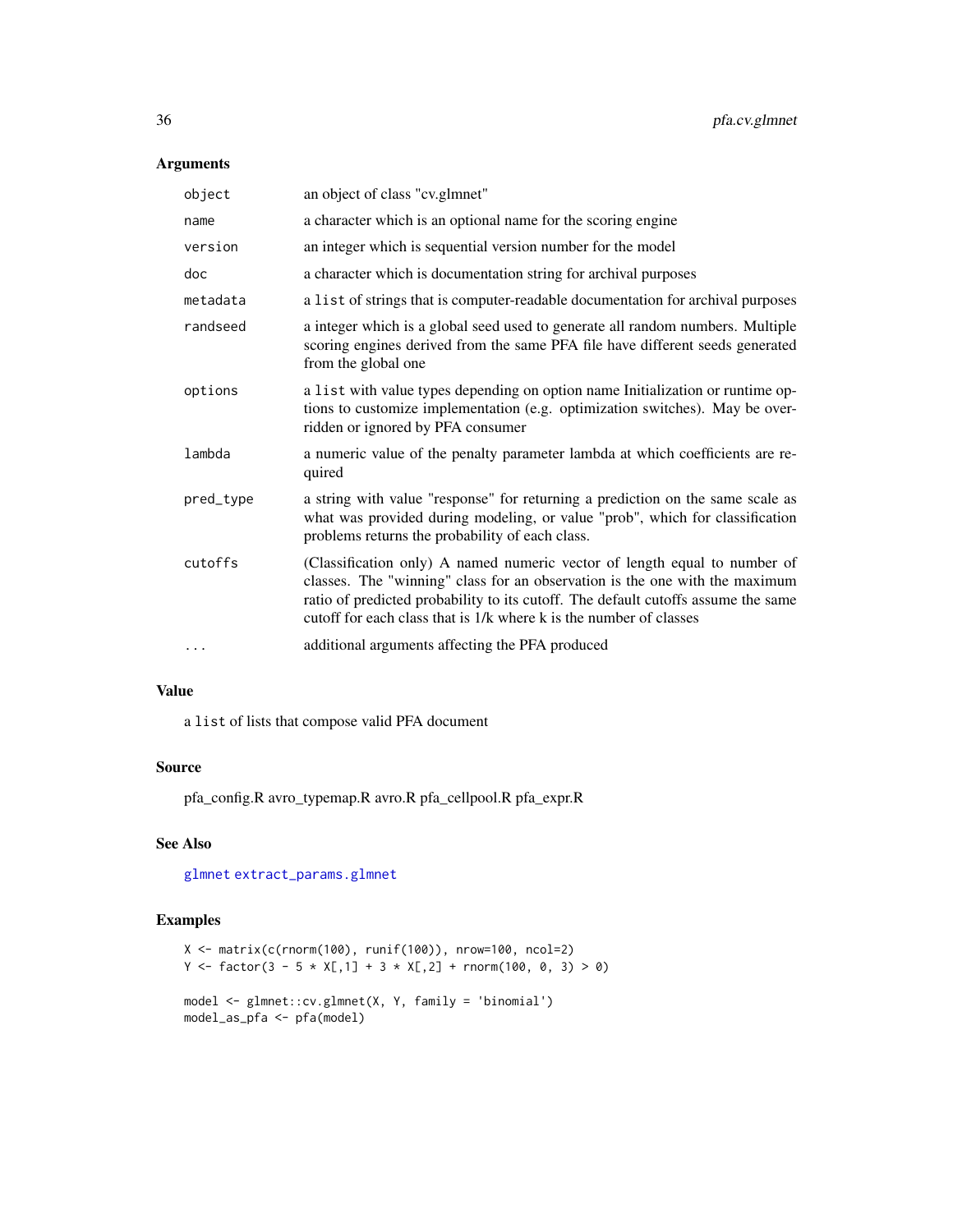## Arguments

| | |
|---|---|
| object | an object of class "cv.glmnet" |
| name | a character which is an optional name for the scoring engine |
| version | an integer which is sequential version number for the model |
| doc | a character which is documentation string for archival purposes |
| metadata | a list of strings that is computer-readable documentation for archival purposes |
| randseed | a integer which is a global seed used to generate all random numbers. Multiple scoring engines derived from the same PFA file have different seeds generated from the global one |
| options | a list with value types depending on option name Initialization or runtime options to customize implementation (e.g. optimization switches). May be overridden or ignored by PFA consumer |
| lambda | a numeric value of the penalty parameter lambda at which coefficients are required |
| pred_type | a string with value "response" for returning a prediction on the same scale as what was provided during modeling, or value "prob", which for classification problems returns the probability of each class. |
| cutoffs | (Classification only) A named numeric vector of length equal to number of classes. The "winning" class for an observation is the one with the maximum ratio of predicted probability to its cutoff. The default cutoffs assume the same cutoff for each class that is 1/k where k is the number of classes |
| ... | additional arguments affecting the PFA produced |

## Value

a list of lists that compose valid PFA document

## Source

pfa_config.R avro_typemap.R avro.R pfa_cellpool.R pfa_expr.R

## See Also

glmnet extract_params.glmnet

## Examples

```
X <- matrix(c(rnorm(100), runif(100)), nrow=100, ncol=2)
Y <- factor(3 - 5 * X[,1] + 3 * X[,2] + rnorm(100, 0, 3) > 0)

model <- glmnet::cv.glmnet(X, Y, family = 'binomial')
model_as_pfa <- pfa(model)
```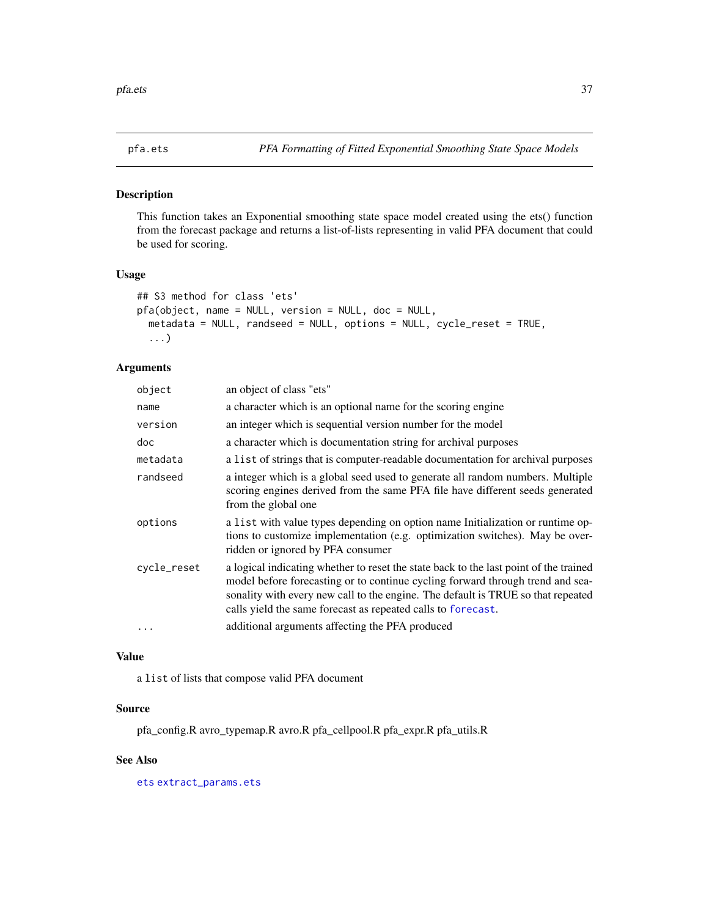# pfa.ets

*PFA Formatting of Fitted Exponential Smoothing State Space Models*

## Description

This function takes an Exponential smoothing state space model created using the ets() function from the forecast package and returns a list-of-lists representing in valid PFA document that could be used for scoring.

## Usage

```
## S3 method for class 'ets'
pfa(object, name = NULL, version = NULL, doc = NULL,
  metadata = NULL, randseed = NULL, options = NULL, cycle_reset = TRUE,
  ...)
```

## Arguments

| | |
|---|---|
| `object` | an object of class "ets" |
| `name` | a character which is an optional name for the scoring engine |
| `version` | an integer which is sequential version number for the model |
| `doc` | a character which is documentation string for archival purposes |
| `metadata` | a `list` of strings that is computer-readable documentation for archival purposes |
| `randseed` | a integer which is a global seed used to generate all random numbers. Multiple scoring engines derived from the same PFA file have different seeds generated from the global one |
| `options` | a `list` with value types depending on option name Initialization or runtime options to customize implementation (e.g. optimization switches). May be overridden or ignored by PFA consumer |
| `cycle_reset` | a logical indicating whether to reset the state back to the last point of the trained model before forecasting or to continue cycling forward through trend and seasonality with every new call to the engine. The default is TRUE so that repeated calls yield the same forecast as repeated calls to `forecast`. |
| `...` | additional arguments affecting the PFA produced |

## Value

a `list` of lists that compose valid PFA document

## Source

pfa_config.R avro_typemap.R avro.R pfa_cellpool.R pfa_expr.R pfa_utils.R

## See Also

`ets` `extract_params.ets`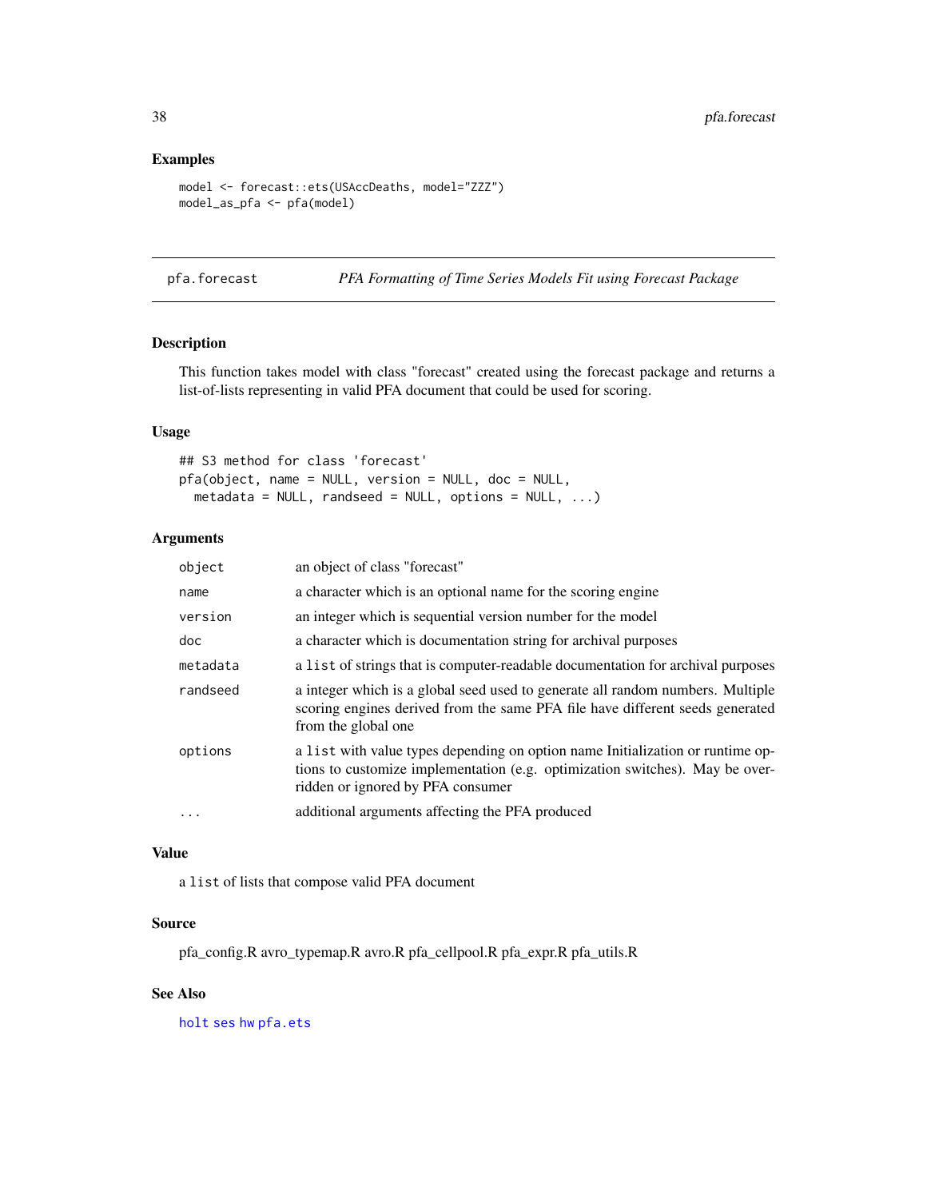## Examples

```
model <- forecast::ets(USAccDeaths, model="ZZZ")
model_as_pfa <- pfa(model)
```

---

## pfa.forecast — *PFA Formatting of Time Series Models Fit using Forecast Package*

### Description

This function takes model with class "forecast" created using the forecast package and returns a list-of-lists representing in valid PFA document that could be used for scoring.

### Usage

```
## S3 method for class 'forecast'
pfa(object, name = NULL, version = NULL, doc = NULL,
  metadata = NULL, randseed = NULL, options = NULL, ...)
```

### Arguments

| | |
|---|---|
| `object` | an object of class "forecast" |
| `name` | a character which is an optional name for the scoring engine |
| `version` | an integer which is sequential version number for the model |
| `doc` | a character which is documentation string for archival purposes |
| `metadata` | a `list` of strings that is computer-readable documentation for archival purposes |
| `randseed` | a integer which is a global seed used to generate all random numbers. Multiple scoring engines derived from the same PFA file have different seeds generated from the global one |
| `options` | a `list` with value types depending on option name Initialization or runtime options to customize implementation (e.g. optimization switches). May be overridden or ignored by PFA consumer |
| `...` | additional arguments affecting the PFA produced |

### Value

a `list` of lists that compose valid PFA document

### Source

pfa_config.R avro_typemap.R avro.R pfa_cellpool.R pfa_expr.R pfa_utils.R

### See Also

`holt` `ses` `hw` `pfa.ets`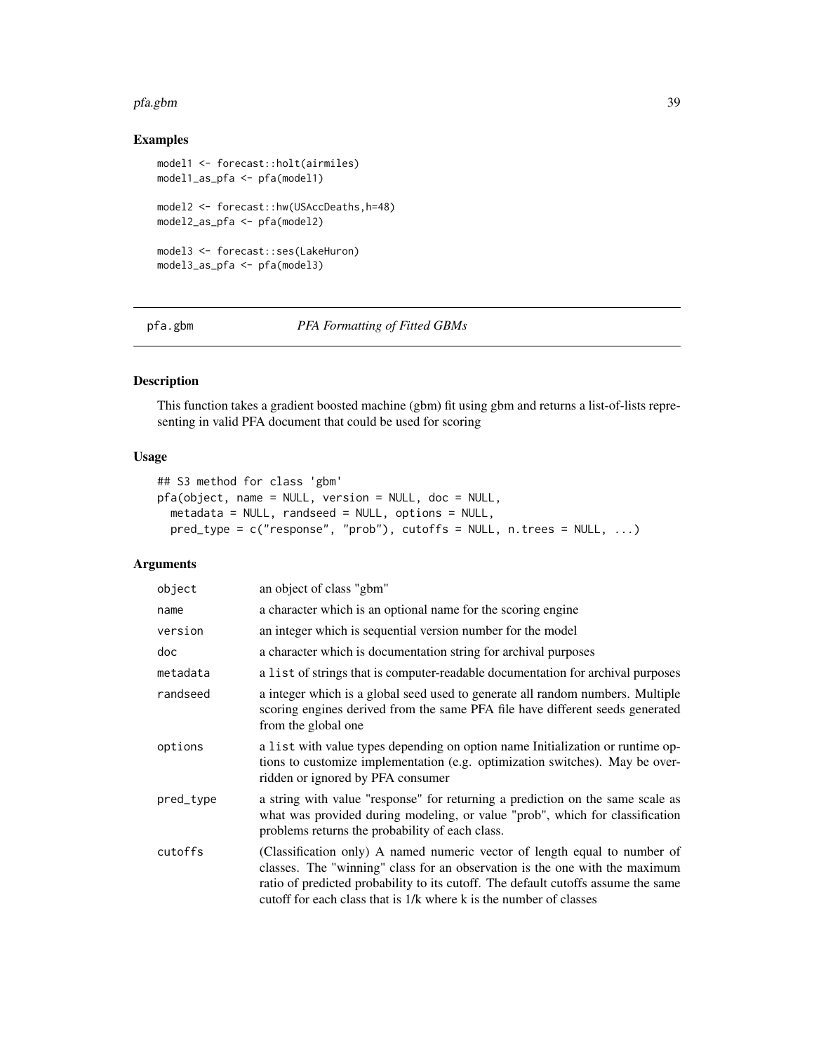### Examples

```
model1 <- forecast::holt(airmiles)
model1_as_pfa <- pfa(model1)

model2 <- forecast::hw(USAccDeaths,h=48)
model2_as_pfa <- pfa(model2)

model3 <- forecast::ses(LakeHuron)
model3_as_pfa <- pfa(model3)
```

## pfa.gbm — *PFA Formatting of Fitted GBMs*

### Description

This function takes a gradient boosted machine (gbm) fit using gbm and returns a list-of-lists representing in valid PFA document that could be used for scoring

### Usage

```
## S3 method for class 'gbm'
pfa(object, name = NULL, version = NULL, doc = NULL,
  metadata = NULL, randseed = NULL, options = NULL,
  pred_type = c("response", "prob"), cutoffs = NULL, n.trees = NULL, ...)
```

### Arguments

| | |
|---|---|
| object | an object of class "gbm" |
| name | a character which is an optional name for the scoring engine |
| version | an integer which is sequential version number for the model |
| doc | a character which is documentation string for archival purposes |
| metadata | a list of strings that is computer-readable documentation for archival purposes |
| randseed | a integer which is a global seed used to generate all random numbers. Multiple scoring engines derived from the same PFA file have different seeds generated from the global one |
| options | a list with value types depending on option name Initialization or runtime options to customize implementation (e.g. optimization switches). May be overridden or ignored by PFA consumer |
| pred_type | a string with value "response" for returning a prediction on the same scale as what was provided during modeling, or value "prob", which for classification problems returns the probability of each class. |
| cutoffs | (Classification only) A named numeric vector of length equal to number of classes. The "winning" class for an observation is the one with the maximum ratio of predicted probability to its cutoff. The default cutoffs assume the same cutoff for each class that is 1/k where k is the number of classes |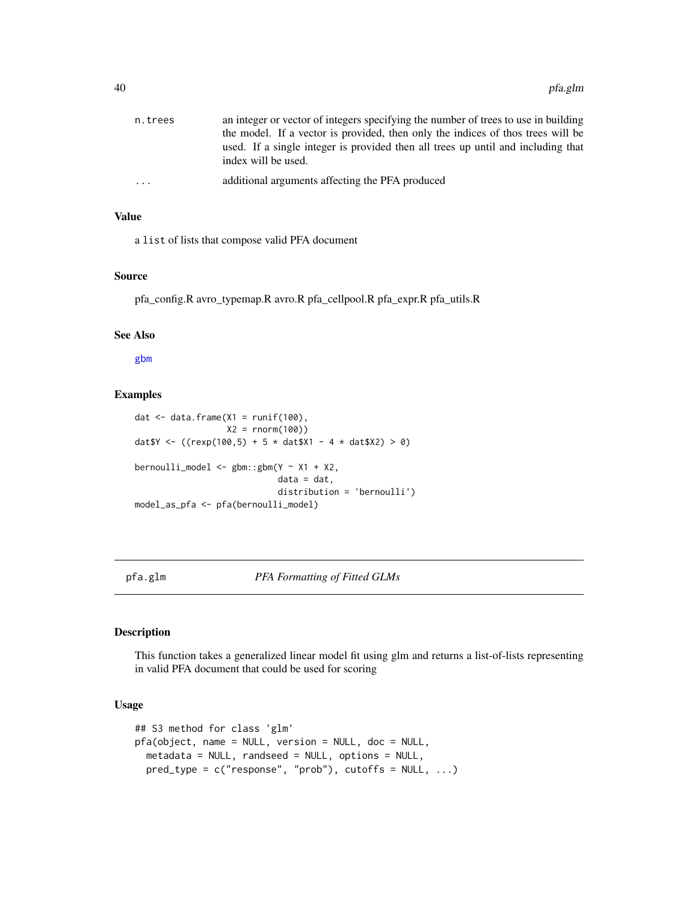| | |
|---|---|
| n.trees | an integer or vector of integers specifying the number of trees to use in building the model. If a vector is provided, then only the indices of thos trees will be used. If a single integer is provided then all trees up until and including that index will be used. |
| ... | additional arguments affecting the PFA produced |

### Value

a list of lists that compose valid PFA document

### Source

pfa_config.R avro_typemap.R avro.R pfa_cellpool.R pfa_expr.R pfa_utils.R

### See Also

gbm

### Examples

```
dat <- data.frame(X1 = runif(100),
                  X2 = rnorm(100))
dat$Y <- ((rexp(100,5) + 5 * dat$X1 - 4 * dat$X2) > 0)

bernoulli_model <- gbm::gbm(Y ~ X1 + X2,
                            data = dat,
                            distribution = 'bernoulli')
model_as_pfa <- pfa(bernoulli_model)
```

---

## pfa.glm — *PFA Formatting of Fitted GLMs*

### Description

This function takes a generalized linear model fit using glm and returns a list-of-lists representing in valid PFA document that could be used for scoring

### Usage

```
## S3 method for class 'glm'
pfa(object, name = NULL, version = NULL, doc = NULL,
  metadata = NULL, randseed = NULL, options = NULL,
  pred_type = c("response", "prob"), cutoffs = NULL, ...)
```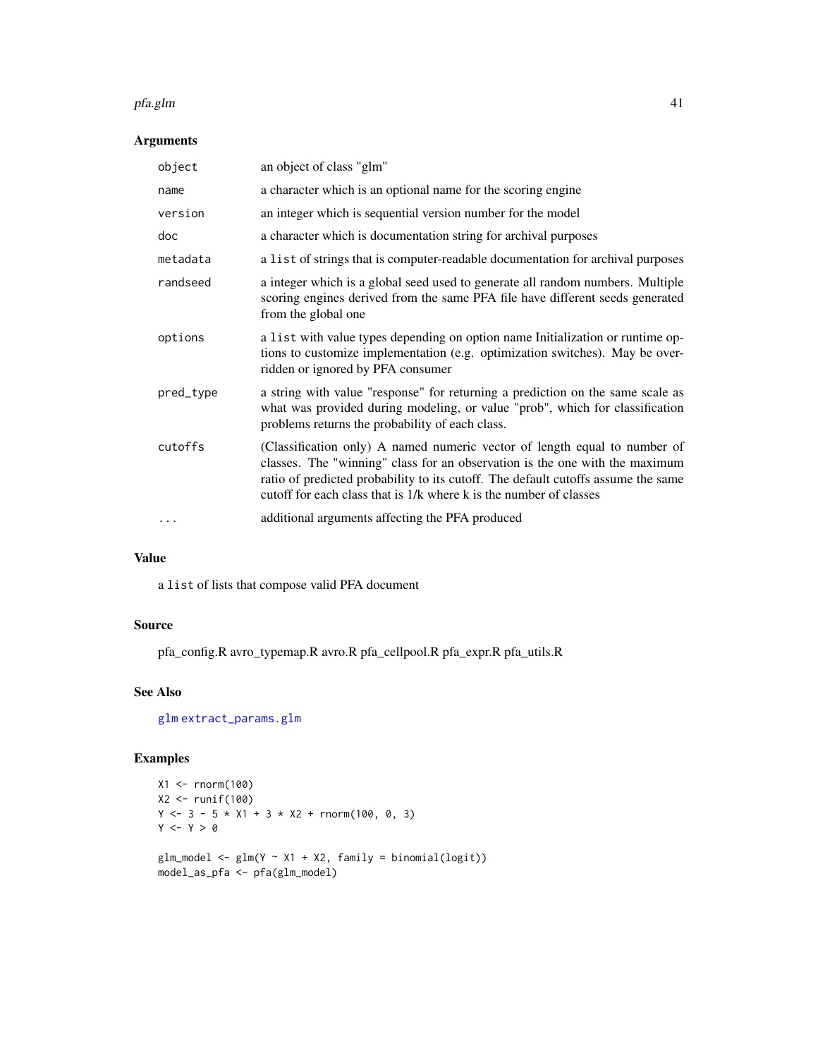## Arguments

| | |
|---|---|
| `object` | an object of class "glm" |
| `name` | a character which is an optional name for the scoring engine |
| `version` | an integer which is sequential version number for the model |
| `doc` | a character which is documentation string for archival purposes |
| `metadata` | a `list` of strings that is computer-readable documentation for archival purposes |
| `randseed` | a integer which is a global seed used to generate all random numbers. Multiple scoring engines derived from the same PFA file have different seeds generated from the global one |
| `options` | a `list` with value types depending on option name Initialization or runtime options to customize implementation (e.g. optimization switches). May be overridden or ignored by PFA consumer |
| `pred_type` | a string with value "response" for returning a prediction on the same scale as what was provided during modeling, or value "prob", which for classification problems returns the probability of each class. |
| `cutoffs` | (Classification only) A named numeric vector of length equal to number of classes. The "winning" class for an observation is the one with the maximum ratio of predicted probability to its cutoff. The default cutoffs assume the same cutoff for each class that is 1/k where k is the number of classes |
| `...` | additional arguments affecting the PFA produced |

## Value

a `list` of lists that compose valid PFA document

## Source

pfa_config.R avro_typemap.R avro.R pfa_cellpool.R pfa_expr.R pfa_utils.R

## See Also

`glm` `extract_params.glm`

## Examples

```
X1 <- rnorm(100)
X2 <- runif(100)
Y <- 3 - 5 * X1 + 3 * X2 + rnorm(100, 0, 3)
Y <- Y > 0

glm_model <- glm(Y ~ X1 + X2, family = binomial(logit))
model_as_pfa <- pfa(glm_model)
```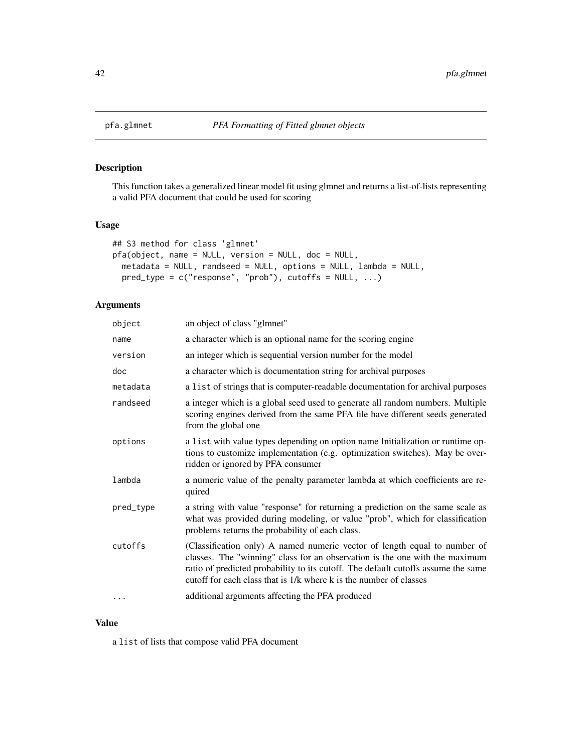pfa.glmnet *PFA Formatting of Fitted glmnet objects*

## Description

This function takes a generalized linear model fit using glmnet and returns a list-of-lists representing a valid PFA document that could be used for scoring

## Usage

```
## S3 method for class 'glmnet'
pfa(object, name = NULL, version = NULL, doc = NULL,
  metadata = NULL, randseed = NULL, options = NULL, lambda = NULL,
  pred_type = c("response", "prob"), cutoffs = NULL, ...)
```

## Arguments

| | |
|---|---|
| `object` | an object of class "glmnet" |
| `name` | a character which is an optional name for the scoring engine |
| `version` | an integer which is sequential version number for the model |
| `doc` | a character which is documentation string for archival purposes |
| `metadata` | a `list` of strings that is computer-readable documentation for archival purposes |
| `randseed` | a integer which is a global seed used to generate all random numbers. Multiple scoring engines derived from the same PFA file have different seeds generated from the global one |
| `options` | a `list` with value types depending on option name Initialization or runtime options to customize implementation (e.g. optimization switches). May be overridden or ignored by PFA consumer |
| `lambda` | a numeric value of the penalty parameter lambda at which coefficients are required |
| `pred_type` | a string with value "response" for returning a prediction on the same scale as what was provided during modeling, or value "prob", which for classification problems returns the probability of each class. |
| `cutoffs` | (Classification only) A named numeric vector of length equal to number of classes. The "winning" class for an observation is the one with the maximum ratio of predicted probability to its cutoff. The default cutoffs assume the same cutoff for each class that is 1/k where k is the number of classes |
| `...` | additional arguments affecting the PFA produced |

## Value

a `list` of lists that compose valid PFA document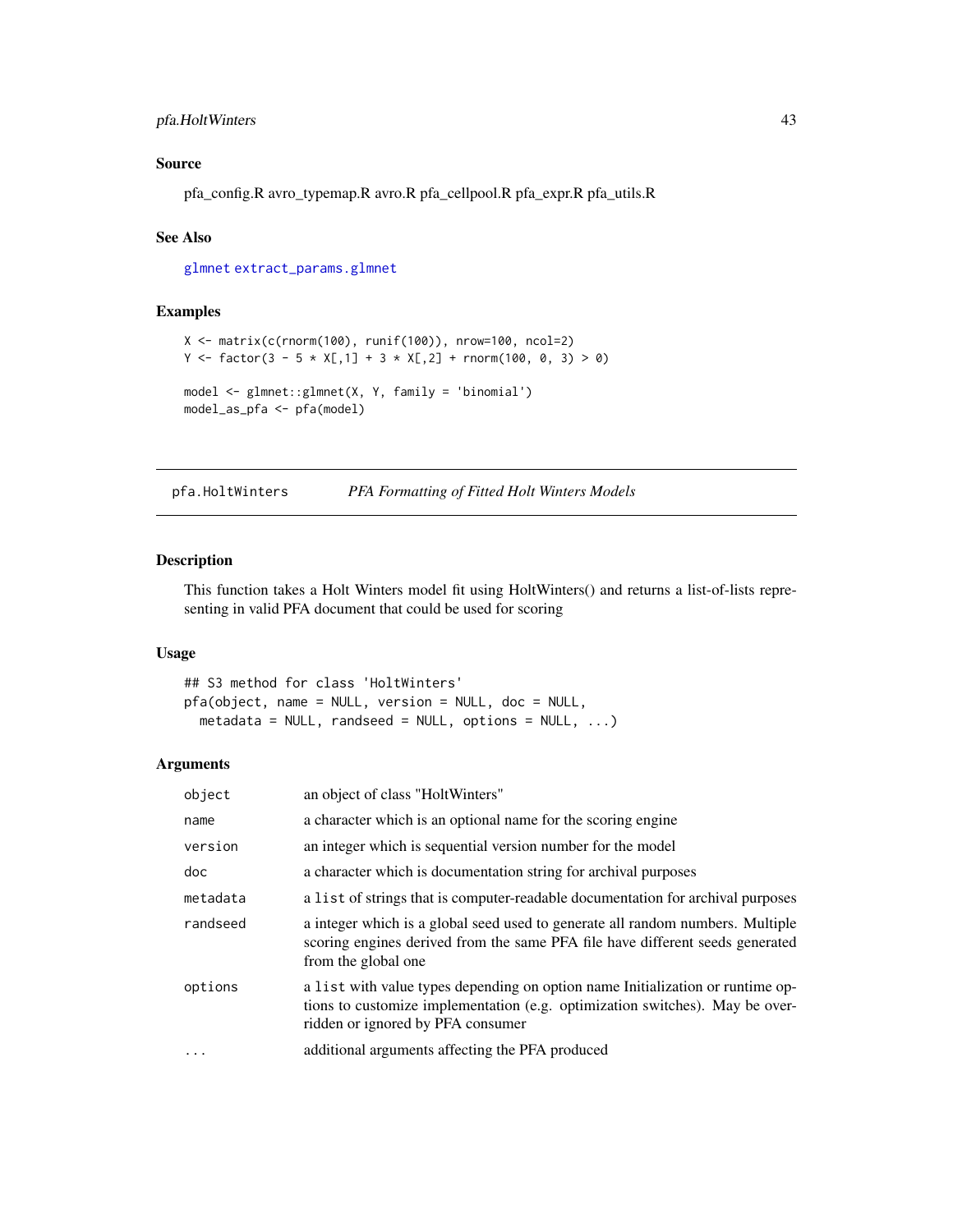### Source

pfa_config.R avro_typemap.R avro.R pfa_cellpool.R pfa_expr.R pfa_utils.R

### See Also

glmnet extract_params.glmnet

### Examples

```
X <- matrix(c(rnorm(100), runif(100)), nrow=100, ncol=2)
Y <- factor(3 - 5 * X[,1] + 3 * X[,2] + rnorm(100, 0, 3) > 0)

model <- glmnet::glmnet(X, Y, family = 'binomial')
model_as_pfa <- pfa(model)
```

---

## pfa.HoltWinters — *PFA Formatting of Fitted Holt Winters Models*

---

### Description

This function takes a Holt Winters model fit using HoltWinters() and returns a list-of-lists representing in valid PFA document that could be used for scoring

### Usage

```
## S3 method for class 'HoltWinters'
pfa(object, name = NULL, version = NULL, doc = NULL,
  metadata = NULL, randseed = NULL, options = NULL, ...)
```

### Arguments

| | |
|---|---|
| object | an object of class "HoltWinters" |
| name | a character which is an optional name for the scoring engine |
| version | an integer which is sequential version number for the model |
| doc | a character which is documentation string for archival purposes |
| metadata | a list of strings that is computer-readable documentation for archival purposes |
| randseed | a integer which is a global seed used to generate all random numbers. Multiple scoring engines derived from the same PFA file have different seeds generated from the global one |
| options | a list with value types depending on option name Initialization or runtime options to customize implementation (e.g. optimization switches). May be overridden or ignored by PFA consumer |
| ... | additional arguments affecting the PFA produced |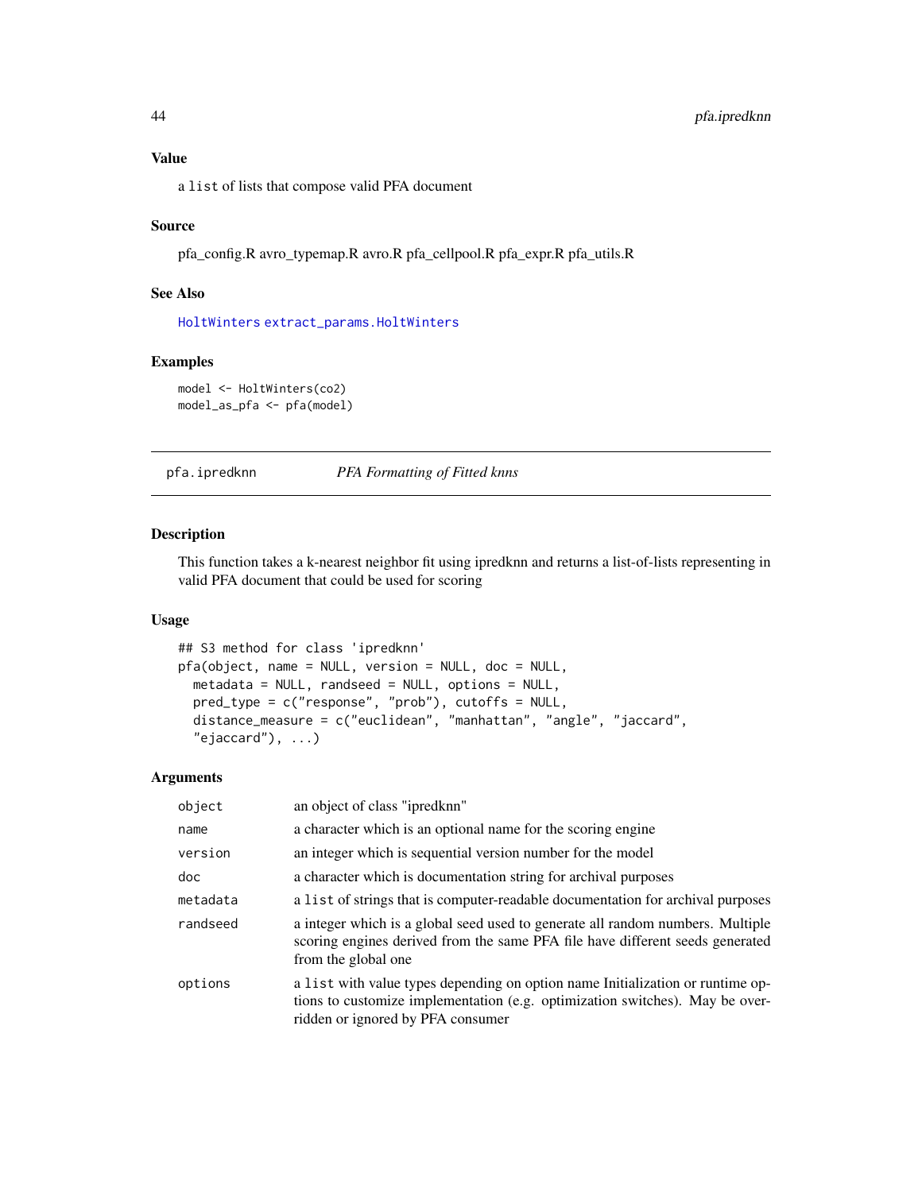### Value

a `list` of lists that compose valid PFA document

### Source

pfa_config.R avro_typemap.R avro.R pfa_cellpool.R pfa_expr.R pfa_utils.R

### See Also

`HoltWinters` `extract_params.HoltWinters`

### Examples

```
model <- HoltWinters(co2)
model_as_pfa <- pfa(model)
```

---

## pfa.ipredknn — *PFA Formatting of Fitted knns*

### Description

This function takes a k-nearest neighbor fit using ipredknn and returns a list-of-lists representing in valid PFA document that could be used for scoring

### Usage

```
## S3 method for class 'ipredknn'
pfa(object, name = NULL, version = NULL, doc = NULL,
  metadata = NULL, randseed = NULL, options = NULL,
  pred_type = c("response", "prob"), cutoffs = NULL,
  distance_measure = c("euclidean", "manhattan", "angle", "jaccard",
  "ejaccard"), ...)
```

### Arguments

| | |
|---|---|
| `object` | an object of class "ipredknn" |
| `name` | a character which is an optional name for the scoring engine |
| `version` | an integer which is sequential version number for the model |
| `doc` | a character which is documentation string for archival purposes |
| `metadata` | a `list` of strings that is computer-readable documentation for archival purposes |
| `randseed` | a integer which is a global seed used to generate all random numbers. Multiple scoring engines derived from the same PFA file have different seeds generated from the global one |
| `options` | a `list` with value types depending on option name Initialization or runtime options to customize implementation (e.g. optimization switches). May be overridden or ignored by PFA consumer |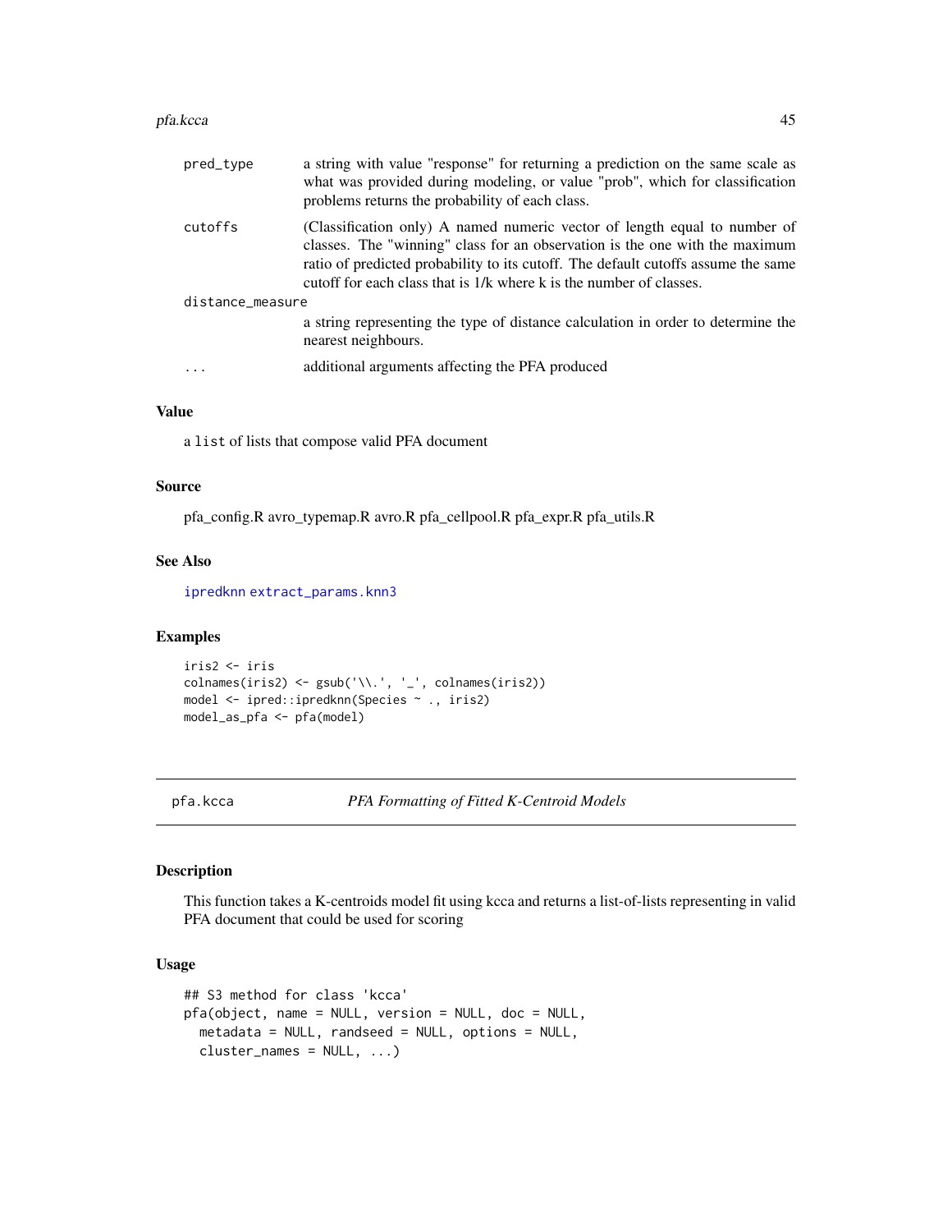| | |
|---|---|
| pred_type | a string with value "response" for returning a prediction on the same scale as what was provided during modeling, or value "prob", which for classification problems returns the probability of each class. |
| cutoffs | (Classification only) A named numeric vector of length equal to number of classes. The "winning" class for an observation is the one with the maximum ratio of predicted probability to its cutoff. The default cutoffs assume the same cutoff for each class that is 1/k where k is the number of classes. |
| distance_measure | a string representing the type of distance calculation in order to determine the nearest neighbours. |
| ... | additional arguments affecting the PFA produced |

### Value

a list of lists that compose valid PFA document

### Source

pfa_config.R avro_typemap.R avro.R pfa_cellpool.R pfa_expr.R pfa_utils.R

### See Also

ipredknn extract_params.knn3

### Examples

```
iris2 <- iris
colnames(iris2) <- gsub('\\.', '_', colnames(iris2))
model <- ipred::ipredknn(Species ~ ., iris2)
model_as_pfa <- pfa(model)
```

---

## pfa.kcca — *PFA Formatting of Fitted K-Centroid Models*

### Description

This function takes a K-centroids model fit using kcca and returns a list-of-lists representing in valid PFA document that could be used for scoring

### Usage

```
## S3 method for class 'kcca'
pfa(object, name = NULL, version = NULL, doc = NULL,
  metadata = NULL, randseed = NULL, options = NULL,
  cluster_names = NULL, ...)
```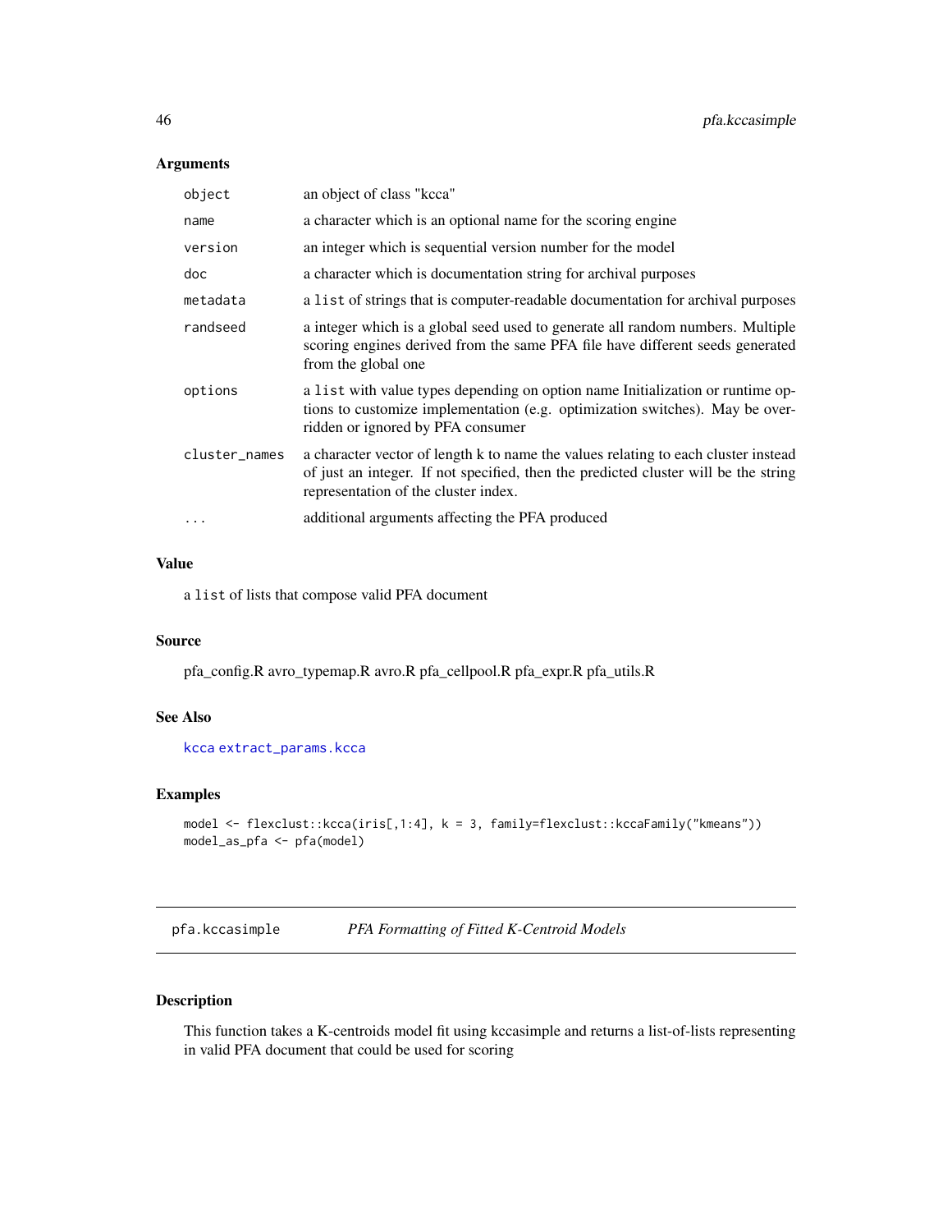### Arguments

| | |
|---|---|
| `object` | an object of class "kcca" |
| `name` | a character which is an optional name for the scoring engine |
| `version` | an integer which is sequential version number for the model |
| `doc` | a character which is documentation string for archival purposes |
| `metadata` | a `list` of strings that is computer-readable documentation for archival purposes |
| `randseed` | a integer which is a global seed used to generate all random numbers. Multiple scoring engines derived from the same PFA file have different seeds generated from the global one |
| `options` | a `list` with value types depending on option name Initialization or runtime options to customize implementation (e.g. optimization switches). May be overridden or ignored by PFA consumer |
| `cluster_names` | a character vector of length k to name the values relating to each cluster instead of just an integer. If not specified, then the predicted cluster will be the string representation of the cluster index. |
| `...` | additional arguments affecting the PFA produced |

### Value

a `list` of lists that compose valid PFA document

### Source

pfa_config.R avro_typemap.R avro.R pfa_cellpool.R pfa_expr.R pfa_utils.R

### See Also

`kcca` `extract_params.kcca`

### Examples

```
model <- flexclust::kcca(iris[,1:4], k = 3, family=flexclust::kccaFamily("kmeans"))
model_as_pfa <- pfa(model)
```

---

## `pfa.kccasimple` *PFA Formatting of Fitted K-Centroid Models*

---

### Description

This function takes a K-centroids model fit using kccasimple and returns a list-of-lists representing in valid PFA document that could be used for scoring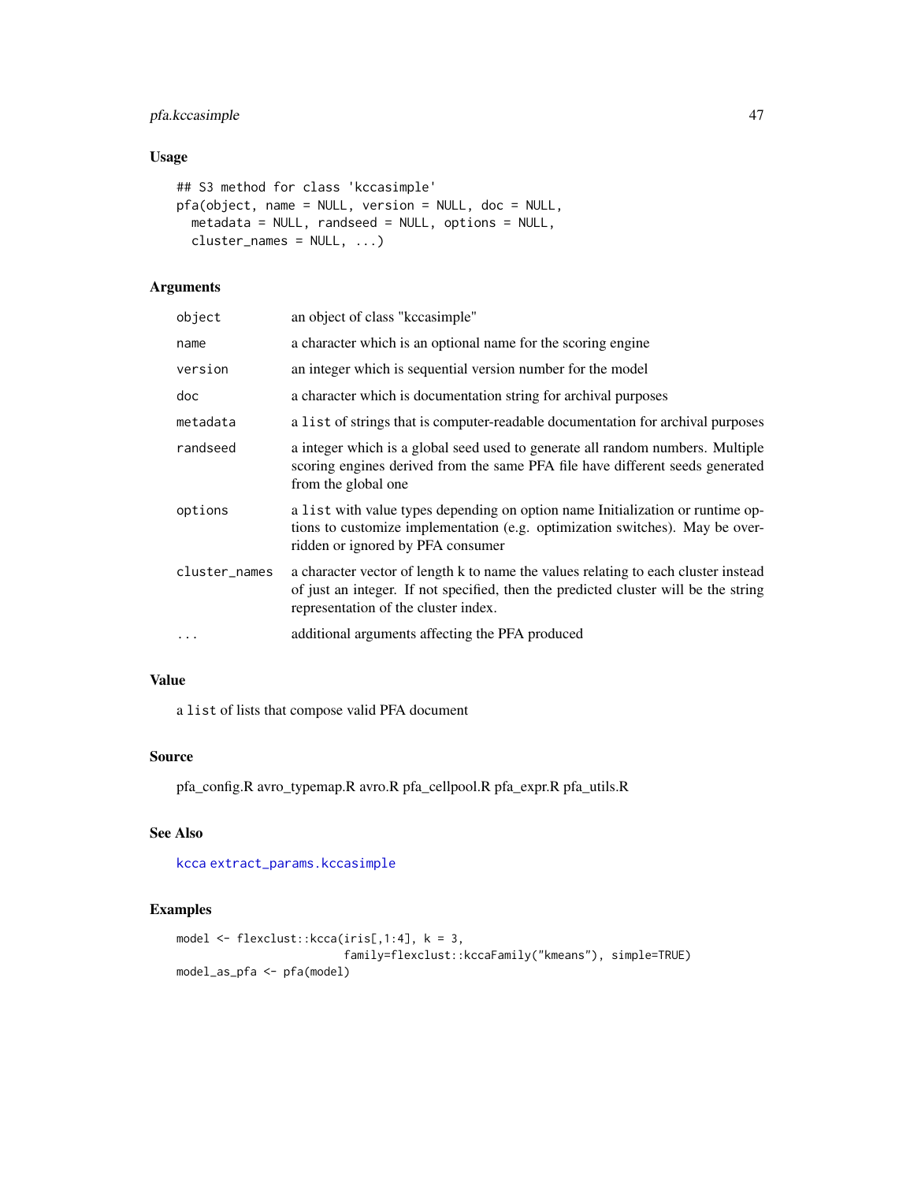## Usage

```
## S3 method for class 'kccasimple'
pfa(object, name = NULL, version = NULL, doc = NULL,
  metadata = NULL, randseed = NULL, options = NULL,
  cluster_names = NULL, ...)
```

## Arguments

| | |
|---|---|
| object | an object of class "kccasimple" |
| name | a character which is an optional name for the scoring engine |
| version | an integer which is sequential version number for the model |
| doc | a character which is documentation string for archival purposes |
| metadata | a `list` of strings that is computer-readable documentation for archival purposes |
| randseed | a integer which is a global seed used to generate all random numbers. Multiple scoring engines derived from the same PFA file have different seeds generated from the global one |
| options | a `list` with value types depending on option name Initialization or runtime options to customize implementation (e.g. optimization switches). May be overridden or ignored by PFA consumer |
| cluster_names | a character vector of length k to name the values relating to each cluster instead of just an integer. If not specified, then the predicted cluster will be the string representation of the cluster index. |
| ... | additional arguments affecting the PFA produced |

## Value

a `list` of lists that compose valid PFA document

## Source

pfa_config.R avro_typemap.R avro.R pfa_cellpool.R pfa_expr.R pfa_utils.R

## See Also

`kcca` `extract_params.kccasimple`

## Examples

```
model <- flexclust::kcca(iris[,1:4], k = 3,
                         family=flexclust::kccaFamily("kmeans"), simple=TRUE)
model_as_pfa <- pfa(model)
```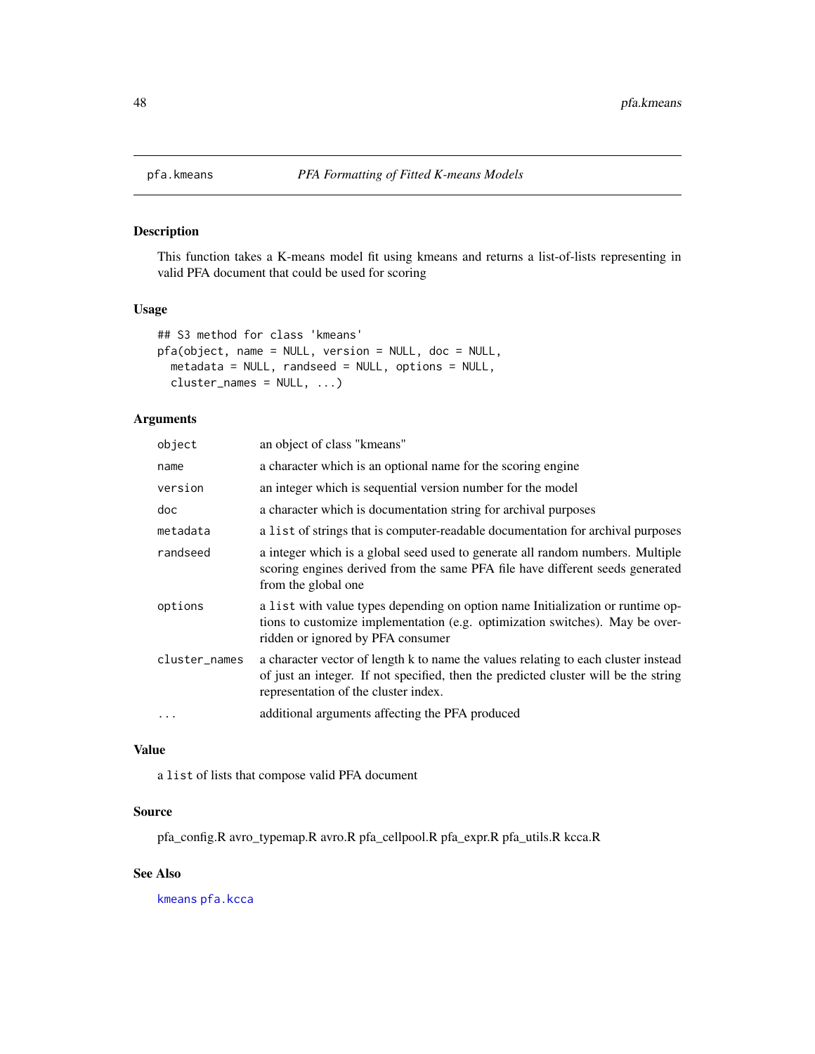# pfa.kmeans — *PFA Formatting of Fitted K-means Models*

## Description

This function takes a K-means model fit using kmeans and returns a list-of-lists representing in valid PFA document that could be used for scoring

## Usage

```
## S3 method for class 'kmeans'
pfa(object, name = NULL, version = NULL, doc = NULL,
  metadata = NULL, randseed = NULL, options = NULL,
  cluster_names = NULL, ...)
```

## Arguments

| | |
|---|---|
| `object` | an object of class "kmeans" |
| `name` | a character which is an optional name for the scoring engine |
| `version` | an integer which is sequential version number for the model |
| `doc` | a character which is documentation string for archival purposes |
| `metadata` | a `list` of strings that is computer-readable documentation for archival purposes |
| `randseed` | a integer which is a global seed used to generate all random numbers. Multiple scoring engines derived from the same PFA file have different seeds generated from the global one |
| `options` | a `list` with value types depending on option name Initialization or runtime options to customize implementation (e.g. optimization switches). May be overridden or ignored by PFA consumer |
| `cluster_names` | a character vector of length k to name the values relating to each cluster instead of just an integer. If not specified, then the predicted cluster will be the string representation of the cluster index. |
| `...` | additional arguments affecting the PFA produced |

## Value

a `list` of lists that compose valid PFA document

## Source

pfa_config.R avro_typemap.R avro.R pfa_cellpool.R pfa_expr.R pfa_utils.R kcca.R

## See Also

`kmeans` `pfa.kcca`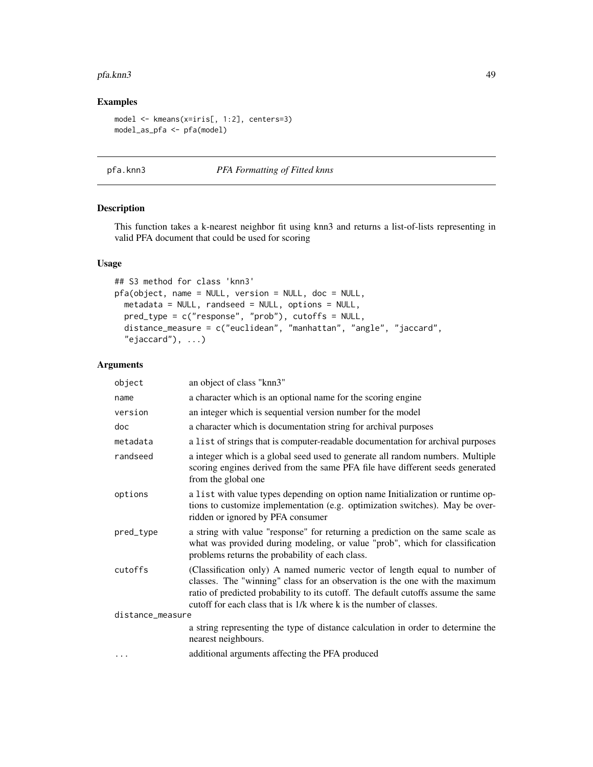## Examples

```
model <- kmeans(x=iris[, 1:2], centers=3)
model_as_pfa <- pfa(model)
```

---

# pfa.knn3 — *PFA Formatting of Fitted knns*

## Description

This function takes a k-nearest neighbor fit using knn3 and returns a list-of-lists representing in valid PFA document that could be used for scoring

## Usage

```
## S3 method for class 'knn3'
pfa(object, name = NULL, version = NULL, doc = NULL,
  metadata = NULL, randseed = NULL, options = NULL,
  pred_type = c("response", "prob"), cutoffs = NULL,
  distance_measure = c("euclidean", "manhattan", "angle", "jaccard",
  "ejaccard"), ...)
```

## Arguments

| | |
|---|---|
| object | an object of class "knn3" |
| name | a character which is an optional name for the scoring engine |
| version | an integer which is sequential version number for the model |
| doc | a character which is documentation string for archival purposes |
| metadata | a `list` of strings that is computer-readable documentation for archival purposes |
| randseed | a integer which is a global seed used to generate all random numbers. Multiple scoring engines derived from the same PFA file have different seeds generated from the global one |
| options | a `list` with value types depending on option name Initialization or runtime options to customize implementation (e.g. optimization switches). May be overridden or ignored by PFA consumer |
| pred_type | a string with value "response" for returning a prediction on the same scale as what was provided during modeling, or value "prob", which for classification problems returns the probability of each class. |
| cutoffs | (Classification only) A named numeric vector of length equal to number of classes. The "winning" class for an observation is the one with the maximum ratio of predicted probability to its cutoff. The default cutoffs assume the same cutoff for each class that is 1/k where k is the number of classes. |
| distance_measure | a string representing the type of distance calculation in order to determine the nearest neighbours. |
| ... | additional arguments affecting the PFA produced |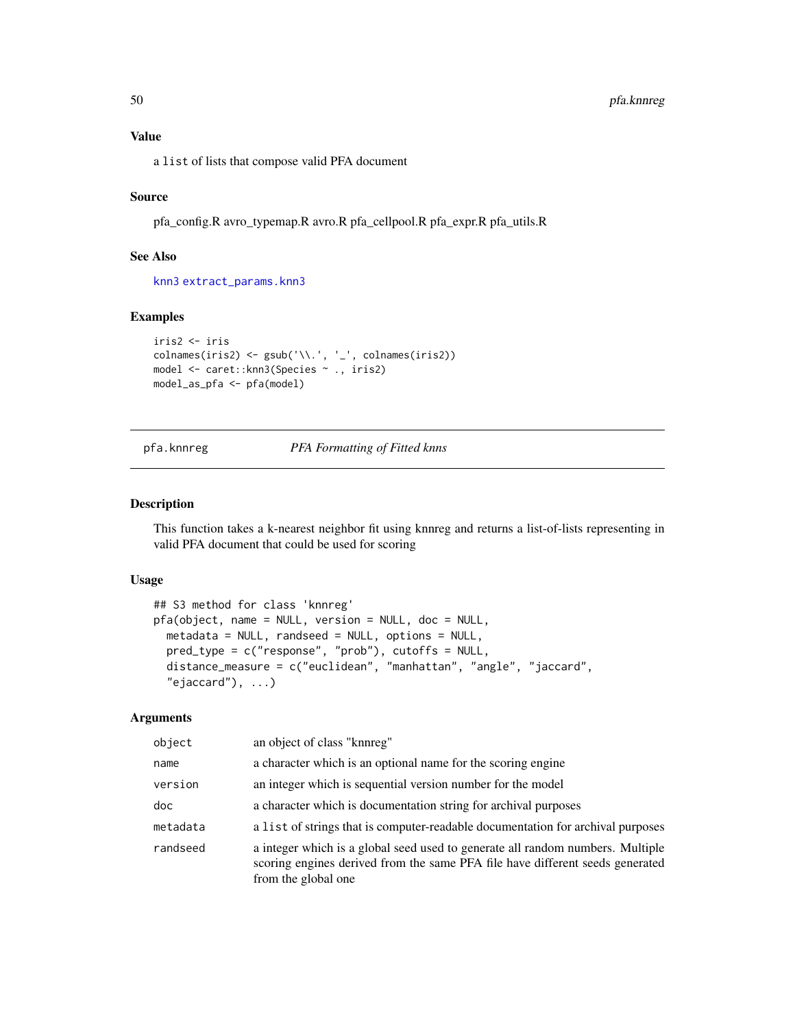### Value

a `list` of lists that compose valid PFA document

### Source

pfa_config.R avro_typemap.R avro.R pfa_cellpool.R pfa_expr.R pfa_utils.R

### See Also

`knn3` `extract_params.knn3`

### Examples

```
iris2 <- iris
colnames(iris2) <- gsub('\\.', '_', colnames(iris2))
model <- caret::knn3(Species ~ ., iris2)
model_as_pfa <- pfa(model)
```

---

## pfa.knnreg — *PFA Formatting of Fitted knns*

---

### Description

This function takes a k-nearest neighbor fit using knnreg and returns a list-of-lists representing in valid PFA document that could be used for scoring

### Usage

```
## S3 method for class 'knnreg'
pfa(object, name = NULL, version = NULL, doc = NULL,
  metadata = NULL, randseed = NULL, options = NULL,
  pred_type = c("response", "prob"), cutoffs = NULL,
  distance_measure = c("euclidean", "manhattan", "angle", "jaccard",
  "ejaccard"), ...)
```

### Arguments

| | |
|---|---|
| `object` | an object of class "knnreg" |
| `name` | a character which is an optional name for the scoring engine |
| `version` | an integer which is sequential version number for the model |
| `doc` | a character which is documentation string for archival purposes |
| `metadata` | a `list` of strings that is computer-readable documentation for archival purposes |
| `randseed` | a integer which is a global seed used to generate all random numbers. Multiple scoring engines derived from the same PFA file have different seeds generated from the global one |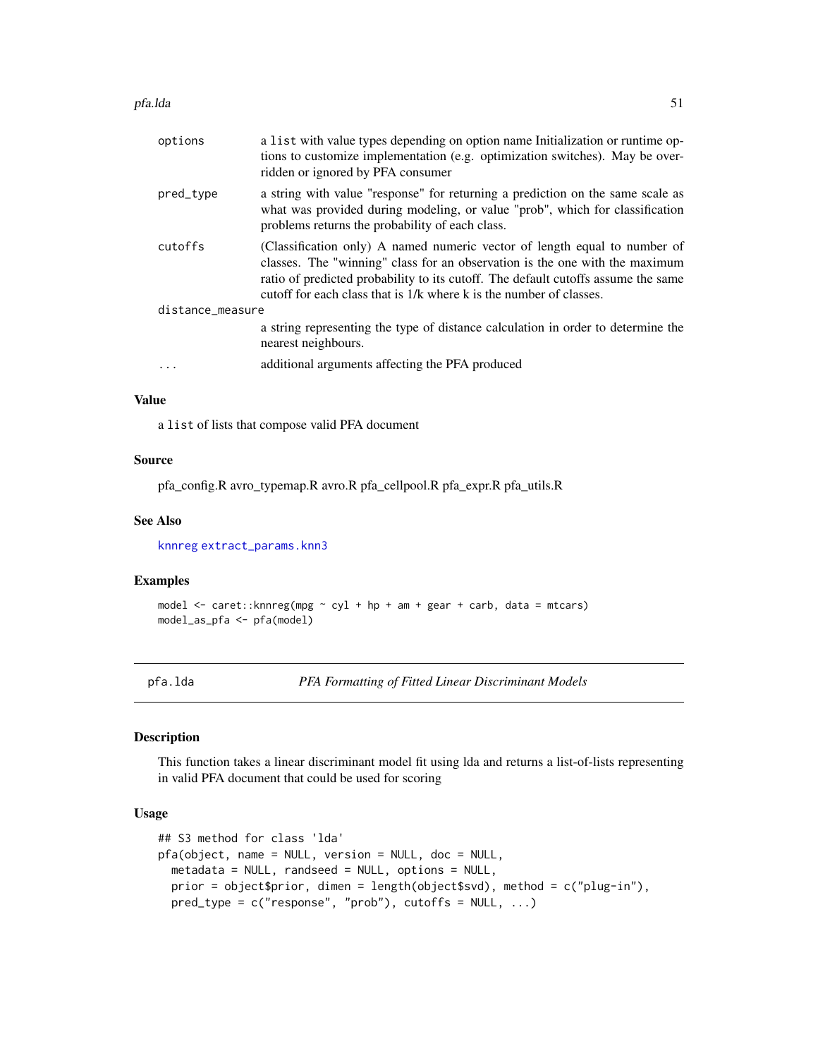| | |
|---|---|
| options | a list with value types depending on option name Initialization or runtime options to customize implementation (e.g. optimization switches). May be overridden or ignored by PFA consumer |
| pred_type | a string with value "response" for returning a prediction on the same scale as what was provided during modeling, or value "prob", which for classification problems returns the probability of each class. |
| cutoffs | (Classification only) A named numeric vector of length equal to number of classes. The "winning" class for an observation is the one with the maximum ratio of predicted probability to its cutoff. The default cutoffs assume the same cutoff for each class that is 1/k where k is the number of classes. |
| distance_measure | a string representing the type of distance calculation in order to determine the nearest neighbours. |
| ... | additional arguments affecting the PFA produced |

### Value

a list of lists that compose valid PFA document

### Source

pfa_config.R avro_typemap.R avro.R pfa_cellpool.R pfa_expr.R pfa_utils.R

### See Also

knnreg extract_params.knn3

### Examples

```
model <- caret::knnreg(mpg ~ cyl + hp + am + gear + carb, data = mtcars)
model_as_pfa <- pfa(model)
```

---

## pfa.lda — *PFA Formatting of Fitted Linear Discriminant Models*

### Description

This function takes a linear discriminant model fit using lda and returns a list-of-lists representing in valid PFA document that could be used for scoring

### Usage

```
## S3 method for class 'lda'
pfa(object, name = NULL, version = NULL, doc = NULL,
  metadata = NULL, randseed = NULL, options = NULL,
  prior = object$prior, dimen = length(object$svd), method = c("plug-in"),
  pred_type = c("response", "prob"), cutoffs = NULL, ...)
```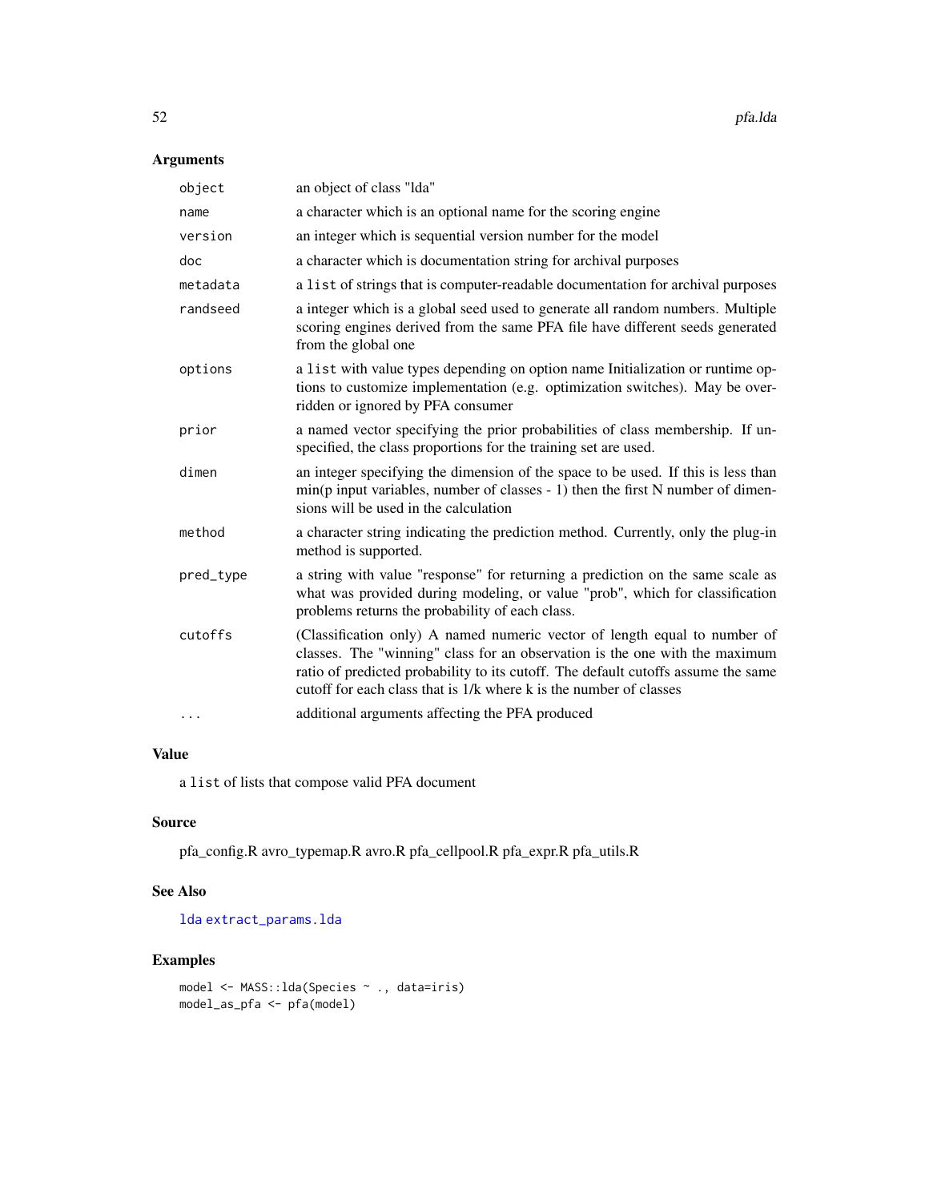## Arguments

| | |
|---|---|
| `object` | an object of class "lda" |
| `name` | a character which is an optional name for the scoring engine |
| `version` | an integer which is sequential version number for the model |
| `doc` | a character which is documentation string for archival purposes |
| `metadata` | a `list` of strings that is computer-readable documentation for archival purposes |
| `randseed` | a integer which is a global seed used to generate all random numbers. Multiple scoring engines derived from the same PFA file have different seeds generated from the global one |
| `options` | a `list` with value types depending on option name Initialization or runtime options to customize implementation (e.g. optimization switches). May be overridden or ignored by PFA consumer |
| `prior` | a named vector specifying the prior probabilities of class membership. If unspecified, the class proportions for the training set are used. |
| `dimen` | an integer specifying the dimension of the space to be used. If this is less than min(p input variables, number of classes - 1) then the first N number of dimensions will be used in the calculation |
| `method` | a character string indicating the prediction method. Currently, only the plug-in method is supported. |
| `pred_type` | a string with value "response" for returning a prediction on the same scale as what was provided during modeling, or value "prob", which for classification problems returns the probability of each class. |
| `cutoffs` | (Classification only) A named numeric vector of length equal to number of classes. The "winning" class for an observation is the one with the maximum ratio of predicted probability to its cutoff. The default cutoffs assume the same cutoff for each class that is 1/k where k is the number of classes |
| `...` | additional arguments affecting the PFA produced |

## Value

a `list` of lists that compose valid PFA document

## Source

pfa_config.R avro_typemap.R avro.R pfa_cellpool.R pfa_expr.R pfa_utils.R

## See Also

`lda` `extract_params.lda`

## Examples

```
model <- MASS::lda(Species ~ ., data=iris)
model_as_pfa <- pfa(model)
```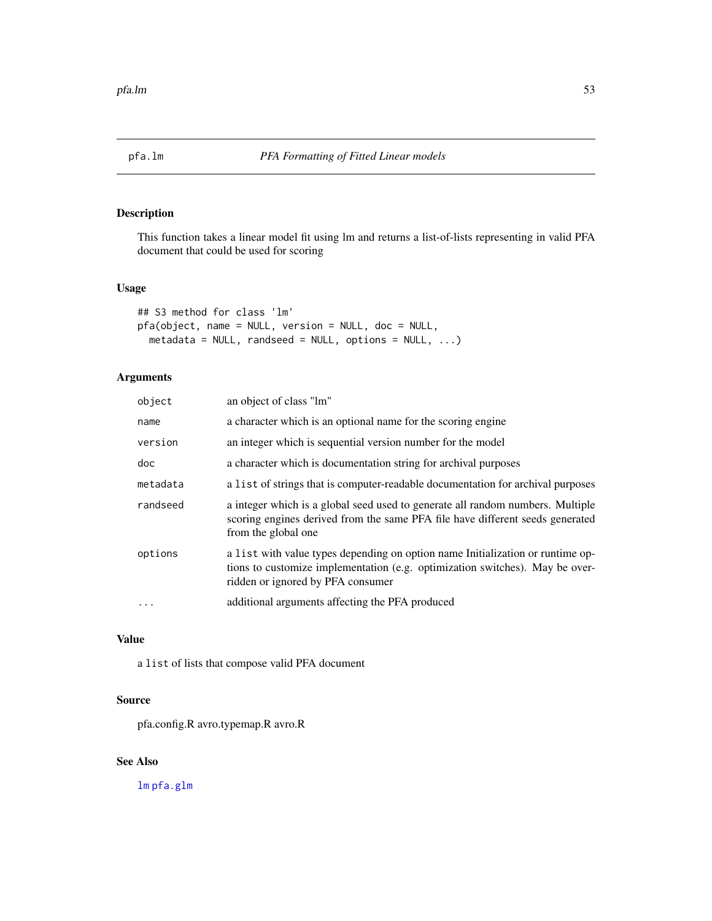# pfa.lm — *PFA Formatting of Fitted Linear models*

## Description

This function takes a linear model fit using lm and returns a list-of-lists representing in valid PFA document that could be used for scoring

## Usage

```
## S3 method for class 'lm'
pfa(object, name = NULL, version = NULL, doc = NULL,
  metadata = NULL, randseed = NULL, options = NULL, ...)
```

## Arguments

| | |
|---|---|
| `object` | an object of class "lm" |
| `name` | a character which is an optional name for the scoring engine |
| `version` | an integer which is sequential version number for the model |
| `doc` | a character which is documentation string for archival purposes |
| `metadata` | a `list` of strings that is computer-readable documentation for archival purposes |
| `randseed` | a integer which is a global seed used to generate all random numbers. Multiple scoring engines derived from the same PFA file have different seeds generated from the global one |
| `options` | a `list` with value types depending on option name Initialization or runtime options to customize implementation (e.g. optimization switches). May be overridden or ignored by PFA consumer |
| `...` | additional arguments affecting the PFA produced |

## Value

a `list` of lists that compose valid PFA document

## Source

pfa.config.R avro.typemap.R avro.R

## See Also

`lm` `pfa.glm`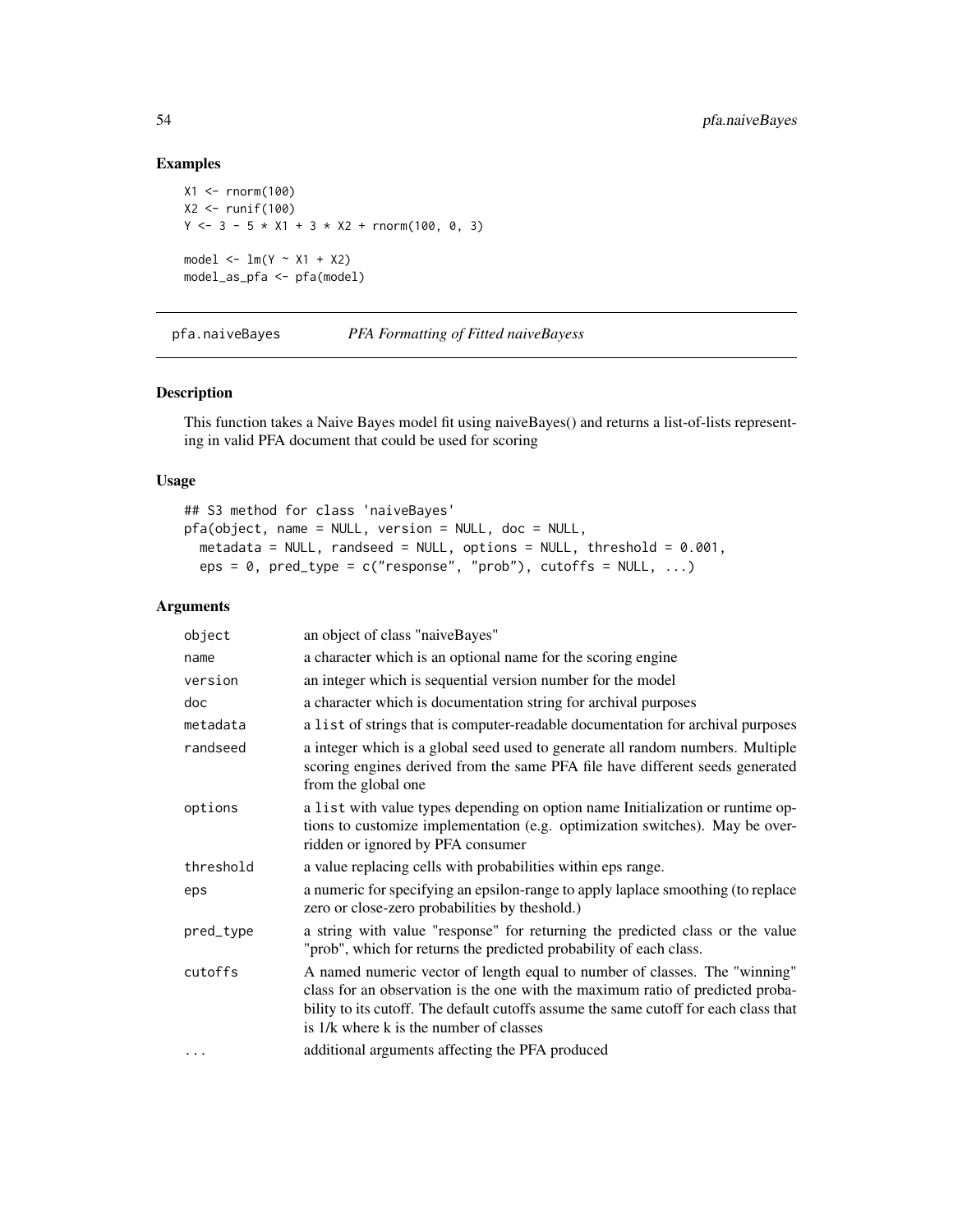## Examples

```
X1 <- rnorm(100)
X2 <- runif(100)
Y <- 3 - 5 * X1 + 3 * X2 + rnorm(100, 0, 3)

model <- lm(Y ~ X1 + X2)
model_as_pfa <- pfa(model)
```

---

pfa.naiveBayes    *PFA Formatting of Fitted naiveBayess*

---

### Description

This function takes a Naive Bayes model fit using naiveBayes() and returns a list-of-lists representing in valid PFA document that could be used for scoring

### Usage

```
## S3 method for class 'naiveBayes'
pfa(object, name = NULL, version = NULL, doc = NULL,
  metadata = NULL, randseed = NULL, options = NULL, threshold = 0.001,
  eps = 0, pred_type = c("response", "prob"), cutoffs = NULL, ...)
```

### Arguments

| | |
|---|---|
| object | an object of class "naiveBayes" |
| name | a character which is an optional name for the scoring engine |
| version | an integer which is sequential version number for the model |
| doc | a character which is documentation string for archival purposes |
| metadata | a list of strings that is computer-readable documentation for archival purposes |
| randseed | a integer which is a global seed used to generate all random numbers. Multiple scoring engines derived from the same PFA file have different seeds generated from the global one |
| options | a list with value types depending on option name Initialization or runtime options to customize implementation (e.g. optimization switches). May be overridden or ignored by PFA consumer |
| threshold | a value replacing cells with probabilities within eps range. |
| eps | a numeric for specifying an epsilon-range to apply laplace smoothing (to replace zero or close-zero probabilities by theshold.) |
| pred_type | a string with value "response" for returning the predicted class or the value "prob", which for returns the predicted probability of each class. |
| cutoffs | A named numeric vector of length equal to number of classes. The "winning" class for an observation is the one with the maximum ratio of predicted probability to its cutoff. The default cutoffs assume the same cutoff for each class that is 1/k where k is the number of classes |
| ... | additional arguments affecting the PFA produced |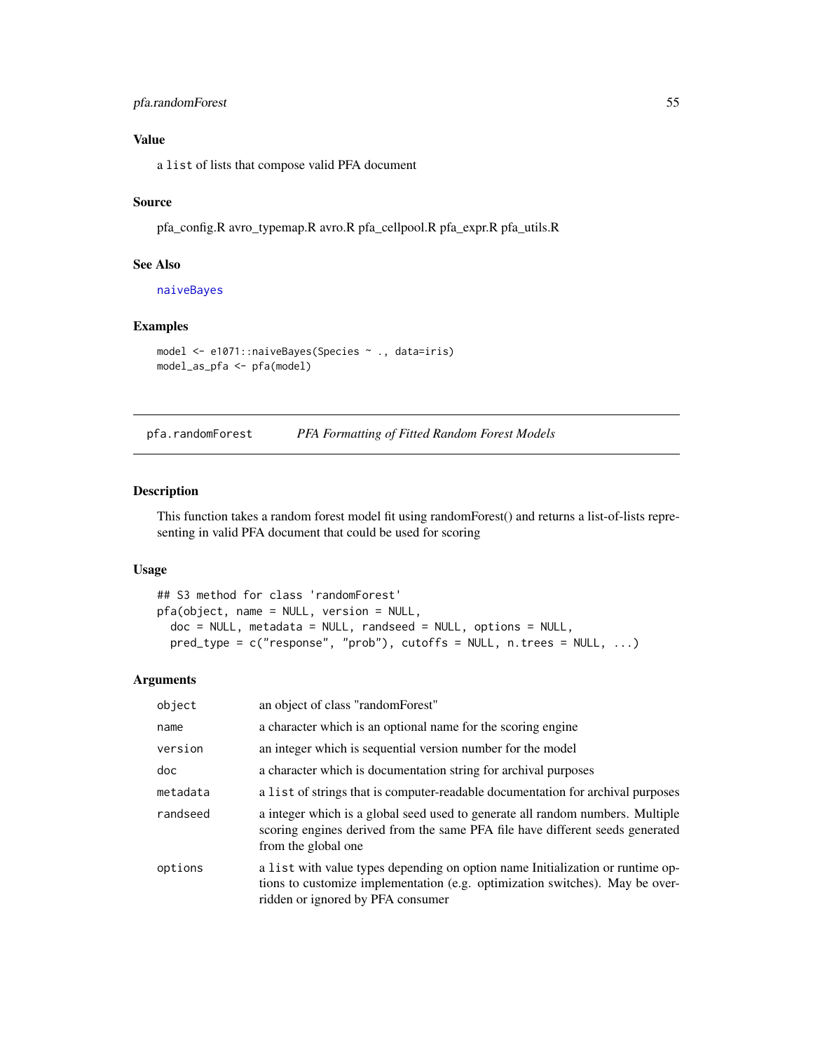### Value

a `list` of lists that compose valid PFA document

### Source

pfa_config.R avro_typemap.R avro.R pfa_cellpool.R pfa_expr.R pfa_utils.R

### See Also

`naiveBayes`

### Examples

```
model <- e1071::naiveBayes(Species ~ ., data=iris)
model_as_pfa <- pfa(model)
```

---

## pfa.randomForest *PFA Formatting of Fitted Random Forest Models*

---

### Description

This function takes a random forest model fit using randomForest() and returns a list-of-lists representing in valid PFA document that could be used for scoring

### Usage

```
## S3 method for class 'randomForest'
pfa(object, name = NULL, version = NULL,
  doc = NULL, metadata = NULL, randseed = NULL, options = NULL,
  pred_type = c("response", "prob"), cutoffs = NULL, n.trees = NULL, ...)
```

### Arguments

| | |
|---|---|
| `object` | an object of class "randomForest" |
| `name` | a character which is an optional name for the scoring engine |
| `version` | an integer which is sequential version number for the model |
| `doc` | a character which is documentation string for archival purposes |
| `metadata` | a `list` of strings that is computer-readable documentation for archival purposes |
| `randseed` | a integer which is a global seed used to generate all random numbers. Multiple scoring engines derived from the same PFA file have different seeds generated from the global one |
| `options` | a `list` with value types depending on option name Initialization or runtime options to customize implementation (e.g. optimization switches). May be overridden or ignored by PFA consumer |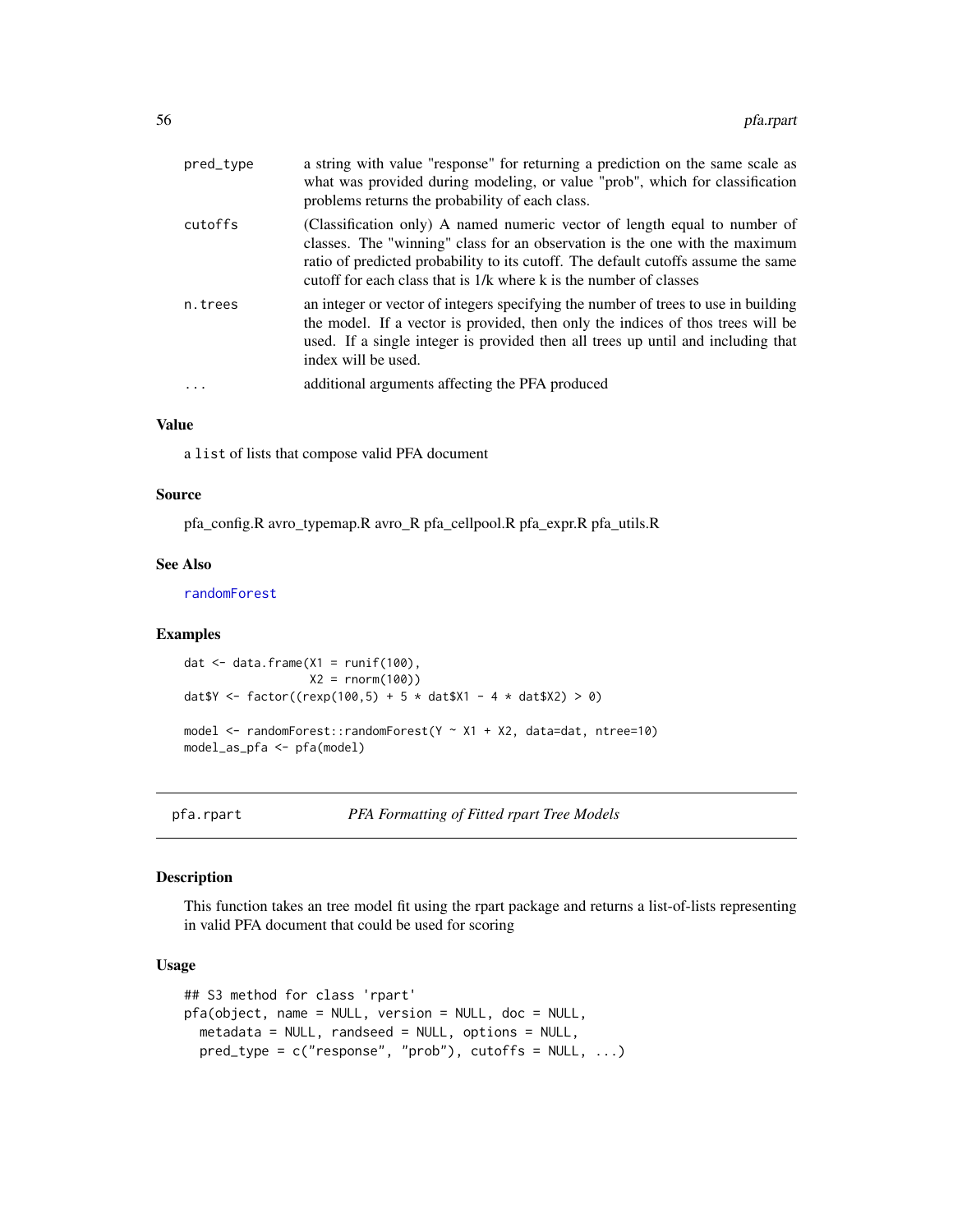| | |
|---|---|
| pred_type | a string with value "response" for returning a prediction on the same scale as what was provided during modeling, or value "prob", which for classification problems returns the probability of each class. |
| cutoffs | (Classification only) A named numeric vector of length equal to number of classes. The "winning" class for an observation is the one with the maximum ratio of predicted probability to its cutoff. The default cutoffs assume the same cutoff for each class that is 1/k where k is the number of classes |
| n.trees | an integer or vector of integers specifying the number of trees to use in building the model. If a vector is provided, then only the indices of thos trees will be used. If a single integer is provided then all trees up until and including that index will be used. |
| ... | additional arguments affecting the PFA produced |

### Value

a list of lists that compose valid PFA document

### Source

pfa_config.R avro_typemap.R avro_R pfa_cellpool.R pfa_expr.R pfa_utils.R

### See Also

randomForest

### Examples

```
dat <- data.frame(X1 = runif(100),
                  X2 = rnorm(100))
dat$Y <- factor((rexp(100,5) + 5 * dat$X1 - 4 * dat$X2) > 0)

model <- randomForest::randomForest(Y ~ X1 + X2, data=dat, ntree=10)
model_as_pfa <- pfa(model)
```

## pfa.rpart *PFA Formatting of Fitted rpart Tree Models*

### Description

This function takes an tree model fit using the rpart package and returns a list-of-lists representing in valid PFA document that could be used for scoring

### Usage

```
## S3 method for class 'rpart'
pfa(object, name = NULL, version = NULL, doc = NULL,
  metadata = NULL, randseed = NULL, options = NULL,
  pred_type = c("response", "prob"), cutoffs = NULL, ...)
```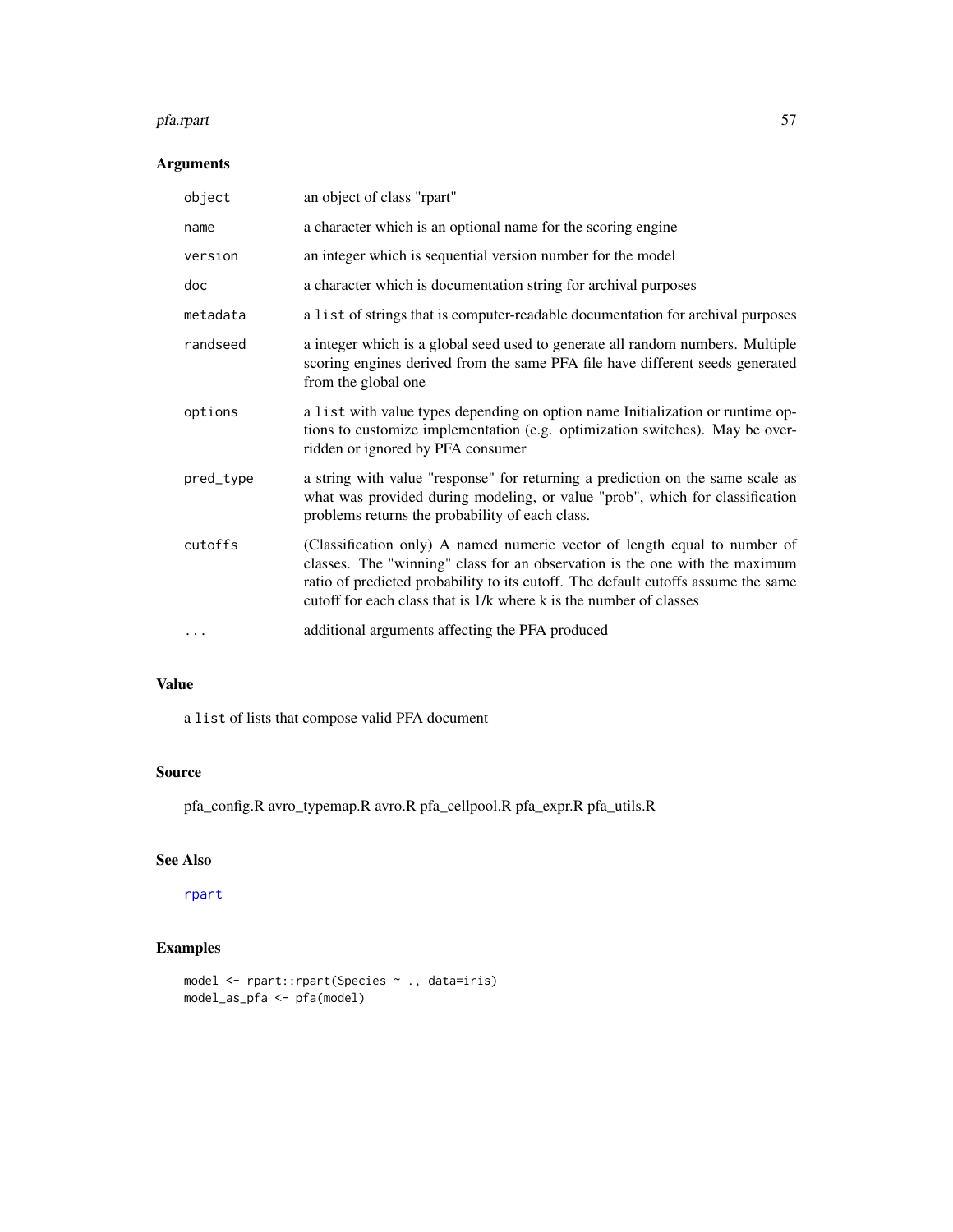## Arguments

| | |
|---|---|
| `object` | an object of class "rpart" |
| `name` | a character which is an optional name for the scoring engine |
| `version` | an integer which is sequential version number for the model |
| `doc` | a character which is documentation string for archival purposes |
| `metadata` | a `list` of strings that is computer-readable documentation for archival purposes |
| `randseed` | a integer which is a global seed used to generate all random numbers. Multiple scoring engines derived from the same PFA file have different seeds generated from the global one |
| `options` | a `list` with value types depending on option name Initialization or runtime options to customize implementation (e.g. optimization switches). May be overridden or ignored by PFA consumer |
| `pred_type` | a string with value "response" for returning a prediction on the same scale as what was provided during modeling, or value "prob", which for classification problems returns the probability of each class. |
| `cutoffs` | (Classification only) A named numeric vector of length equal to number of classes. The "winning" class for an observation is the one with the maximum ratio of predicted probability to its cutoff. The default cutoffs assume the same cutoff for each class that is 1/k where k is the number of classes |
| `...` | additional arguments affecting the PFA produced |

## Value

a `list` of lists that compose valid PFA document

## Source

pfa_config.R avro_typemap.R avro.R pfa_cellpool.R pfa_expr.R pfa_utils.R

## See Also

rpart

## Examples

```
model <- rpart::rpart(Species ~ ., data=iris)
model_as_pfa <- pfa(model)
```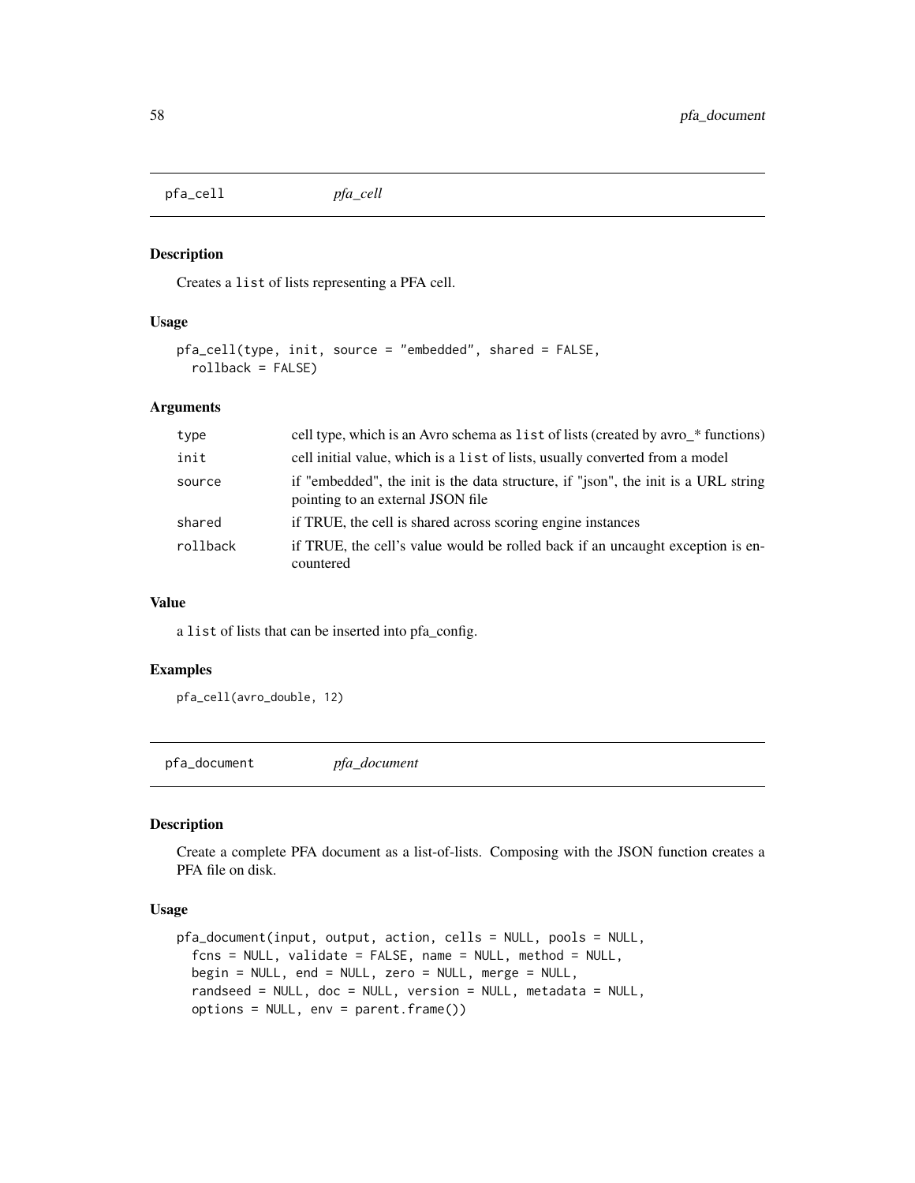## pfa_cell *pfa_cell*

### Description

Creates a list of lists representing a PFA cell.

### Usage

```
pfa_cell(type, init, source = "embedded", shared = FALSE,
  rollback = FALSE)
```

### Arguments

| | |
|---|---|
| type | cell type, which is an Avro schema as list of lists (created by avro_* functions) |
| init | cell initial value, which is a list of lists, usually converted from a model |
| source | if "embedded", the init is the data structure, if "json", the init is a URL string pointing to an external JSON file |
| shared | if TRUE, the cell is shared across scoring engine instances |
| rollback | if TRUE, the cell's value would be rolled back if an uncaught exception is encountered |

### Value

a list of lists that can be inserted into pfa_config.

### Examples

```
pfa_cell(avro_double, 12)
```

## pfa_document *pfa_document*

### Description

Create a complete PFA document as a list-of-lists. Composing with the JSON function creates a PFA file on disk.

### Usage

```
pfa_document(input, output, action, cells = NULL, pools = NULL,
  fcns = NULL, validate = FALSE, name = NULL, method = NULL,
  begin = NULL, end = NULL, zero = NULL, merge = NULL,
  randseed = NULL, doc = NULL, version = NULL, metadata = NULL,
  options = NULL, env = parent.frame())
```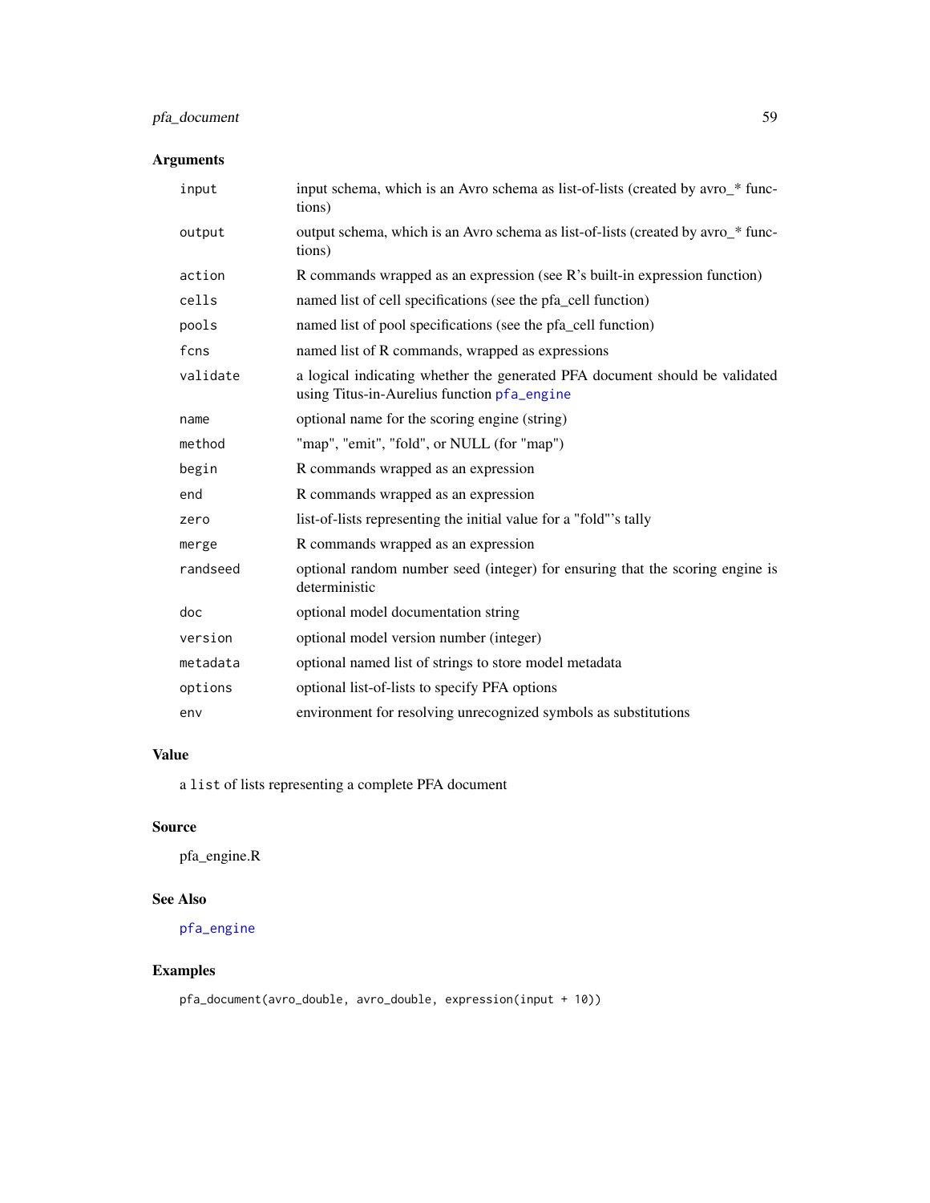## Arguments

| | |
|---|---|
| input | input schema, which is an Avro schema as list-of-lists (created by avro_* functions) |
| output | output schema, which is an Avro schema as list-of-lists (created by avro_* functions) |
| action | R commands wrapped as an expression (see R's built-in expression function) |
| cells | named list of cell specifications (see the pfa_cell function) |
| pools | named list of pool specifications (see the pfa_cell function) |
| fcns | named list of R commands, wrapped as expressions |
| validate | a logical indicating whether the generated PFA document should be validated using Titus-in-Aurelius function pfa_engine |
| name | optional name for the scoring engine (string) |
| method | "map", "emit", "fold", or NULL (for "map") |
| begin | R commands wrapped as an expression |
| end | R commands wrapped as an expression |
| zero | list-of-lists representing the initial value for a "fold"'s tally |
| merge | R commands wrapped as an expression |
| randseed | optional random number seed (integer) for ensuring that the scoring engine is deterministic |
| doc | optional model documentation string |
| version | optional model version number (integer) |
| metadata | optional named list of strings to store model metadata |
| options | optional list-of-lists to specify PFA options |
| env | environment for resolving unrecognized symbols as substitutions |

## Value

a list of lists representing a complete PFA document

## Source

pfa_engine.R

## See Also

pfa_engine

## Examples

```
pfa_document(avro_double, avro_double, expression(input + 10))
```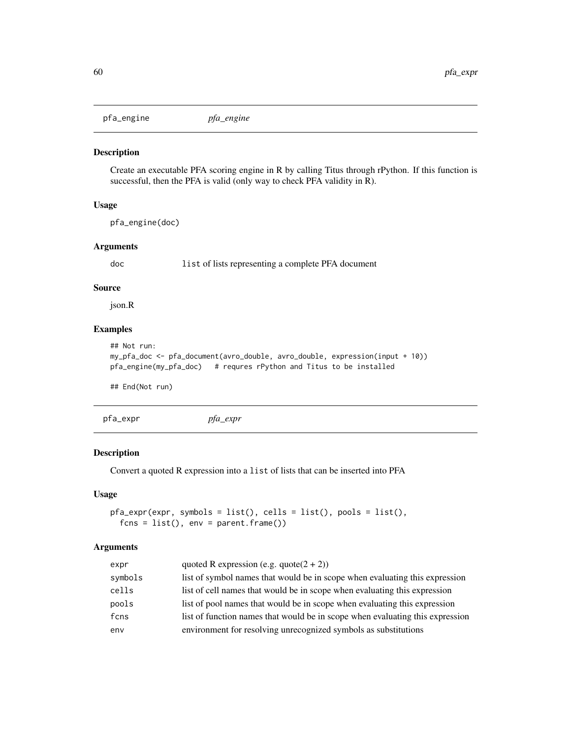## pfa_engine *pfa_engine*

### Description

Create an executable PFA scoring engine in R by calling Titus through rPython. If this function is successful, then the PFA is valid (only way to check PFA validity in R).

### Usage

```
pfa_engine(doc)
```

### Arguments

| | |
|---|---|
| doc | list of lists representing a complete PFA document |

### Source

json.R

### Examples

```
## Not run:
my_pfa_doc <- pfa_document(avro_double, avro_double, expression(input + 10))
pfa_engine(my_pfa_doc)   # requres rPython and Titus to be installed

## End(Not run)
```

## pfa_expr *pfa_expr*

### Description

Convert a quoted R expression into a list of lists that can be inserted into PFA

### Usage

```
pfa_expr(expr, symbols = list(), cells = list(), pools = list(),
  fcns = list(), env = parent.frame())
```

### Arguments

| | |
|---|---|
| expr | quoted R expression (e.g. quote(2 + 2)) |
| symbols | list of symbol names that would be in scope when evaluating this expression |
| cells | list of cell names that would be in scope when evaluating this expression |
| pools | list of pool names that would be in scope when evaluating this expression |
| fcns | list of function names that would be in scope when evaluating this expression |
| env | environment for resolving unrecognized symbols as substitutions |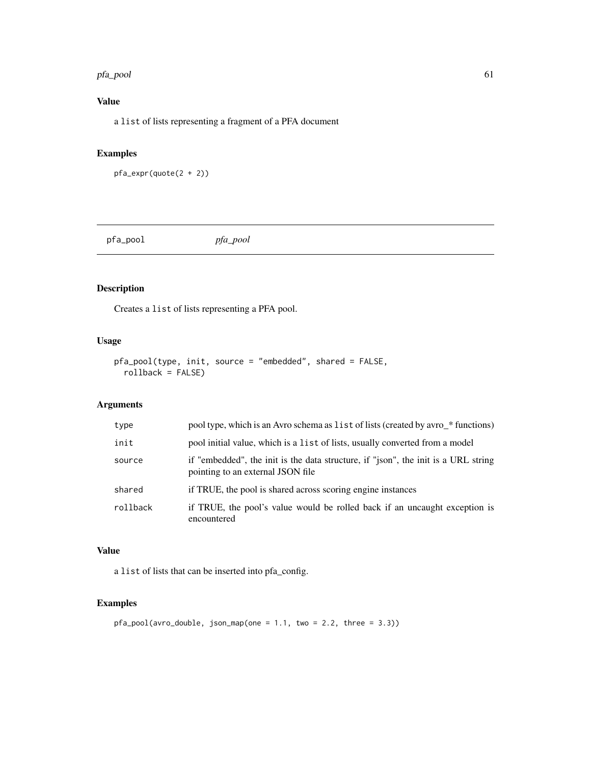## Value

a `list` of lists representing a fragment of a PFA document

## Examples

```
pfa_expr(quote(2 + 2))
```

---

# pfa_pool        *pfa_pool*

## Description

Creates a `list` of lists representing a PFA pool.

## Usage

```
pfa_pool(type, init, source = "embedded", shared = FALSE,
  rollback = FALSE)
```

## Arguments

| | |
|---|---|
| `type` | pool type, which is an Avro schema as `list` of lists (created by avro_* functions) |
| `init` | pool initial value, which is a `list` of lists, usually converted from a model |
| `source` | if "embedded", the init is the data structure, if "json", the init is a URL string pointing to an external JSON file |
| `shared` | if TRUE, the pool is shared across scoring engine instances |
| `rollback` | if TRUE, the pool's value would be rolled back if an uncaught exception is encountered |

## Value

a `list` of lists that can be inserted into pfa_config.

## Examples

```
pfa_pool(avro_double, json_map(one = 1.1, two = 2.2, three = 3.3))
```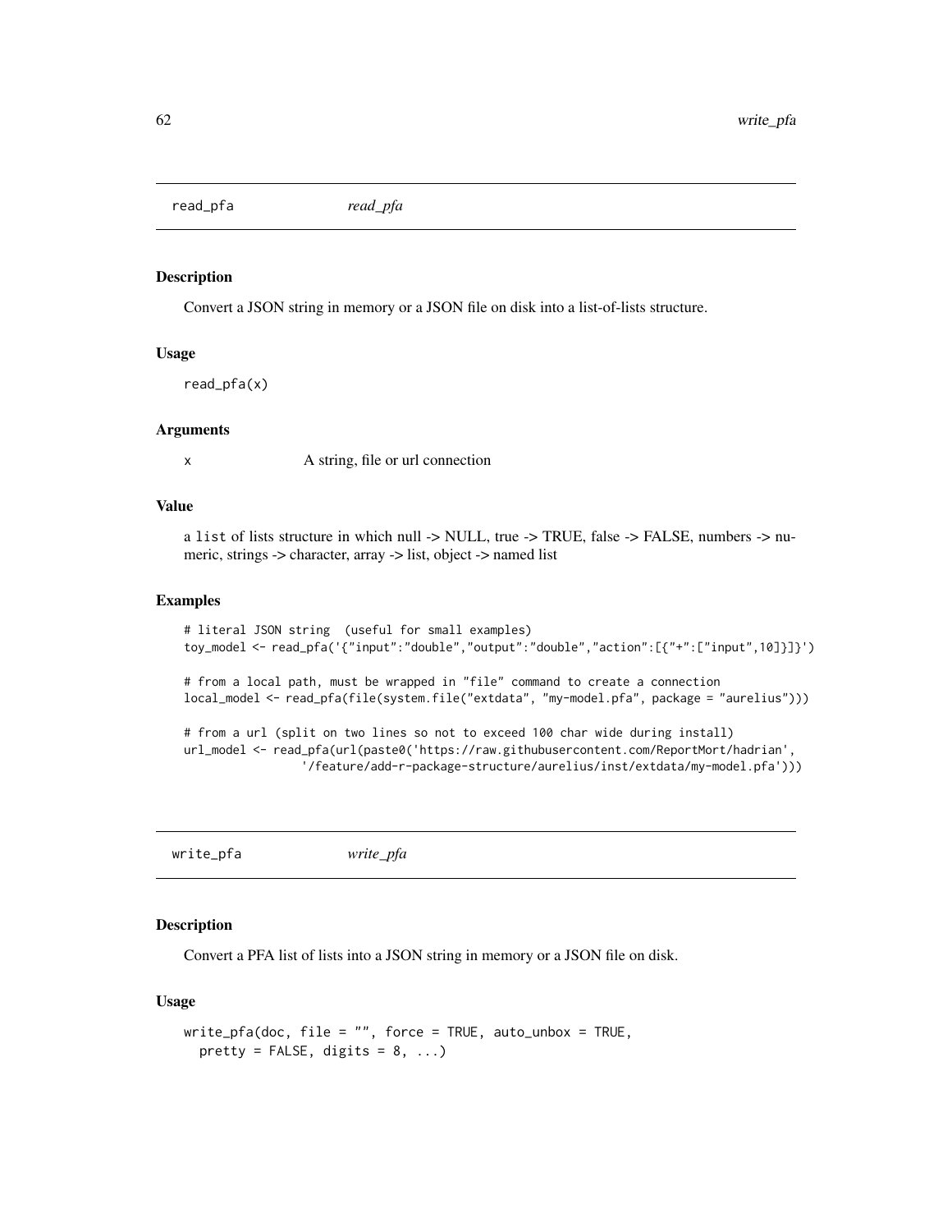## read_pfa *read_pfa*

### Description

Convert a JSON string in memory or a JSON file on disk into a list-of-lists structure.

### Usage

```
read_pfa(x)
```

### Arguments

| | |
|---|---|
| x | A string, file or url connection |

### Value

a list of lists structure in which null -> NULL, true -> TRUE, false -> FALSE, numbers -> numeric, strings -> character, array -> list, object -> named list

### Examples

```
# literal JSON string  (useful for small examples)
toy_model <- read_pfa('{"input":"double","output":"double","action":[{"+":["input",10]}]}')

# from a local path, must be wrapped in "file" command to create a connection
local_model <- read_pfa(file(system.file("extdata", "my-model.pfa", package = "aurelius")))

# from a url (split on two lines so not to exceed 100 char wide during install)
url_model <- read_pfa(url(paste0('https://raw.githubusercontent.com/ReportMort/hadrian',
                '/feature/add-r-package-structure/aurelius/inst/extdata/my-model.pfa')))
```

## write_pfa *write_pfa*

### Description

Convert a PFA list of lists into a JSON string in memory or a JSON file on disk.

### Usage

```
write_pfa(doc, file = "", force = TRUE, auto_unbox = TRUE,
  pretty = FALSE, digits = 8, ...)
```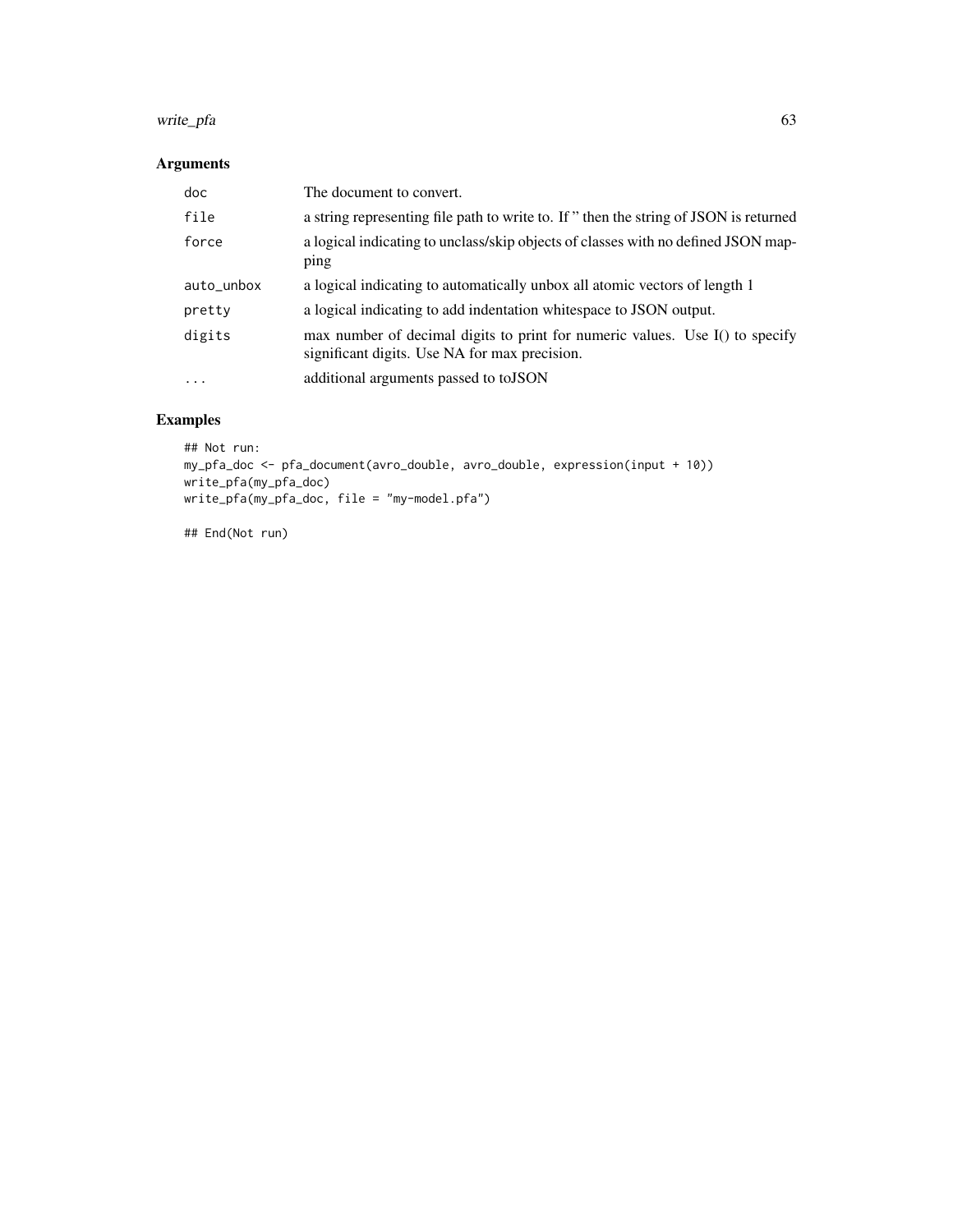## Arguments

| | |
|---|---|
| doc | The document to convert. |
| file | a string representing file path to write to. If '' then the string of JSON is returned |
| force | a logical indicating to unclass/skip objects of classes with no defined JSON mapping |
| auto_unbox | a logical indicating to automatically unbox all atomic vectors of length 1 |
| pretty | a logical indicating to add indentation whitespace to JSON output. |
| digits | max number of decimal digits to print for numeric values. Use I() to specify significant digits. Use NA for max precision. |
| ... | additional arguments passed to toJSON |

## Examples

```
## Not run:
my_pfa_doc <- pfa_document(avro_double, avro_double, expression(input + 10))
write_pfa(my_pfa_doc)
write_pfa(my_pfa_doc, file = "my-model.pfa")

## End(Not run)
```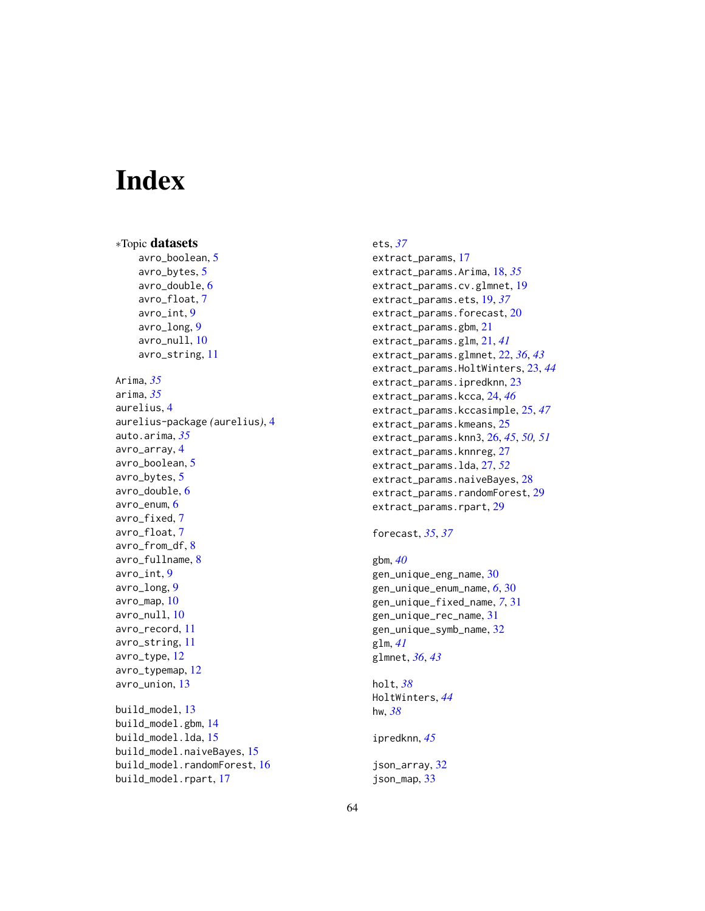# Index

*Topic **datasets**
- avro_boolean, 5
- avro_bytes, 5
- avro_double, 6
- avro_float, 7
- avro_int, 9
- avro_long, 9
- avro_null, 10
- avro_string, 11

Arima, *35*
arima, *35*
aurelius, 4
aurelius-package *(*aurelius*)*, 4
auto.arima, *35*
avro_array, 4
avro_boolean, 5
avro_bytes, 5
avro_double, 6
avro_enum, 6
avro_fixed, 7
avro_float, 7
avro_from_df, 8
avro_fullname, 8
avro_int, 9
avro_long, 9
avro_map, 10
avro_null, 10
avro_record, 11
avro_string, 11
avro_type, 12
avro_typemap, 12
avro_union, 13

build_model, 13
build_model.gbm, 14
build_model.lda, 15
build_model.naiveBayes, 15
build_model.randomForest, 16
build_model.rpart, 17

ets, *37*
extract_params, 17
extract_params.Arima, 18, *35*
extract_params.cv.glmnet, 19
extract_params.ets, 19, *37*
extract_params.forecast, 20
extract_params.gbm, 21
extract_params.glm, 21, *41*
extract_params.glmnet, 22, *36*, *43*
extract_params.HoltWinters, 23, *44*
extract_params.ipredknn, 23
extract_params.kcca, 24, *46*
extract_params.kccasimple, 25, *47*
extract_params.kmeans, 25
extract_params.knn3, 26, *45*, *50, 51*
extract_params.knnreg, 27
extract_params.lda, 27, *52*
extract_params.naiveBayes, 28
extract_params.randomForest, 29
extract_params.rpart, 29

forecast, *35*, *37*

gbm, *40*
gen_unique_eng_name, 30
gen_unique_enum_name, *6*, 30
gen_unique_fixed_name, *7*, 31
gen_unique_rec_name, 31
gen_unique_symb_name, 32
glm, *41*
glmnet, *36*, *43*

holt, *38*
HoltWinters, *44*
hw, *38*

ipredknn, *45*

json_array, 32
json_map, 33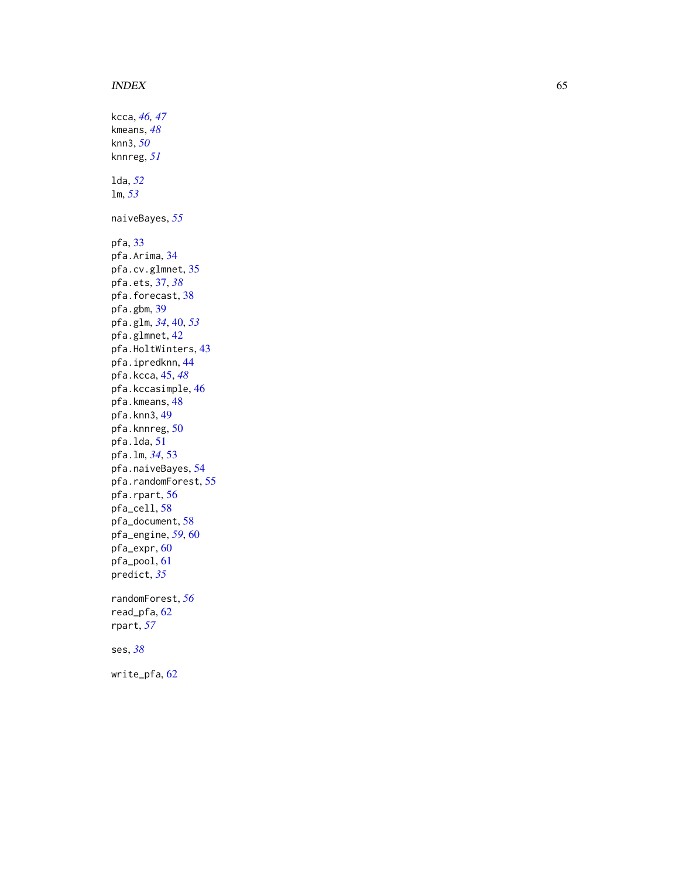kcca, *46, 47*
kmeans, *48*
knn3, *50*
knnreg, *51*

lda, *52*
lm, *53*

naiveBayes, *55*

pfa, 33
pfa.Arima, 34
pfa.cv.glmnet, 35
pfa.ets, 37, *38*
pfa.forecast, 38
pfa.gbm, 39
pfa.glm, *34*, 40, *53*
pfa.glmnet, 42
pfa.HoltWinters, 43
pfa.ipredknn, 44
pfa.kcca, 45, *48*
pfa.kccasimple, 46
pfa.kmeans, 48
pfa.knn3, 49
pfa.knnreg, 50
pfa.lda, 51
pfa.lm, *34*, 53
pfa.naiveBayes, 54
pfa.randomForest, 55
pfa.rpart, 56
pfa_cell, 58
pfa_document, 58
pfa_engine, *59*, 60
pfa_expr, 60
pfa_pool, 61
predict, *35*

randomForest, *56*
read_pfa, 62
rpart, *57*

ses, *38*

write_pfa, 62